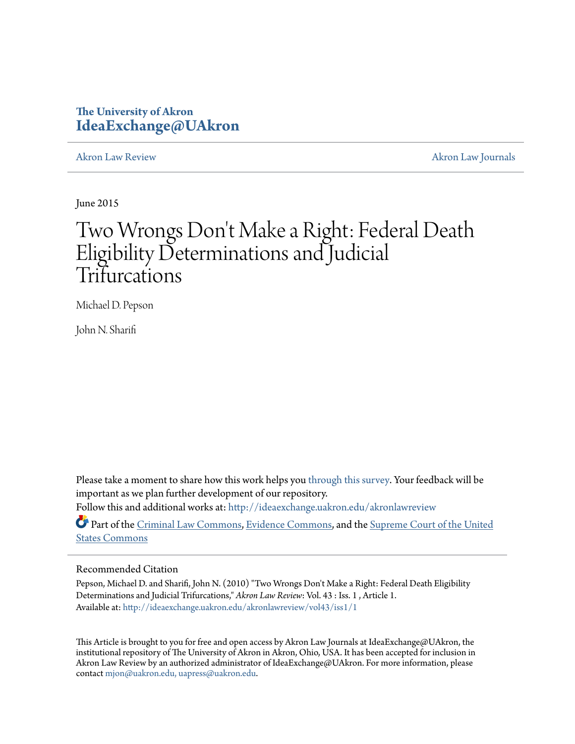**The University of Akron**
**IdeaExchange@UAkron**

Akron Law Review | Akron Law Journals

June 2015

# Two Wrongs Don't Make a Right: Federal Death Eligibility Determinations and Judicial Trifurcations

Michael D. Pepson

John N. Sharifi

Please take a moment to share how this work helps you through this survey. Your feedback will be important as we plan further development of our repository.

Follow this and additional works at: http://ideaexchange.uakron.edu/akronlawreview

Part of the Criminal Law Commons, Evidence Commons, and the Supreme Court of the United States Commons

## Recommended Citation

Pepson, Michael D. and Sharifi, John N. (2010) "Two Wrongs Don't Make a Right: Federal Death Eligibility Determinations and Judicial Trifurcations," *Akron Law Review*: Vol. 43 : Iss. 1 , Article 1.
Available at: http://ideaexchange.uakron.edu/akronlawreview/vol43/iss1/1

This Article is brought to you for free and open access by Akron Law Journals at IdeaExchange@UAkron, the institutional repository of The University of Akron in Akron, Ohio, USA. It has been accepted for inclusion in Akron Law Review by an authorized administrator of IdeaExchange@UAkron. For more information, please contact mjon@uakron.edu, uapress@uakron.edu.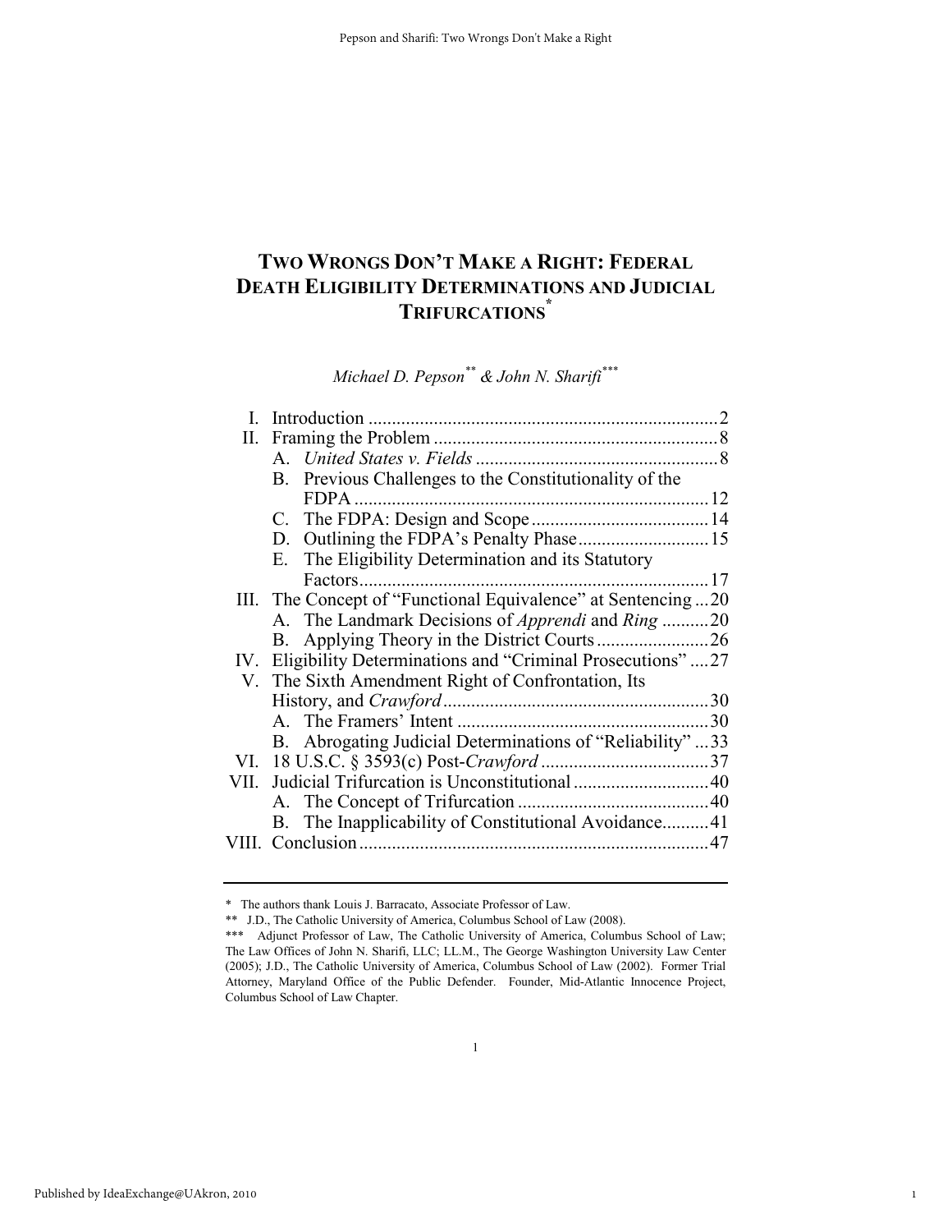# TWO WRONGS DON'T MAKE A RIGHT: FEDERAL DEATH ELIGIBILITY DETERMINATIONS AND JUDICIAL TRIFURCATIONS[*]

*Michael D. Pepson*[**] *& John N. Sharifi*[***]

| | | |
|---|---|---|
| I. | Introduction | 2 |
| II. | Framing the Problem | 8 |
| | A. *United States v. Fields* | 8 |
| | B. Previous Challenges to the Constitutionality of the FDPA | 12 |
| | C. The FDPA: Design and Scope | 14 |
| | D. Outlining the FDPA's Penalty Phase | 15 |
| | E. The Eligibility Determination and its Statutory Factors | 17 |
| III. | The Concept of "Functional Equivalence" at Sentencing | 20 |
| | A. The Landmark Decisions of *Apprendi* and *Ring* | 20 |
| | B. Applying Theory in the District Courts | 26 |
| IV. | Eligibility Determinations and "Criminal Prosecutions" | 27 |
| V. | The Sixth Amendment Right of Confrontation, Its History, and *Crawford* | 30 |
| | A. The Framers' Intent | 30 |
| | B. Abrogating Judicial Determinations of "Reliability" | 33 |
| VI. | 18 U.S.C. § 3593(c) Post-*Crawford* | 37 |
| VII. | Judicial Trifurcation is Unconstitutional | 40 |
| | A. The Concept of Trifurcation | 40 |
| | B. The Inapplicability of Constitutional Avoidance | 41 |
| VIII. | Conclusion | 47 |

---

\* The authors thank Louis J. Barracato, Associate Professor of Law.

\*\* J.D., The Catholic University of America, Columbus School of Law (2008).

\*\*\* Adjunct Professor of Law, The Catholic University of America, Columbus School of Law; The Law Offices of John N. Sharifi, LLC; LL.M., The George Washington University Law Center (2005); J.D., The Catholic University of America, Columbus School of Law (2002). Former Trial Attorney, Maryland Office of the Public Defender. Founder, Mid-Atlantic Innocence Project, Columbus School of Law Chapter.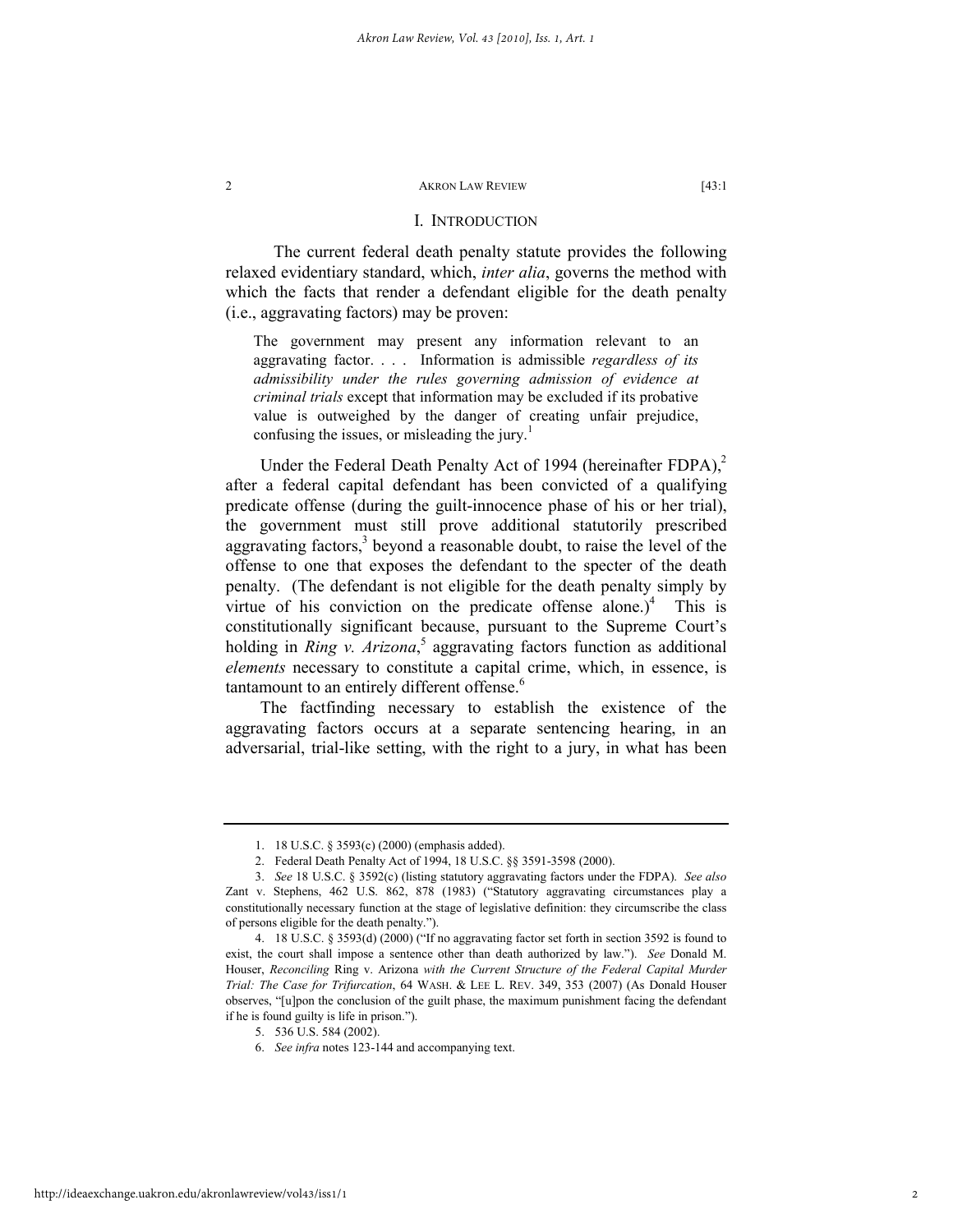## I. INTRODUCTION

The current federal death penalty statute provides the following relaxed evidentiary standard, which, *inter alia*, governs the method with which the facts that render a defendant eligible for the death penalty (i.e., aggravating factors) may be proven:

> The government may present any information relevant to an aggravating factor. . . . Information is admissible *regardless of its admissibility under the rules governing admission of evidence at criminal trials* except that information may be excluded if its probative value is outweighed by the danger of creating unfair prejudice, confusing the issues, or misleading the jury.[1]

Under the Federal Death Penalty Act of 1994 (hereinafter FDPA),[2] after a federal capital defendant has been convicted of a qualifying predicate offense (during the guilt-innocence phase of his or her trial), the government must still prove additional statutorily prescribed aggravating factors,[3] beyond a reasonable doubt, to raise the level of the offense to one that exposes the defendant to the specter of the death penalty. (The defendant is not eligible for the death penalty simply by virtue of his conviction on the predicate offense alone.)[4] This is constitutionally significant because, pursuant to the Supreme Court's holding in *Ring v. Arizona*,[5] aggravating factors function as additional *elements* necessary to constitute a capital crime, which, in essence, is tantamount to an entirely different offense.[6]

The factfinding necessary to establish the existence of the aggravating factors occurs at a separate sentencing hearing, in an adversarial, trial-like setting, with the right to a jury, in what has been

---

1. 18 U.S.C. § 3593(c) (2000) (emphasis added).

2. Federal Death Penalty Act of 1994, 18 U.S.C. §§ 3591-3598 (2000).

3. *See* 18 U.S.C. § 3592(c) (listing statutory aggravating factors under the FDPA). *See also* Zant v. Stephens, 462 U.S. 862, 878 (1983) ("Statutory aggravating circumstances play a constitutionally necessary function at the stage of legislative definition: they circumscribe the class of persons eligible for the death penalty.").

4. 18 U.S.C. § 3593(d) (2000) ("If no aggravating factor set forth in section 3592 is found to exist, the court shall impose a sentence other than death authorized by law."). *See* Donald M. Houser, *Reconciling* Ring v. Arizona *with the Current Structure of the Federal Capital Murder Trial: The Case for Trifurcation*, 64 WASH. & LEE L. REV. 349, 353 (2007) (As Donald Houser observes, "[u]pon the conclusion of the guilt phase, the maximum punishment facing the defendant if he is found guilty is life in prison.").

5. 536 U.S. 584 (2002).

6. *See infra* notes 123-144 and accompanying text.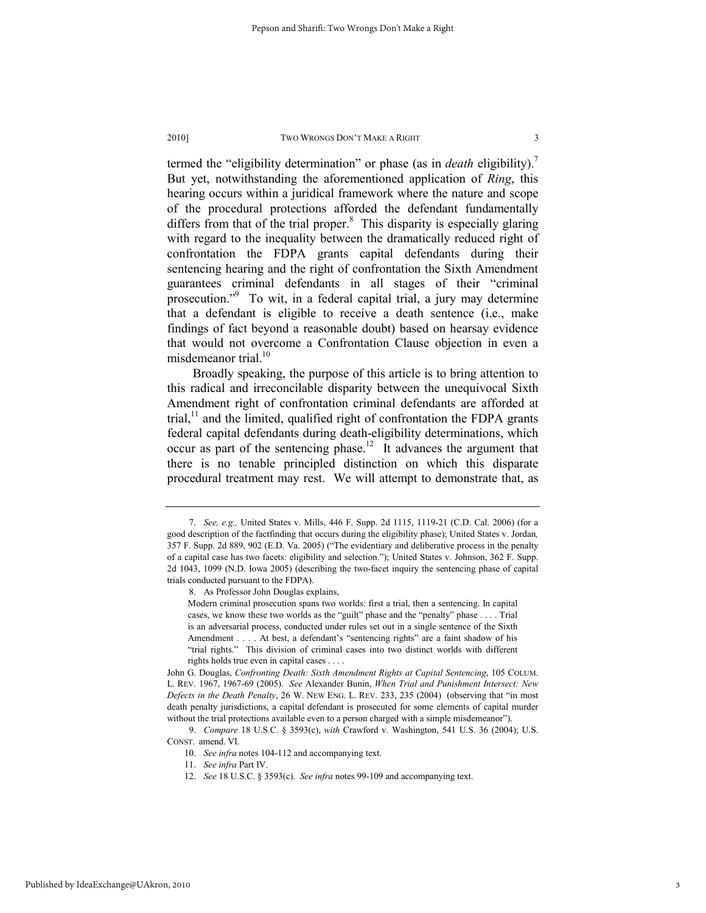termed the "eligibility determination" or phase (as in *death* eligibility).[7] But yet, notwithstanding the aforementioned application of *Ring*, this hearing occurs within a juridical framework where the nature and scope of the procedural protections afforded the defendant fundamentally differs from that of the trial proper.[8] This disparity is especially glaring with regard to the inequality between the dramatically reduced right of confrontation the FDPA grants capital defendants during their sentencing hearing and the right of confrontation the Sixth Amendment guarantees criminal defendants in all stages of their "criminal prosecution."[9] To wit, in a federal capital trial, a jury may determine that a defendant is eligible to receive a death sentence (i.e., make findings of fact beyond a reasonable doubt) based on hearsay evidence that would not overcome a Confrontation Clause objection in even a misdemeanor trial.[10]

Broadly speaking, the purpose of this article is to bring attention to this radical and irreconcilable disparity between the unequivocal Sixth Amendment right of confrontation criminal defendants are afforded at trial,[11] and the limited, qualified right of confrontation the FDPA grants federal capital defendants during death-eligibility determinations, which occur as part of the sentencing phase.[12] It advances the argument that there is no tenable principled distinction on which this disparate procedural treatment may rest. We will attempt to demonstrate that, as

---

7. *See, e.g.,* United States v. Mills, 446 F. Supp. 2d 1115, 1119-21 (C.D. Cal. 2006) (for a good description of the factfinding that occurs during the eligibility phase); United States v. Jordan, 357 F. Supp. 2d 889, 902 (E.D. Va. 2005) ("The evidentiary and deliberative process in the penalty of a capital case has two facets: eligibility and selection."); United States v. Johnson, 362 F. Supp. 2d 1043, 1099 (N.D. Iowa 2005) (describing the two-facet inquiry the sentencing phase of capital trials conducted pursuant to the FDPA).

8. As Professor John Douglas explains,

> Modern criminal prosecution spans two worlds: first a trial, then a sentencing. In capital cases, we know these two worlds as the "guilt" phase and the "penalty" phase . . . . Trial is an adversarial process, conducted under rules set out in a single sentence of the Sixth Amendment . . . . At best, a defendant's "sentencing rights" are a faint shadow of his "trial rights." This division of criminal cases into two distinct worlds with different rights holds true even in capital cases . . . .

John G. Douglas, *Confronting Death: Sixth Amendment Rights at Capital Sentencing*, 105 COLUM. L. REV. 1967, 1967-69 (2005). *See* Alexander Bunin, *When Trial and Punishment Intersect: New Defects in the Death Penalty*, 26 W. NEW ENG. L. REV. 233, 235 (2004) (observing that "in most death penalty jurisdictions, a capital defendant is prosecuted for some elements of capital murder without the trial protections available even to a person charged with a simple misdemeanor").

9. *Compare* 18 U.S.C. § 3593(c), *with* Crawford v. Washington, 541 U.S. 36 (2004); U.S. CONST. amend. VI.

10. *See infra* notes 104-112 and accompanying text.

11. *See infra* Part IV.

12. *See* 18 U.S.C. § 3593(c). *See infra* notes 99-109 and accompanying text.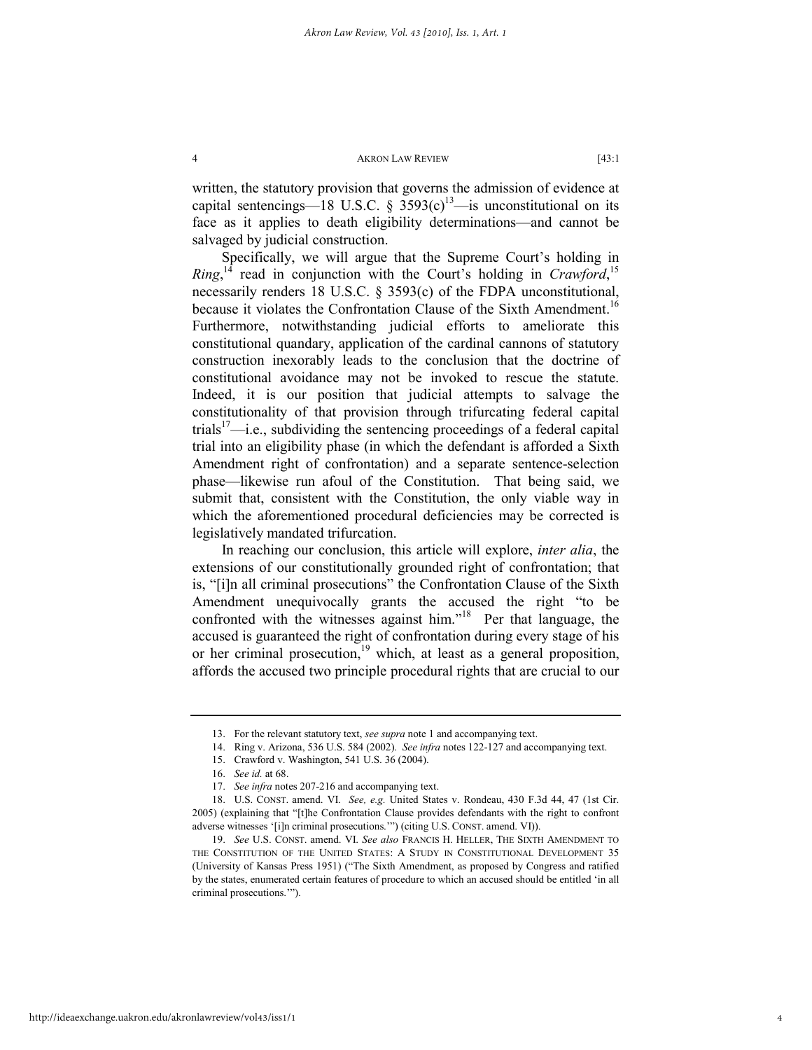written, the statutory provision that governs the admission of evidence at capital sentencings—18 U.S.C. § 3593(c)[13]—is unconstitutional on its face as it applies to death eligibility determinations—and cannot be salvaged by judicial construction.

Specifically, we will argue that the Supreme Court's holding in *Ring*,[14] read in conjunction with the Court's holding in *Crawford*,[15] necessarily renders 18 U.S.C. § 3593(c) of the FDPA unconstitutional, because it violates the Confrontation Clause of the Sixth Amendment.[16] Furthermore, notwithstanding judicial efforts to ameliorate this constitutional quandary, application of the cardinal cannons of statutory construction inexorably leads to the conclusion that the doctrine of constitutional avoidance may not be invoked to rescue the statute. Indeed, it is our position that judicial attempts to salvage the constitutionality of that provision through trifurcating federal capital trials[17]—i.e., subdividing the sentencing proceedings of a federal capital trial into an eligibility phase (in which the defendant is afforded a Sixth Amendment right of confrontation) and a separate sentence-selection phase—likewise run afoul of the Constitution. That being said, we submit that, consistent with the Constitution, the only viable way in which the aforementioned procedural deficiencies may be corrected is legislatively mandated trifurcation.

In reaching our conclusion, this article will explore, *inter alia*, the extensions of our constitutionally grounded right of confrontation; that is, "[i]n all criminal prosecutions" the Confrontation Clause of the Sixth Amendment unequivocally grants the accused the right "to be confronted with the witnesses against him."[18] Per that language, the accused is guaranteed the right of confrontation during every stage of his or her criminal prosecution,[19] which, at least as a general proposition, affords the accused two principle procedural rights that are crucial to our

---

13. For the relevant statutory text, *see supra* note 1 and accompanying text.

14. Ring v. Arizona, 536 U.S. 584 (2002). *See infra* notes 122-127 and accompanying text.

15. Crawford v. Washington, 541 U.S. 36 (2004).

16. *See id.* at 68.

17. *See infra* notes 207-216 and accompanying text.

18. U.S. CONST. amend. VI. *See, e.g.* United States v. Rondeau, 430 F.3d 44, 47 (1st Cir. 2005) (explaining that "[t]he Confrontation Clause provides defendants with the right to confront adverse witnesses '[i]n criminal prosecutions.'") (citing U.S. CONST. amend. VI)).

19. *See* U.S. CONST. amend. VI. *See also* FRANCIS H. HELLER, THE SIXTH AMENDMENT TO THE CONSTITUTION OF THE UNITED STATES: A STUDY IN CONSTITUTIONAL DEVELOPMENT 35 (University of Kansas Press 1951) ("The Sixth Amendment, as proposed by Congress and ratified by the states, enumerated certain features of procedure to which an accused should be entitled 'in all criminal prosecutions.'").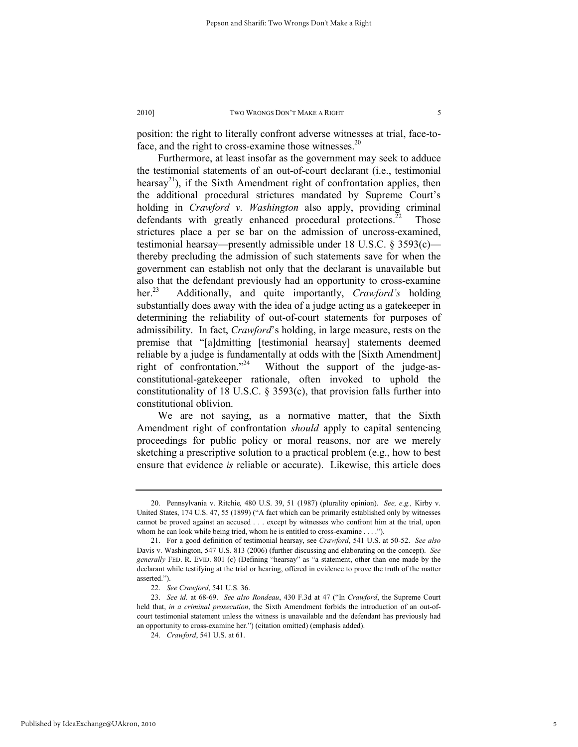position: the right to literally confront adverse witnesses at trial, face-to-face, and the right to cross-examine those witnesses.[20]

Furthermore, at least insofar as the government may seek to adduce the testimonial statements of an out-of-court declarant (i.e., testimonial hearsay[21]), if the Sixth Amendment right of confrontation applies, then the additional procedural strictures mandated by Supreme Court's holding in *Crawford v. Washington* also apply, providing criminal defendants with greatly enhanced procedural protections.[22] Those strictures place a per se bar on the admission of uncross-examined, testimonial hearsay—presently admissible under 18 U.S.C. § 3593(c)—thereby precluding the admission of such statements save for when the government can establish not only that the declarant is unavailable but also that the defendant previously had an opportunity to cross-examine her.[23] Additionally, and quite importantly, *Crawford's* holding substantially does away with the idea of a judge acting as a gatekeeper in determining the reliability of out-of-court statements for purposes of admissibility. In fact, *Crawford*'s holding, in large measure, rests on the premise that "[a]dmitting [testimonial hearsay] statements deemed reliable by a judge is fundamentally at odds with the [Sixth Amendment] right of confrontation."[24] Without the support of the judge-as-constitutional-gatekeeper rationale, often invoked to uphold the constitutionality of 18 U.S.C. § 3593(c), that provision falls further into constitutional oblivion.

We are not saying, as a normative matter, that the Sixth Amendment right of confrontation *should* apply to capital sentencing proceedings for public policy or moral reasons, nor are we merely sketching a prescriptive solution to a practical problem (e.g., how to best ensure that evidence *is* reliable or accurate). Likewise, this article does

---

20. Pennsylvania v. Ritchie*,* 480 U.S. 39, 51 (1987) (plurality opinion). *See, e.g.,* Kirby v. United States, 174 U.S. 47, 55 (1899) ("A fact which can be primarily established only by witnesses cannot be proved against an accused . . . except by witnesses who confront him at the trial, upon whom he can look while being tried, whom he is entitled to cross-examine . . . .").

21. For a good definition of testimonial hearsay, see *Crawford*, 541 U.S. at 50-52. *See also* Davis v. Washington, 547 U.S. 813 (2006) (further discussing and elaborating on the concept). *See generally* FED. R. EVID. 801 (c) (Defining "hearsay" as "a statement, other than one made by the declarant while testifying at the trial or hearing, offered in evidence to prove the truth of the matter asserted.").

22. *See Crawford*, 541 U.S. 36.

23. *See id.* at 68-69. *See also Rondeau*, 430 F.3d at 47 ("In *Crawford*, the Supreme Court held that, *in a criminal prosecution*, the Sixth Amendment forbids the introduction of an out-of-court testimonial statement unless the witness is unavailable and the defendant has previously had an opportunity to cross-examine her.") (citation omitted) (emphasis added).

24. *Crawford*, 541 U.S. at 61.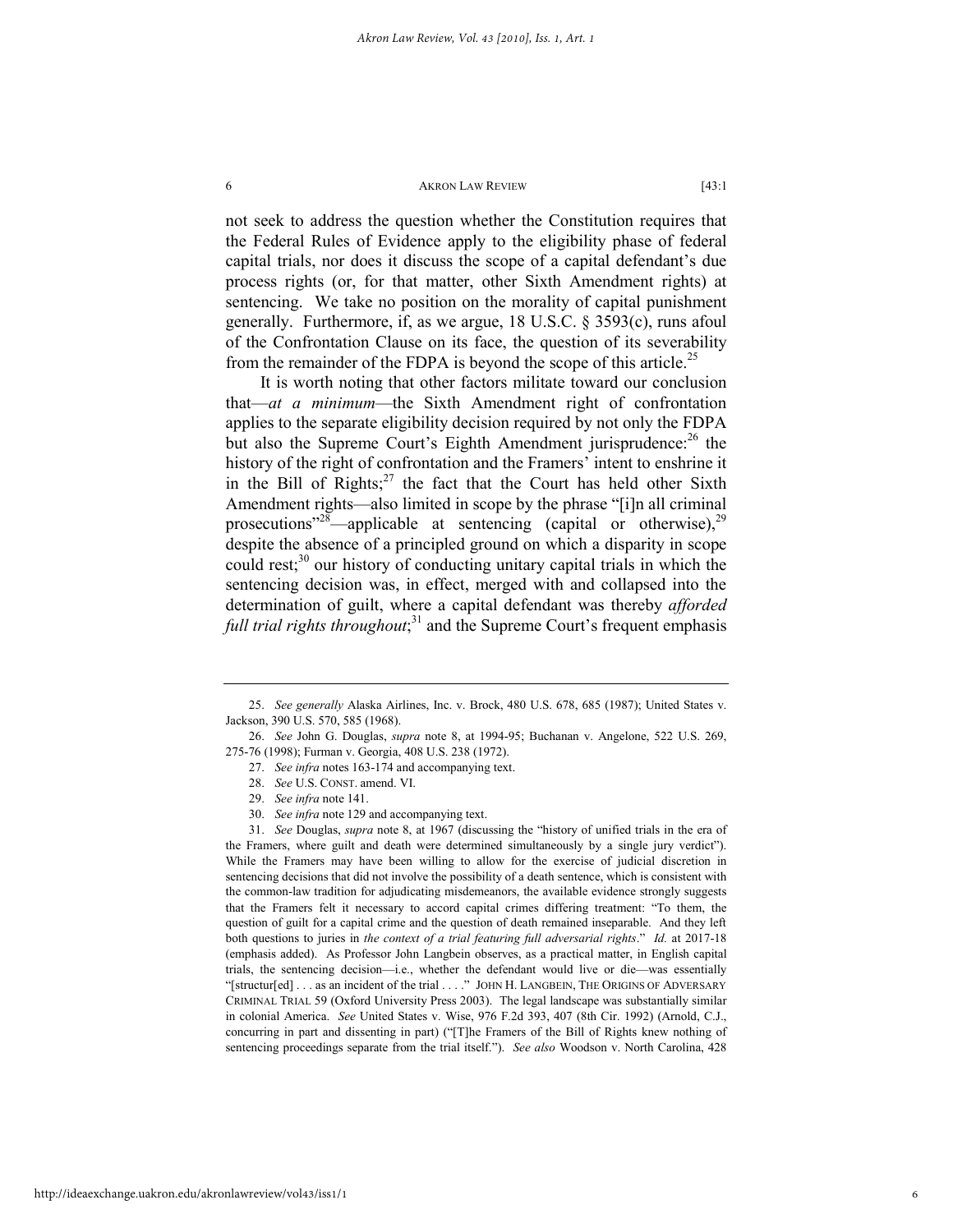not seek to address the question whether the Constitution requires that the Federal Rules of Evidence apply to the eligibility phase of federal capital trials, nor does it discuss the scope of a capital defendant's due process rights (or, for that matter, other Sixth Amendment rights) at sentencing. We take no position on the morality of capital punishment generally. Furthermore, if, as we argue, 18 U.S.C. § 3593(c), runs afoul of the Confrontation Clause on its face, the question of its severability from the remainder of the FDPA is beyond the scope of this article.[25]

It is worth noting that other factors militate toward our conclusion that—*at a minimum*—the Sixth Amendment right of confrontation applies to the separate eligibility decision required by not only the FDPA but also the Supreme Court's Eighth Amendment jurisprudence:[26] the history of the right of confrontation and the Framers' intent to enshrine it in the Bill of Rights;[27] the fact that the Court has held other Sixth Amendment rights—also limited in scope by the phrase "[i]n all criminal prosecutions"[28]—applicable at sentencing (capital or otherwise),[29] despite the absence of a principled ground on which a disparity in scope could rest;[30] our history of conducting unitary capital trials in which the sentencing decision was, in effect, merged with and collapsed into the determination of guilt, where a capital defendant was thereby *afforded full trial rights throughout*;[31] and the Supreme Court's frequent emphasis

---

25. *See generally* Alaska Airlines, Inc. v. Brock, 480 U.S. 678, 685 (1987); United States v. Jackson, 390 U.S. 570, 585 (1968).

26. *See* John G. Douglas, *supra* note 8, at 1994-95; Buchanan v. Angelone, 522 U.S. 269, 275-76 (1998); Furman v. Georgia, 408 U.S. 238 (1972).

27. *See infra* notes 163-174 and accompanying text.

28. *See* U.S. CONST. amend. VI.

29. *See infra* note 141.

30. *See infra* note 129 and accompanying text.

31. *See* Douglas, *supra* note 8, at 1967 (discussing the "history of unified trials in the era of the Framers, where guilt and death were determined simultaneously by a single jury verdict"). While the Framers may have been willing to allow for the exercise of judicial discretion in sentencing decisions that did not involve the possibility of a death sentence, which is consistent with the common-law tradition for adjudicating misdemeanors, the available evidence strongly suggests that the Framers felt it necessary to accord capital crimes differing treatment: "To them, the question of guilt for a capital crime and the question of death remained inseparable. And they left both questions to juries in *the context of a trial featuring full adversarial rights*." *Id.* at 2017-18 (emphasis added). As Professor John Langbein observes, as a practical matter, in English capital trials, the sentencing decision—i.e., whether the defendant would live or die—was essentially "[structur[ed] . . . as an incident of the trial . . . ." JOHN H. LANGBEIN, THE ORIGINS OF ADVERSARY CRIMINAL TRIAL 59 (Oxford University Press 2003). The legal landscape was substantially similar in colonial America. *See* United States v. Wise, 976 F.2d 393, 407 (8th Cir. 1992) (Arnold, C.J., concurring in part and dissenting in part) ("[T]he Framers of the Bill of Rights knew nothing of sentencing proceedings separate from the trial itself."). *See also* Woodson v. North Carolina, 428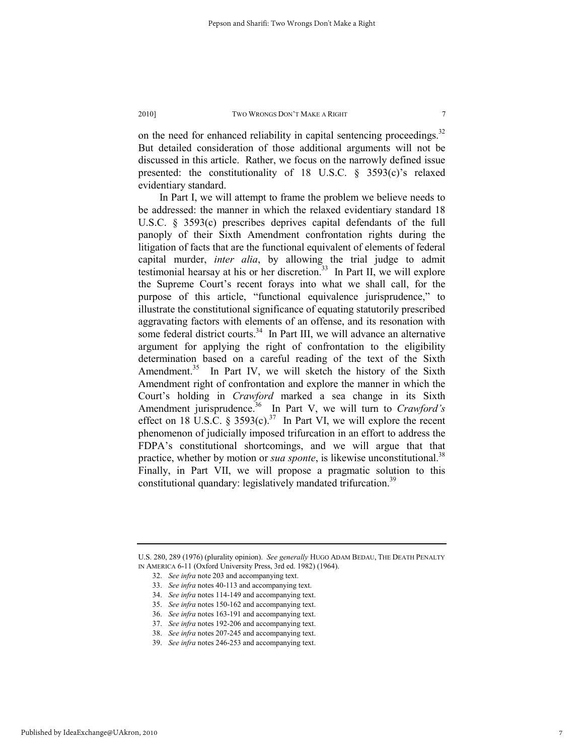on the need for enhanced reliability in capital sentencing proceedings.[32] But detailed consideration of those additional arguments will not be discussed in this article. Rather, we focus on the narrowly defined issue presented: the constitutionality of 18 U.S.C. § 3593(c)'s relaxed evidentiary standard.

In Part I, we will attempt to frame the problem we believe needs to be addressed: the manner in which the relaxed evidentiary standard 18 U.S.C. § 3593(c) prescribes deprives capital defendants of the full panoply of their Sixth Amendment confrontation rights during the litigation of facts that are the functional equivalent of elements of federal capital murder, *inter alia*, by allowing the trial judge to admit testimonial hearsay at his or her discretion.[33] In Part II, we will explore the Supreme Court's recent forays into what we shall call, for the purpose of this article, "functional equivalence jurisprudence," to illustrate the constitutional significance of equating statutorily prescribed aggravating factors with elements of an offense, and its resonation with some federal district courts.[34] In Part III, we will advance an alternative argument for applying the right of confrontation to the eligibility determination based on a careful reading of the text of the Sixth Amendment.[35] In Part IV, we will sketch the history of the Sixth Amendment right of confrontation and explore the manner in which the Court's holding in *Crawford* marked a sea change in its Sixth Amendment jurisprudence.[36] In Part V, we will turn to *Crawford's* effect on 18 U.S.C. § 3593(c).[37] In Part VI, we will explore the recent phenomenon of judicially imposed trifurcation in an effort to address the FDPA's constitutional shortcomings, and we will argue that that practice, whether by motion or *sua sponte*, is likewise unconstitutional.[38] Finally, in Part VII, we will propose a pragmatic solution to this constitutional quandary: legislatively mandated trifurcation.[39]

---

U.S. 280, 289 (1976) (plurality opinion). *See generally* HUGO ADAM BEDAU, THE DEATH PENALTY IN AMERICA 6-11 (Oxford University Press, 3rd ed. 1982) (1964).

32. *See infra* note 203 and accompanying text.
33. *See infra* notes 40-113 and accompanying text.
34. *See infra* notes 114-149 and accompanying text.
35. *See infra* notes 150-162 and accompanying text.
36. *See infra* notes 163-191 and accompanying text.
37. *See infra* notes 192-206 and accompanying text.
38. *See infra* notes 207-245 and accompanying text.
39. *See infra* notes 246-253 and accompanying text.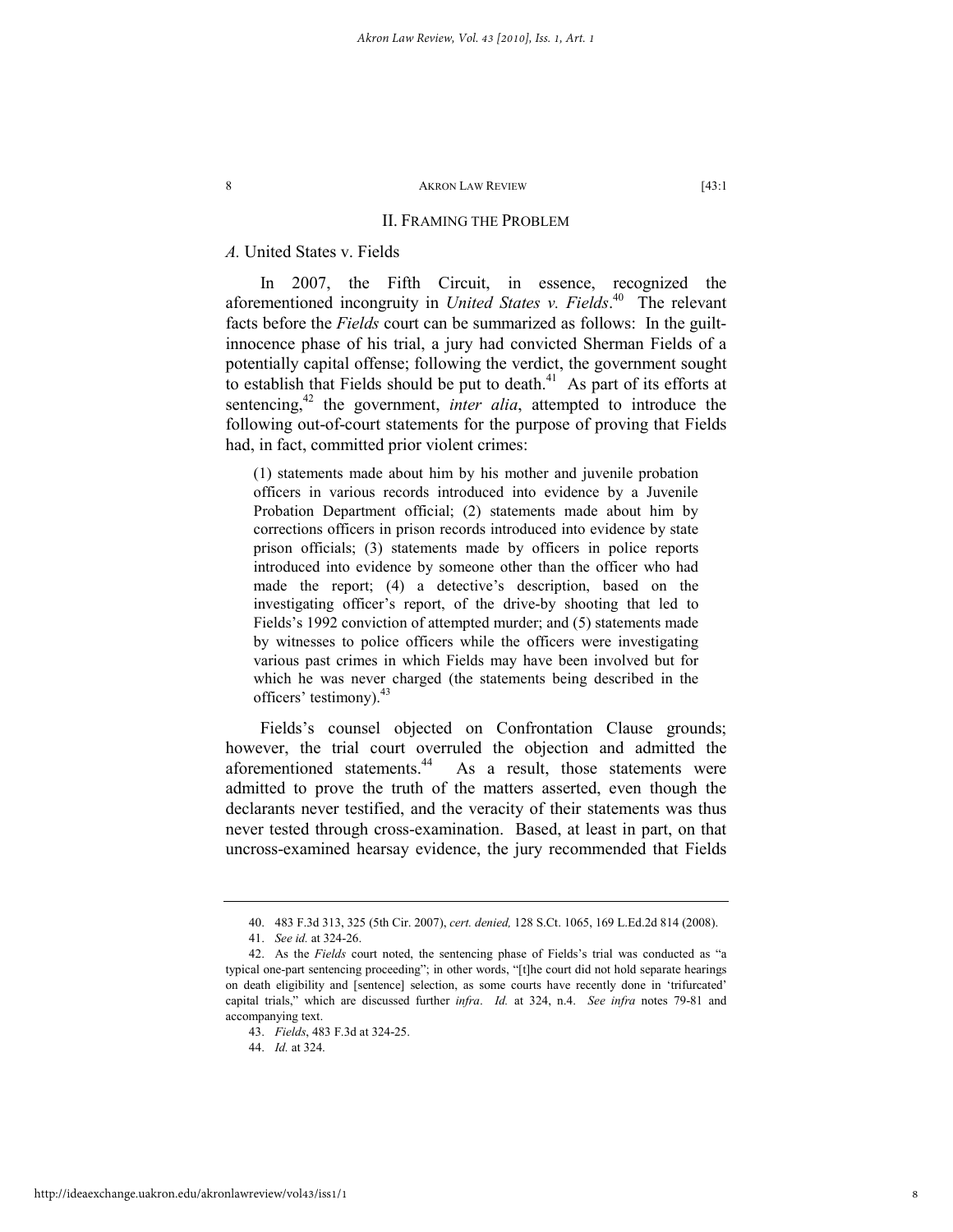## II. Framing the Problem

### *A.* United States v. Fields

In 2007, the Fifth Circuit, in essence, recognized the aforementioned incongruity in *United States v. Fields*.[40] The relevant facts before the *Fields* court can be summarized as follows: In the guilt-innocence phase of his trial, a jury had convicted Sherman Fields of a potentially capital offense; following the verdict, the government sought to establish that Fields should be put to death.[41] As part of its efforts at sentencing,[42] the government, *inter alia*, attempted to introduce the following out-of-court statements for the purpose of proving that Fields had, in fact, committed prior violent crimes:

> (1) statements made about him by his mother and juvenile probation officers in various records introduced into evidence by a Juvenile Probation Department official; (2) statements made about him by corrections officers in prison records introduced into evidence by state prison officials; (3) statements made by officers in police reports introduced into evidence by someone other than the officer who had made the report; (4) a detective's description, based on the investigating officer's report, of the drive-by shooting that led to Fields's 1992 conviction of attempted murder; and (5) statements made by witnesses to police officers while the officers were investigating various past crimes in which Fields may have been involved but for which he was never charged (the statements being described in the officers' testimony).[43]

Fields's counsel objected on Confrontation Clause grounds; however, the trial court overruled the objection and admitted the aforementioned statements.[44] As a result, those statements were admitted to prove the truth of the matters asserted, even though the declarants never testified, and the veracity of their statements was thus never tested through cross-examination. Based, at least in part, on that uncross-examined hearsay evidence, the jury recommended that Fields

---

40. 483 F.3d 313, 325 (5th Cir. 2007), *cert. denied,* 128 S.Ct. 1065, 169 L.Ed.2d 814 (2008).

41. *See id.* at 324-26.

42. As the *Fields* court noted, the sentencing phase of Fields's trial was conducted as "a typical one-part sentencing proceeding"; in other words, "[t]he court did not hold separate hearings on death eligibility and [sentence] selection, as some courts have recently done in 'trifurcated' capital trials," which are discussed further *infra*. *Id.* at 324, n.4. *See infra* notes 79-81 and accompanying text.

43. *Fields*, 483 F.3d at 324-25.

44. *Id.* at 324.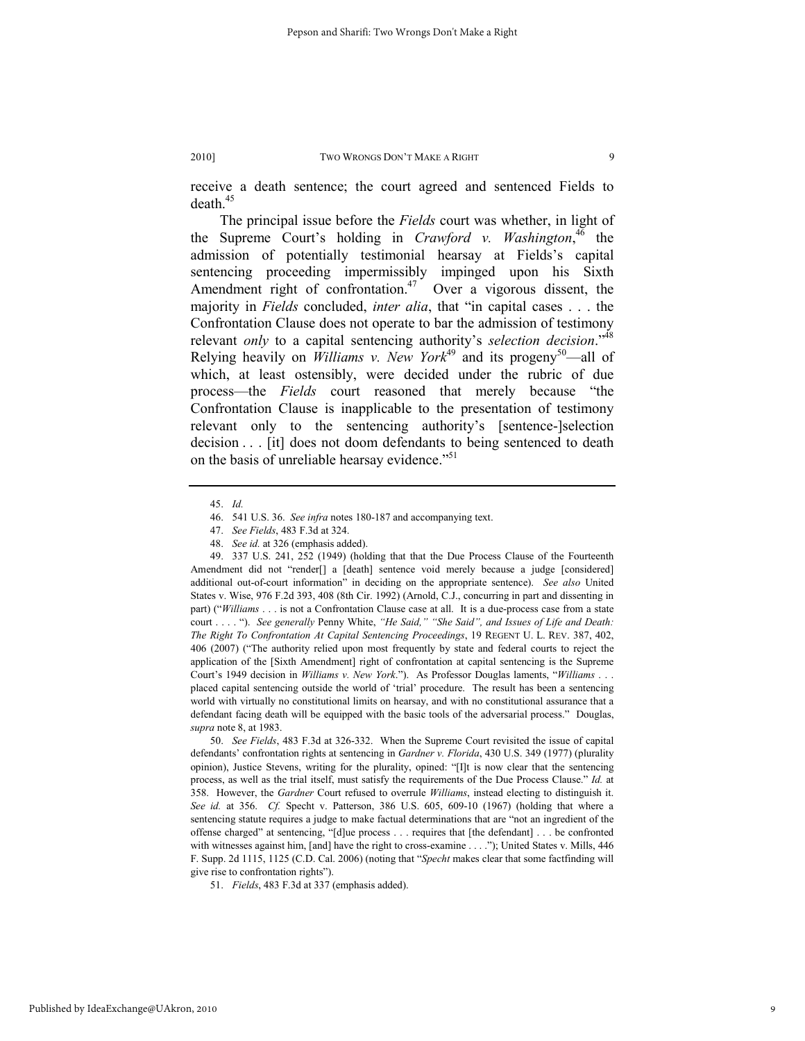receive a death sentence; the court agreed and sentenced Fields to death.[45]

The principal issue before the *Fields* court was whether, in light of the Supreme Court's holding in *Crawford v. Washington*,[46] the admission of potentially testimonial hearsay at Fields's capital sentencing proceeding impermissibly impinged upon his Sixth Amendment right of confrontation.[47] Over a vigorous dissent, the majority in *Fields* concluded, *inter alia*, that "in capital cases . . . the Confrontation Clause does not operate to bar the admission of testimony relevant *only* to a capital sentencing authority's *selection decision*."[48] Relying heavily on *Williams v. New York*[49] and its progeny[50]—all of which, at least ostensibly, were decided under the rubric of due process—the *Fields* court reasoned that merely because "the Confrontation Clause is inapplicable to the presentation of testimony relevant only to the sentencing authority's [sentence-]selection decision . . . [it] does not doom defendants to being sentenced to death on the basis of unreliable hearsay evidence."[51]

---

45. *Id.*

46. 541 U.S. 36. *See infra* notes 180-187 and accompanying text.

47. *See Fields*, 483 F.3d at 324.

48. *See id.* at 326 (emphasis added).

49. 337 U.S. 241, 252 (1949) (holding that that the Due Process Clause of the Fourteenth Amendment did not "render[] a [death] sentence void merely because a judge [considered] additional out-of-court information" in deciding on the appropriate sentence). *See also* United States v. Wise, 976 F.2d 393, 408 (8th Cir. 1992) (Arnold, C.J., concurring in part and dissenting in part) ("*Williams* . . . is not a Confrontation Clause case at all. It is a due-process case from a state court . . . . "). *See generally* Penny White, *"He Said," "She Said", and Issues of Life and Death: The Right To Confrontation At Capital Sentencing Proceedings*, 19 REGENT U. L. REV. 387, 402, 406 (2007) ("The authority relied upon most frequently by state and federal courts to reject the application of the [Sixth Amendment] right of confrontation at capital sentencing is the Supreme Court's 1949 decision in *Williams v. New York*."). As Professor Douglas laments, "*Williams* . . . placed capital sentencing outside the world of 'trial' procedure. The result has been a sentencing world with virtually no constitutional limits on hearsay, and with no constitutional assurance that a defendant facing death will be equipped with the basic tools of the adversarial process." Douglas, *supra* note 8, at 1983.

50. *See Fields*, 483 F.3d at 326-332. When the Supreme Court revisited the issue of capital defendants' confrontation rights at sentencing in *Gardner v. Florida*, 430 U.S. 349 (1977) (plurality opinion), Justice Stevens, writing for the plurality, opined: "[I]t is now clear that the sentencing process, as well as the trial itself, must satisfy the requirements of the Due Process Clause." *Id.* at 358. However, the *Gardner* Court refused to overrule *Williams*, instead electing to distinguish it. *See id.* at 356. *Cf.* Specht v. Patterson, 386 U.S. 605, 609-10 (1967) (holding that where a sentencing statute requires a judge to make factual determinations that are "not an ingredient of the offense charged" at sentencing, "[d]ue process . . . requires that [the defendant] . . . be confronted with witnesses against him, [and] have the right to cross-examine . . . ."); United States v. Mills, 446 F. Supp. 2d 1115, 1125 (C.D. Cal. 2006) (noting that "*Specht* makes clear that some factfinding will give rise to confrontation rights").

51. *Fields*, 483 F.3d at 337 (emphasis added).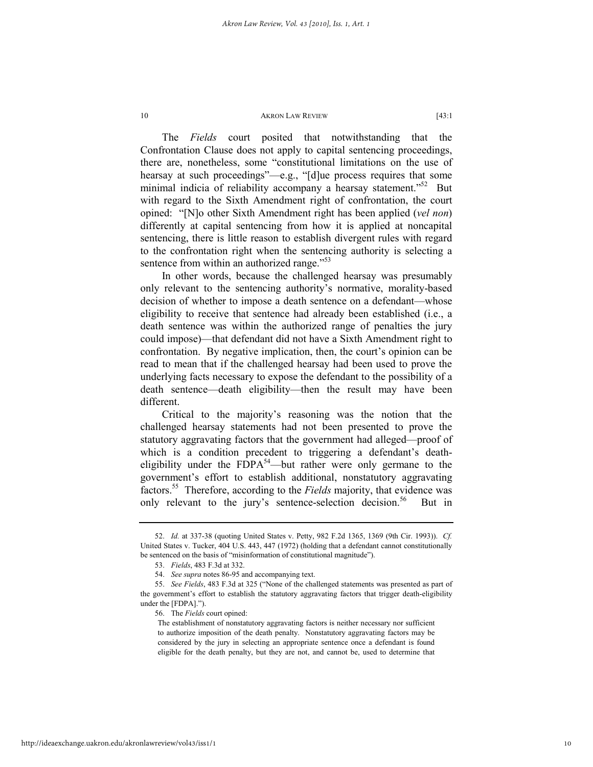The *Fields* court posited that notwithstanding that the Confrontation Clause does not apply to capital sentencing proceedings, there are, nonetheless, some "constitutional limitations on the use of hearsay at such proceedings"—e.g., "[d]ue process requires that some minimal indicia of reliability accompany a hearsay statement."[52] But with regard to the Sixth Amendment right of confrontation, the court opined: "[N]o other Sixth Amendment right has been applied (*vel non*) differently at capital sentencing from how it is applied at noncapital sentencing, there is little reason to establish divergent rules with regard to the confrontation right when the sentencing authority is selecting a sentence from within an authorized range."[53]

In other words, because the challenged hearsay was presumably only relevant to the sentencing authority's normative, morality-based decision of whether to impose a death sentence on a defendant—whose eligibility to receive that sentence had already been established (i.e., a death sentence was within the authorized range of penalties the jury could impose)—that defendant did not have a Sixth Amendment right to confrontation. By negative implication, then, the court's opinion can be read to mean that if the challenged hearsay had been used to prove the underlying facts necessary to expose the defendant to the possibility of a death sentence—death eligibility—then the result may have been different.

Critical to the majority's reasoning was the notion that the challenged hearsay statements had not been presented to prove the statutory aggravating factors that the government had alleged—proof of which is a condition precedent to triggering a defendant's death-eligibility under the FDPA[54]—but rather were only germane to the government's effort to establish additional, nonstatutory aggravating factors.[55] Therefore, according to the *Fields* majority, that evidence was only relevant to the jury's sentence-selection decision.[56] But in

---

52. *Id.* at 337-38 (quoting United States v. Petty, 982 F.2d 1365, 1369 (9th Cir. 1993)). *Cf.* United States v. Tucker, 404 U.S. 443, 447 (1972) (holding that a defendant cannot constitutionally be sentenced on the basis of "misinformation of constitutional magnitude").

53. *Fields*, 483 F.3d at 332.

54. *See supra* notes 86-95 and accompanying text.

55. *See Fields*, 483 F.3d at 325 ("None of the challenged statements was presented as part of the government's effort to establish the statutory aggravating factors that trigger death-eligibility under the [FDPA].").

56. The *Fields* court opined:

> The establishment of nonstatutory aggravating factors is neither necessary nor sufficient to authorize imposition of the death penalty. Nonstatutory aggravating factors may be considered by the jury in selecting an appropriate sentence once a defendant is found eligible for the death penalty, but they are not, and cannot be, used to determine that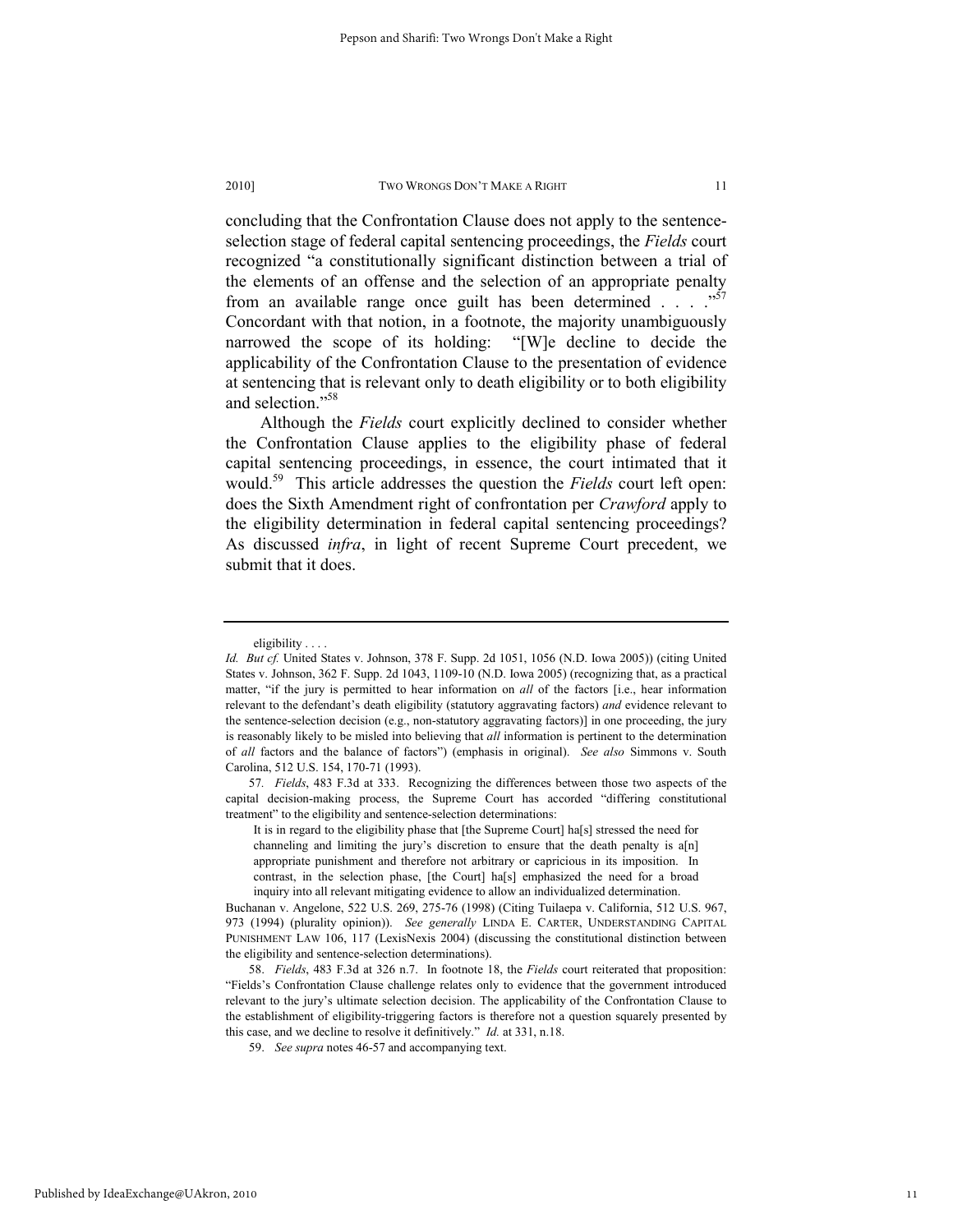concluding that the Confrontation Clause does not apply to the sentence-selection stage of federal capital sentencing proceedings, the *Fields* court recognized "a constitutionally significant distinction between a trial of the elements of an offense and the selection of an appropriate penalty from an available range once guilt has been determined . . . ."[57] Concordant with that notion, in a footnote, the majority unambiguously narrowed the scope of its holding: "[W]e decline to decide the applicability of the Confrontation Clause to the presentation of evidence at sentencing that is relevant only to death eligibility or to both eligibility and selection."[58]

Although the *Fields* court explicitly declined to consider whether the Confrontation Clause applies to the eligibility phase of federal capital sentencing proceedings, in essence, the court intimated that it would.[59] This article addresses the question the *Fields* court left open: does the Sixth Amendment right of confrontation per *Crawford* apply to the eligibility determination in federal capital sentencing proceedings? As discussed *infra*, in light of recent Supreme Court precedent, we submit that it does.

---

eligibility . . . .

*Id. But cf.* United States v. Johnson, 378 F. Supp. 2d 1051, 1056 (N.D. Iowa 2005)) (citing United States v. Johnson, 362 F. Supp. 2d 1043, 1109-10 (N.D. Iowa 2005) (recognizing that, as a practical matter, "if the jury is permitted to hear information on *all* of the factors [i.e., hear information relevant to the defendant's death eligibility (statutory aggravating factors) *and* evidence relevant to the sentence-selection decision (e.g., non-statutory aggravating factors)] in one proceeding, the jury is reasonably likely to be misled into believing that *all* information is pertinent to the determination of *all* factors and the balance of factors") (emphasis in original). *See also* Simmons v. South Carolina, 512 U.S. 154, 170-71 (1993).

57. *Fields*, 483 F.3d at 333. Recognizing the differences between those two aspects of the capital decision-making process, the Supreme Court has accorded "differing constitutional treatment" to the eligibility and sentence-selection determinations:

> It is in regard to the eligibility phase that [the Supreme Court] ha[s] stressed the need for channeling and limiting the jury's discretion to ensure that the death penalty is a[n] appropriate punishment and therefore not arbitrary or capricious in its imposition. In contrast, in the selection phase, [the Court] ha[s] emphasized the need for a broad inquiry into all relevant mitigating evidence to allow an individualized determination.

Buchanan v. Angelone, 522 U.S. 269, 275-76 (1998) (Citing Tuilaepa v. California, 512 U.S. 967, 973 (1994) (plurality opinion)). *See generally* LINDA E. CARTER, UNDERSTANDING CAPITAL PUNISHMENT LAW 106, 117 (LexisNexis 2004) (discussing the constitutional distinction between the eligibility and sentence-selection determinations).

58. *Fields*, 483 F.3d at 326 n.7. In footnote 18, the *Fields* court reiterated that proposition: "Fields's Confrontation Clause challenge relates only to evidence that the government introduced relevant to the jury's ultimate selection decision. The applicability of the Confrontation Clause to the establishment of eligibility-triggering factors is therefore not a question squarely presented by this case, and we decline to resolve it definitively." *Id.* at 331, n.18.

59. *See supra* notes 46-57 and accompanying text.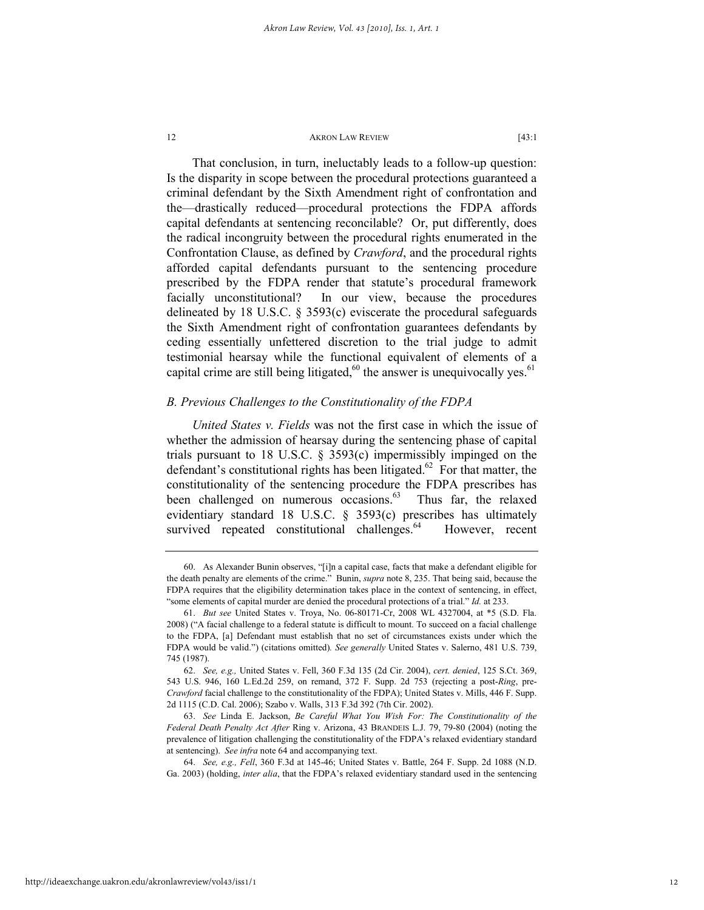That conclusion, in turn, ineluctably leads to a follow-up question: Is the disparity in scope between the procedural protections guaranteed a criminal defendant by the Sixth Amendment right of confrontation and the—drastically reduced—procedural protections the FDPA affords capital defendants at sentencing reconcilable? Or, put differently, does the radical incongruity between the procedural rights enumerated in the Confrontation Clause, as defined by *Crawford*, and the procedural rights afforded capital defendants pursuant to the sentencing procedure prescribed by the FDPA render that statute's procedural framework facially unconstitutional? In our view, because the procedures delineated by 18 U.S.C. § 3593(c) eviscerate the procedural safeguards the Sixth Amendment right of confrontation guarantees defendants by ceding essentially unfettered discretion to the trial judge to admit testimonial hearsay while the functional equivalent of elements of a capital crime are still being litigated,[60] the answer is unequivocally yes.[61]

### *B. Previous Challenges to the Constitutionality of the FDPA*

*United States v. Fields* was not the first case in which the issue of whether the admission of hearsay during the sentencing phase of capital trials pursuant to 18 U.S.C. § 3593(c) impermissibly impinged on the defendant's constitutional rights has been litigated.[62] For that matter, the constitutionality of the sentencing procedure the FDPA prescribes has been challenged on numerous occasions.[63] Thus far, the relaxed evidentiary standard 18 U.S.C. § 3593(c) prescribes has ultimately survived repeated constitutional challenges.[64] However, recent

---

60. As Alexander Bunin observes, "[i]n a capital case, facts that make a defendant eligible for the death penalty are elements of the crime." Bunin, *supra* note 8, 235. That being said, because the FDPA requires that the eligibility determination takes place in the context of sentencing, in effect, "some elements of capital murder are denied the procedural protections of a trial." *Id.* at 233.

61. *But see* United States v. Troya, No. 06-80171-Cr, 2008 WL 4327004, at *5 (S.D. Fla. 2008) ("A facial challenge to a federal statute is difficult to mount. To succeed on a facial challenge to the FDPA, [a] Defendant must establish that no set of circumstances exists under which the FDPA would be valid.") (citations omitted). *See generally* United States v. Salerno, 481 U.S. 739, 745 (1987).

62. *See, e.g.,* United States v. Fell, 360 F.3d 135 (2d Cir. 2004), *cert. denied*, 125 S.Ct. 369, 543 U.S. 946, 160 L.Ed.2d 259, on remand, 372 F. Supp. 2d 753 (rejecting a post-*Ring*, pre-*Crawford* facial challenge to the constitutionality of the FDPA); United States v. Mills, 446 F. Supp. 2d 1115 (C.D. Cal. 2006); Szabo v. Walls, 313 F.3d 392 (7th Cir. 2002).

63. *See* Linda E. Jackson, *Be Careful What You Wish For: The Constitutionality of the Federal Death Penalty Act After* Ring v. Arizona, 43 BRANDEIS L.J. 79, 79-80 (2004) (noting the prevalence of litigation challenging the constitutionality of the FDPA's relaxed evidentiary standard at sentencing). *See infra* note 64 and accompanying text.

64. *See, e.g., Fell*, 360 F.3d at 145-46; United States v. Battle, 264 F. Supp. 2d 1088 (N.D. Ga. 2003) (holding, *inter alia*, that the FDPA's relaxed evidentiary standard used in the sentencing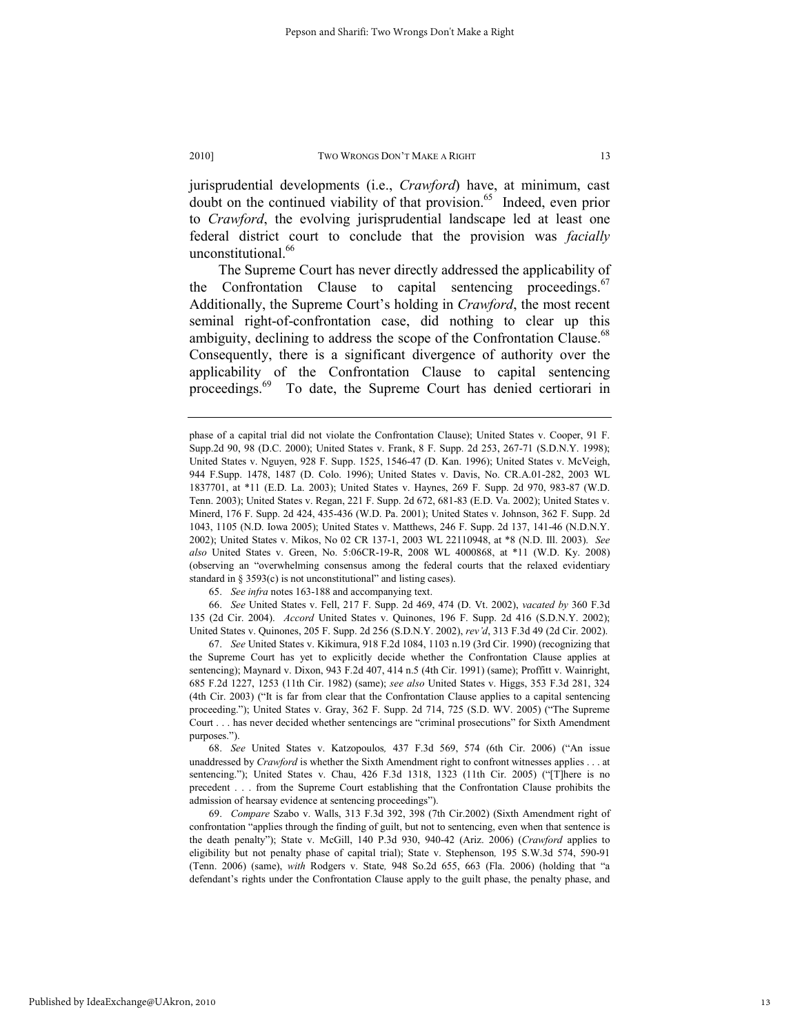jurisprudential developments (i.e., *Crawford*) have, at minimum, cast doubt on the continued viability of that provision.[65] Indeed, even prior to *Crawford*, the evolving jurisprudential landscape led at least one federal district court to conclude that the provision was *facially* unconstitutional.[66]

The Supreme Court has never directly addressed the applicability of the Confrontation Clause to capital sentencing proceedings.[67] Additionally, the Supreme Court's holding in *Crawford*, the most recent seminal right-of-confrontation case, did nothing to clear up this ambiguity, declining to address the scope of the Confrontation Clause.[68] Consequently, there is a significant divergence of authority over the applicability of the Confrontation Clause to capital sentencing proceedings.[69] To date, the Supreme Court has denied certiorari in

---

phase of a capital trial did not violate the Confrontation Clause); United States v. Cooper, 91 F. Supp.2d 90, 98 (D.C. 2000); United States v. Frank, 8 F. Supp. 2d 253, 267-71 (S.D.N.Y. 1998); United States v. Nguyen, 928 F. Supp. 1525, 1546-47 (D. Kan. 1996); United States v. McVeigh, 944 F.Supp. 1478, 1487 (D. Colo. 1996); United States v. Davis, No. CR.A.01-282, 2003 WL 1837701, at *11 (E.D. La. 2003); United States v. Haynes, 269 F. Supp. 2d 970, 983-87 (W.D. Tenn. 2003); United States v. Regan, 221 F. Supp. 2d 672, 681-83 (E.D. Va. 2002); United States v. Minerd, 176 F. Supp. 2d 424, 435-436 (W.D. Pa. 2001); United States v. Johnson, 362 F. Supp. 2d 1043, 1105 (N.D. Iowa 2005); United States v. Matthews, 246 F. Supp. 2d 137, 141-46 (N.D.N.Y. 2002); United States v. Mikos, No 02 CR 137-1, 2003 WL 22110948, at *8 (N.D. Ill. 2003). *See also* United States v. Green, No. 5:06CR-19-R, 2008 WL 4000868, at *11 (W.D. Ky. 2008) (observing an "overwhelming consensus among the federal courts that the relaxed evidentiary standard in § 3593(c) is not unconstitutional" and listing cases).

65. *See infra* notes 163-188 and accompanying text.

66. *See* United States v. Fell, 217 F. Supp. 2d 469, 474 (D. Vt. 2002), *vacated by* 360 F.3d 135 (2d Cir. 2004). *Accord* United States v. Quinones, 196 F. Supp. 2d 416 (S.D.N.Y. 2002); United States v. Quinones, 205 F. Supp. 2d 256 (S.D.N.Y. 2002), *rev'd*, 313 F.3d 49 (2d Cir. 2002).

67. *See* United States v. Kikimura, 918 F.2d 1084, 1103 n.19 (3rd Cir. 1990) (recognizing that the Supreme Court has yet to explicitly decide whether the Confrontation Clause applies at sentencing); Maynard v. Dixon, 943 F.2d 407, 414 n.5 (4th Cir. 1991) (same); Proffitt v. Wainright, 685 F.2d 1227, 1253 (11th Cir. 1982) (same); *see also* United States v. Higgs, 353 F.3d 281, 324 (4th Cir. 2003) ("It is far from clear that the Confrontation Clause applies to a capital sentencing proceeding."); United States v. Gray, 362 F. Supp. 2d 714, 725 (S.D. WV. 2005) ("The Supreme Court . . . has never decided whether sentencings are "criminal prosecutions" for Sixth Amendment purposes.").

68. *See* United States v. Katzopoulos*,* 437 F.3d 569, 574 (6th Cir. 2006) ("An issue unaddressed by *Crawford* is whether the Sixth Amendment right to confront witnesses applies . . . at sentencing."); United States v. Chau, 426 F.3d 1318, 1323 (11th Cir. 2005) ("[T]here is no precedent . . . from the Supreme Court establishing that the Confrontation Clause prohibits the admission of hearsay evidence at sentencing proceedings").

69. *Compare* Szabo v. Walls, 313 F.3d 392, 398 (7th Cir.2002) (Sixth Amendment right of confrontation "applies through the finding of guilt, but not to sentencing, even when that sentence is the death penalty"); State v. McGill, 140 P.3d 930, 940-42 (Ariz. 2006) (*Crawford* applies to eligibility but not penalty phase of capital trial); State v. Stephenson*,* 195 S.W.3d 574, 590-91 (Tenn. 2006) (same), *with* Rodgers v. State*,* 948 So.2d 655, 663 (Fla. 2006) (holding that "a defendant's rights under the Confrontation Clause apply to the guilt phase, the penalty phase, and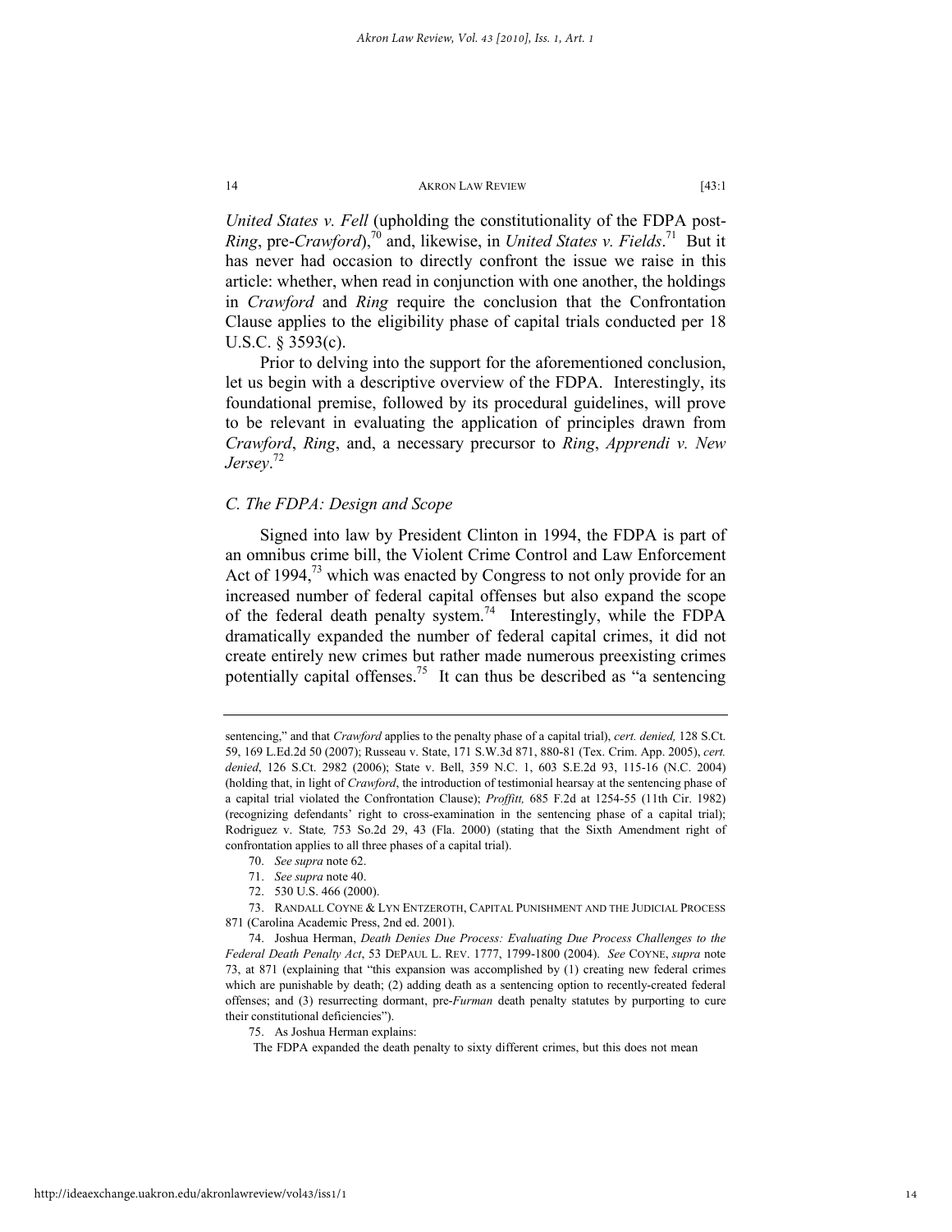*United States v. Fell* (upholding the constitutionality of the FDPA post-*Ring*, pre-*Crawford*),[70] and, likewise, in *United States v. Fields*.[71] But it has never had occasion to directly confront the issue we raise in this article: whether, when read in conjunction with one another, the holdings in *Crawford* and *Ring* require the conclusion that the Confrontation Clause applies to the eligibility phase of capital trials conducted per 18 U.S.C. § 3593(c).

Prior to delving into the support for the aforementioned conclusion, let us begin with a descriptive overview of the FDPA. Interestingly, its foundational premise, followed by its procedural guidelines, will prove to be relevant in evaluating the application of principles drawn from *Crawford*, *Ring*, and, a necessary precursor to *Ring*, *Apprendi v. New Jersey*.[72]

### *C. The FDPA: Design and Scope*

Signed into law by President Clinton in 1994, the FDPA is part of an omnibus crime bill, the Violent Crime Control and Law Enforcement Act of 1994,[73] which was enacted by Congress to not only provide for an increased number of federal capital offenses but also expand the scope of the federal death penalty system.[74] Interestingly, while the FDPA dramatically expanded the number of federal capital crimes, it did not create entirely new crimes but rather made numerous preexisting crimes potentially capital offenses.[75] It can thus be described as "a sentencing

---

sentencing," and that *Crawford* applies to the penalty phase of a capital trial), *cert. denied,* 128 S.Ct. 59, 169 L.Ed.2d 50 (2007); Russeau v. State, 171 S.W.3d 871, 880-81 (Tex. Crim. App. 2005), *cert. denied*, 126 S.Ct. 2982 (2006); State v. Bell, 359 N.C. 1, 603 S.E.2d 93, 115-16 (N.C. 2004) (holding that, in light of *Crawford*, the introduction of testimonial hearsay at the sentencing phase of a capital trial violated the Confrontation Clause); *Proffitt,* 685 F.2d at 1254-55 (11th Cir. 1982) (recognizing defendants' right to cross-examination in the sentencing phase of a capital trial); Rodriguez v. State*,* 753 So.2d 29, 43 (Fla. 2000) (stating that the Sixth Amendment right of confrontation applies to all three phases of a capital trial).

70. *See supra* note 62.

71. *See supra* note 40.

72. 530 U.S. 466 (2000).

73. RANDALL COYNE & LYN ENTZEROTH, CAPITAL PUNISHMENT AND THE JUDICIAL PROCESS 871 (Carolina Academic Press, 2nd ed. 2001).

74. Joshua Herman, *Death Denies Due Process: Evaluating Due Process Challenges to the Federal Death Penalty Act*, 53 DEPAUL L. REV. 1777, 1799-1800 (2004). *See* COYNE, *supra* note 73, at 871 (explaining that "this expansion was accomplished by (1) creating new federal crimes which are punishable by death; (2) adding death as a sentencing option to recently-created federal offenses; and (3) resurrecting dormant, pre-*Furman* death penalty statutes by purporting to cure their constitutional deficiencies").

75. As Joshua Herman explains:

> The FDPA expanded the death penalty to sixty different crimes, but this does not mean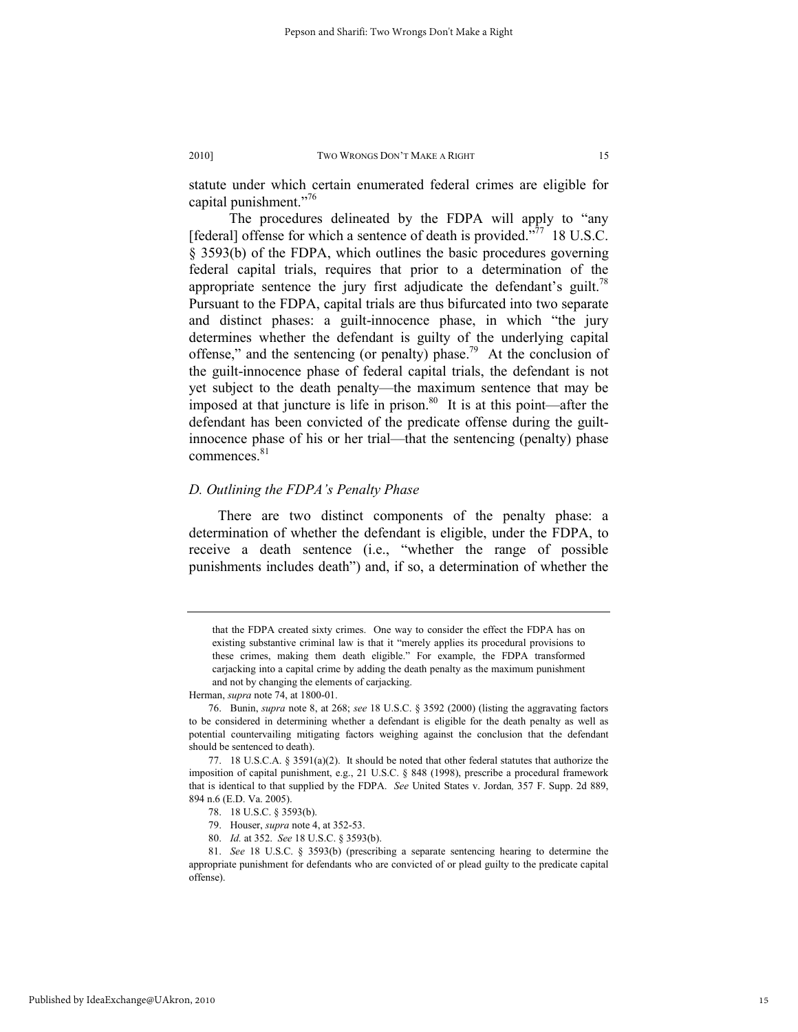statute under which certain enumerated federal crimes are eligible for capital punishment."[76]

The procedures delineated by the FDPA will apply to "any [federal] offense for which a sentence of death is provided."[77] 18 U.S.C. § 3593(b) of the FDPA, which outlines the basic procedures governing federal capital trials, requires that prior to a determination of the appropriate sentence the jury first adjudicate the defendant's guilt.[78] Pursuant to the FDPA, capital trials are thus bifurcated into two separate and distinct phases: a guilt-innocence phase, in which "the jury determines whether the defendant is guilty of the underlying capital offense," and the sentencing (or penalty) phase.[79] At the conclusion of the guilt-innocence phase of federal capital trials, the defendant is not yet subject to the death penalty—the maximum sentence that may be imposed at that juncture is life in prison.[80] It is at this point—after the defendant has been convicted of the predicate offense during the guilt-innocence phase of his or her trial—that the sentencing (penalty) phase commences.[81]

### *D. Outlining the FDPA's Penalty Phase*

There are two distinct components of the penalty phase: a determination of whether the defendant is eligible, under the FDPA, to receive a death sentence (i.e., "whether the range of possible punishments includes death") and, if so, a determination of whether the

---

> that the FDPA created sixty crimes. One way to consider the effect the FDPA has on existing substantive criminal law is that it "merely applies its procedural provisions to these crimes, making them death eligible." For example, the FDPA transformed carjacking into a capital crime by adding the death penalty as the maximum punishment and not by changing the elements of carjacking.

Herman, *supra* note 74, at 1800-01.

76. Bunin, *supra* note 8, at 268; *see* 18 U.S.C. § 3592 (2000) (listing the aggravating factors to be considered in determining whether a defendant is eligible for the death penalty as well as potential countervailing mitigating factors weighing against the conclusion that the defendant should be sentenced to death).

77. 18 U.S.C.A. § 3591(a)(2). It should be noted that other federal statutes that authorize the imposition of capital punishment, e.g., 21 U.S.C. § 848 (1998), prescribe a procedural framework that is identical to that supplied by the FDPA. *See* United States v. Jordan*,* 357 F. Supp. 2d 889, 894 n.6 (E.D. Va. 2005).

78. 18 U.S.C. § 3593(b).

79. Houser, *supra* note 4, at 352-53.

80. *Id.* at 352. *See* 18 U.S.C. § 3593(b).

81. *See* 18 U.S.C. § 3593(b) (prescribing a separate sentencing hearing to determine the appropriate punishment for defendants who are convicted of or plead guilty to the predicate capital offense).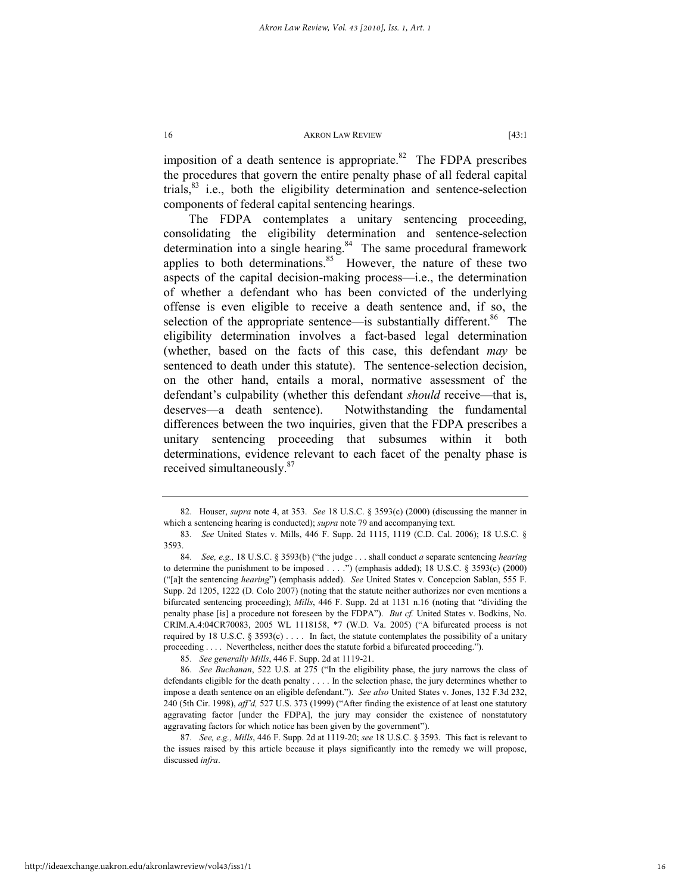imposition of a death sentence is appropriate.[82] The FDPA prescribes the procedures that govern the entire penalty phase of all federal capital trials,[83] i.e., both the eligibility determination and sentence-selection components of federal capital sentencing hearings.

The FDPA contemplates a unitary sentencing proceeding, consolidating the eligibility determination and sentence-selection determination into a single hearing.[84] The same procedural framework applies to both determinations.[85] However, the nature of these two aspects of the capital decision-making process—i.e., the determination of whether a defendant who has been convicted of the underlying offense is even eligible to receive a death sentence and, if so, the selection of the appropriate sentence—is substantially different.[86] The eligibility determination involves a fact-based legal determination (whether, based on the facts of this case, this defendant *may* be sentenced to death under this statute). The sentence-selection decision, on the other hand, entails a moral, normative assessment of the defendant's culpability (whether this defendant *should* receive—that is, deserves—a death sentence). Notwithstanding the fundamental differences between the two inquiries, given that the FDPA prescribes a unitary sentencing proceeding that subsumes within it both determinations, evidence relevant to each facet of the penalty phase is received simultaneously.[87]

---

82. Houser, *supra* note 4, at 353. *See* 18 U.S.C. § 3593(c) (2000) (discussing the manner in which a sentencing hearing is conducted); *supra* note 79 and accompanying text.

83. *See* United States v. Mills, 446 F. Supp. 2d 1115, 1119 (C.D. Cal. 2006); 18 U.S.C. § 3593.

84. *See, e.g.,* 18 U.S.C. § 3593(b) ("the judge . . . shall conduct *a* separate sentencing *hearing* to determine the punishment to be imposed . . . .") (emphasis added); 18 U.S.C. § 3593(c) (2000) ("[a]t the sentencing *hearing*") (emphasis added). *See* United States v. Concepcion Sablan, 555 F. Supp. 2d 1205, 1222 (D. Colo 2007) (noting that the statute neither authorizes nor even mentions a bifurcated sentencing proceeding); *Mills*, 446 F. Supp. 2d at 1131 n.16 (noting that "dividing the penalty phase [is] a procedure not foreseen by the FDPA"). *But cf.* United States v. Bodkins, No. CRIM.A.4:04CR70083, 2005 WL 1118158, *7 (W.D. Va. 2005) ("A bifurcated process is not required by 18 U.S.C. § 3593(c) . . . . In fact, the statute contemplates the possibility of a unitary proceeding . . . . Nevertheless, neither does the statute forbid a bifurcated proceeding.").

85. *See generally Mills*, 446 F. Supp. 2d at 1119-21.

86. *See Buchanan*, 522 U.S. at 275 ("In the eligibility phase, the jury narrows the class of defendants eligible for the death penalty . . . . In the selection phase, the jury determines whether to impose a death sentence on an eligible defendant."). *See also* United States v. Jones, 132 F.3d 232, 240 (5th Cir. 1998), *aff'd,* 527 U.S. 373 (1999) ("After finding the existence of at least one statutory aggravating factor [under the FDPA], the jury may consider the existence of nonstatutory aggravating factors for which notice has been given by the government").

87. *See, e.g., Mills*, 446 F. Supp. 2d at 1119-20; *see* 18 U.S.C. § 3593. This fact is relevant to the issues raised by this article because it plays significantly into the remedy we will propose, discussed *infra*.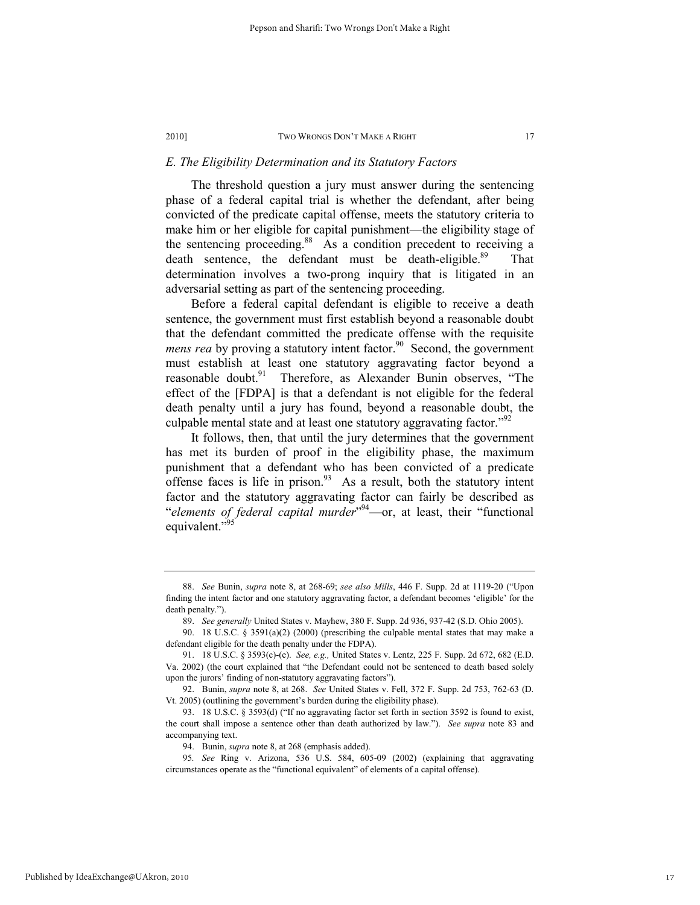### *E. The Eligibility Determination and its Statutory Factors*

The threshold question a jury must answer during the sentencing phase of a federal capital trial is whether the defendant, after being convicted of the predicate capital offense, meets the statutory criteria to make him or her eligible for capital punishment—the eligibility stage of the sentencing proceeding.[88] As a condition precedent to receiving a death sentence, the defendant must be death-eligible.[89] That determination involves a two-prong inquiry that is litigated in an adversarial setting as part of the sentencing proceeding.

Before a federal capital defendant is eligible to receive a death sentence, the government must first establish beyond a reasonable doubt that the defendant committed the predicate offense with the requisite *mens rea* by proving a statutory intent factor.[90] Second, the government must establish at least one statutory aggravating factor beyond a reasonable doubt.[91] Therefore, as Alexander Bunin observes, "The effect of the [FDPA] is that a defendant is not eligible for the federal death penalty until a jury has found, beyond a reasonable doubt, the culpable mental state and at least one statutory aggravating factor."[92]

It follows, then, that until the jury determines that the government has met its burden of proof in the eligibility phase, the maximum punishment that a defendant who has been convicted of a predicate offense faces is life in prison.[93] As a result, both the statutory intent factor and the statutory aggravating factor can fairly be described as "*elements of federal capital murder*"[94]—or, at least, their "functional equivalent."[95]

---

88. *See* Bunin, *supra* note 8, at 268-69; *see also Mills*, 446 F. Supp. 2d at 1119-20 ("Upon finding the intent factor and one statutory aggravating factor, a defendant becomes 'eligible' for the death penalty.").

89. *See generally* United States v. Mayhew, 380 F. Supp. 2d 936, 937-42 (S.D. Ohio 2005).

90. 18 U.S.C. § 3591(a)(2) (2000) (prescribing the culpable mental states that may make a defendant eligible for the death penalty under the FDPA).

91. 18 U.S.C. § 3593(c)-(e). *See, e.g.,* United States v. Lentz, 225 F. Supp. 2d 672, 682 (E.D. Va. 2002) (the court explained that "the Defendant could not be sentenced to death based solely upon the jurors' finding of non-statutory aggravating factors").

92. Bunin, *supra* note 8, at 268. *See* United States v. Fell, 372 F. Supp. 2d 753, 762-63 (D. Vt. 2005) (outlining the government's burden during the eligibility phase).

93. 18 U.S.C. § 3593(d) ("If no aggravating factor set forth in section 3592 is found to exist, the court shall impose a sentence other than death authorized by law."). *See supra* note 83 and accompanying text.

94. Bunin, *supra* note 8, at 268 (emphasis added).

95. *See* Ring v. Arizona, 536 U.S. 584, 605-09 (2002) (explaining that aggravating circumstances operate as the "functional equivalent" of elements of a capital offense).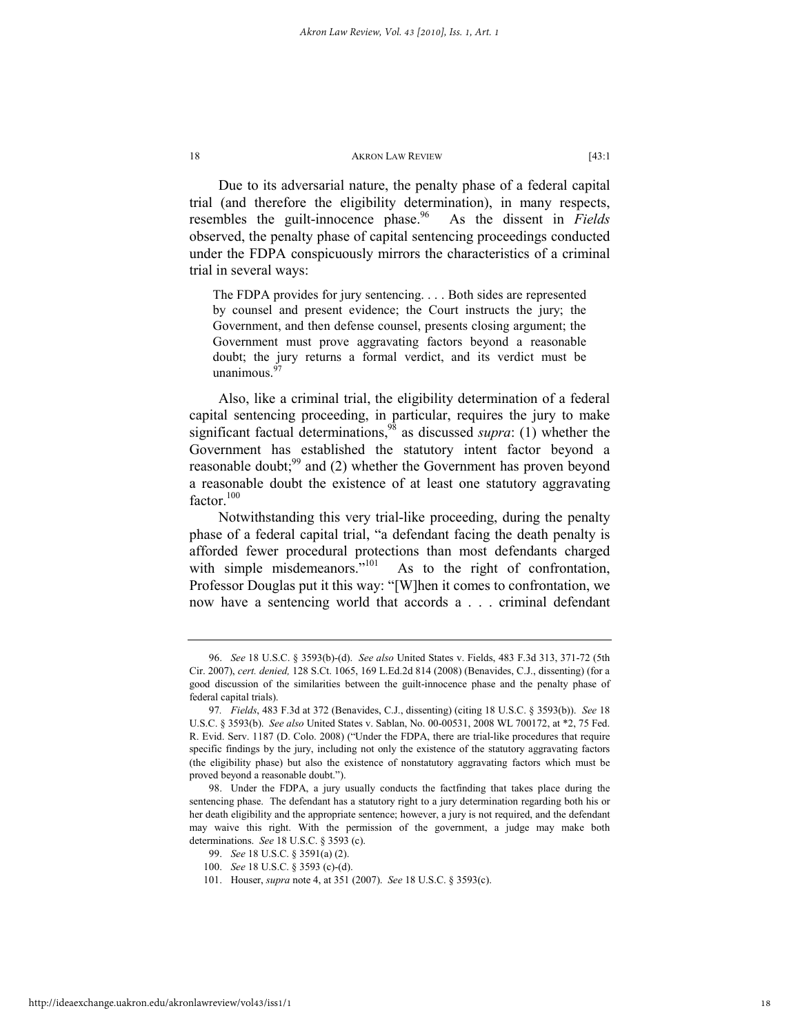Due to its adversarial nature, the penalty phase of a federal capital trial (and therefore the eligibility determination), in many respects, resembles the guilt-innocence phase.[96] As the dissent in *Fields* observed, the penalty phase of capital sentencing proceedings conducted under the FDPA conspicuously mirrors the characteristics of a criminal trial in several ways:

> The FDPA provides for jury sentencing. . . . Both sides are represented by counsel and present evidence; the Court instructs the jury; the Government, and then defense counsel, presents closing argument; the Government must prove aggravating factors beyond a reasonable doubt; the jury returns a formal verdict, and its verdict must be unanimous.[97]

Also, like a criminal trial, the eligibility determination of a federal capital sentencing proceeding, in particular, requires the jury to make significant factual determinations,[98] as discussed *supra*: (1) whether the Government has established the statutory intent factor beyond a reasonable doubt;[99] and (2) whether the Government has proven beyond a reasonable doubt the existence of at least one statutory aggravating factor.[100]

Notwithstanding this very trial-like proceeding, during the penalty phase of a federal capital trial, "a defendant facing the death penalty is afforded fewer procedural protections than most defendants charged with simple misdemeanors."[101] As to the right of confrontation, Professor Douglas put it this way: "[W]hen it comes to confrontation, we now have a sentencing world that accords a . . . criminal defendant

---

96. *See* 18 U.S.C. § 3593(b)-(d). *See also* United States v. Fields, 483 F.3d 313, 371-72 (5th Cir. 2007), *cert. denied,* 128 S.Ct. 1065, 169 L.Ed.2d 814 (2008) (Benavides, C.J., dissenting) (for a good discussion of the similarities between the guilt-innocence phase and the penalty phase of federal capital trials).

97. *Fields*, 483 F.3d at 372 (Benavides, C.J., dissenting) (citing 18 U.S.C. § 3593(b)). *See* 18 U.S.C. § 3593(b). *See also* United States v. Sablan, No. 00-00531, 2008 WL 700172, at *2, 75 Fed. R. Evid. Serv. 1187 (D. Colo. 2008) ("Under the FDPA, there are trial-like procedures that require specific findings by the jury, including not only the existence of the statutory aggravating factors (the eligibility phase) but also the existence of nonstatutory aggravating factors which must be proved beyond a reasonable doubt.").

98. Under the FDPA, a jury usually conducts the factfinding that takes place during the sentencing phase. The defendant has a statutory right to a jury determination regarding both his or her death eligibility and the appropriate sentence; however, a jury is not required, and the defendant may waive this right. With the permission of the government, a judge may make both determinations. *See* 18 U.S.C. § 3593 (c).

99. *See* 18 U.S.C. § 3591(a) (2).

100. *See* 18 U.S.C. § 3593 (c)-(d).

101. Houser, *supra* note 4, at 351 (2007). *See* 18 U.S.C. § 3593(c).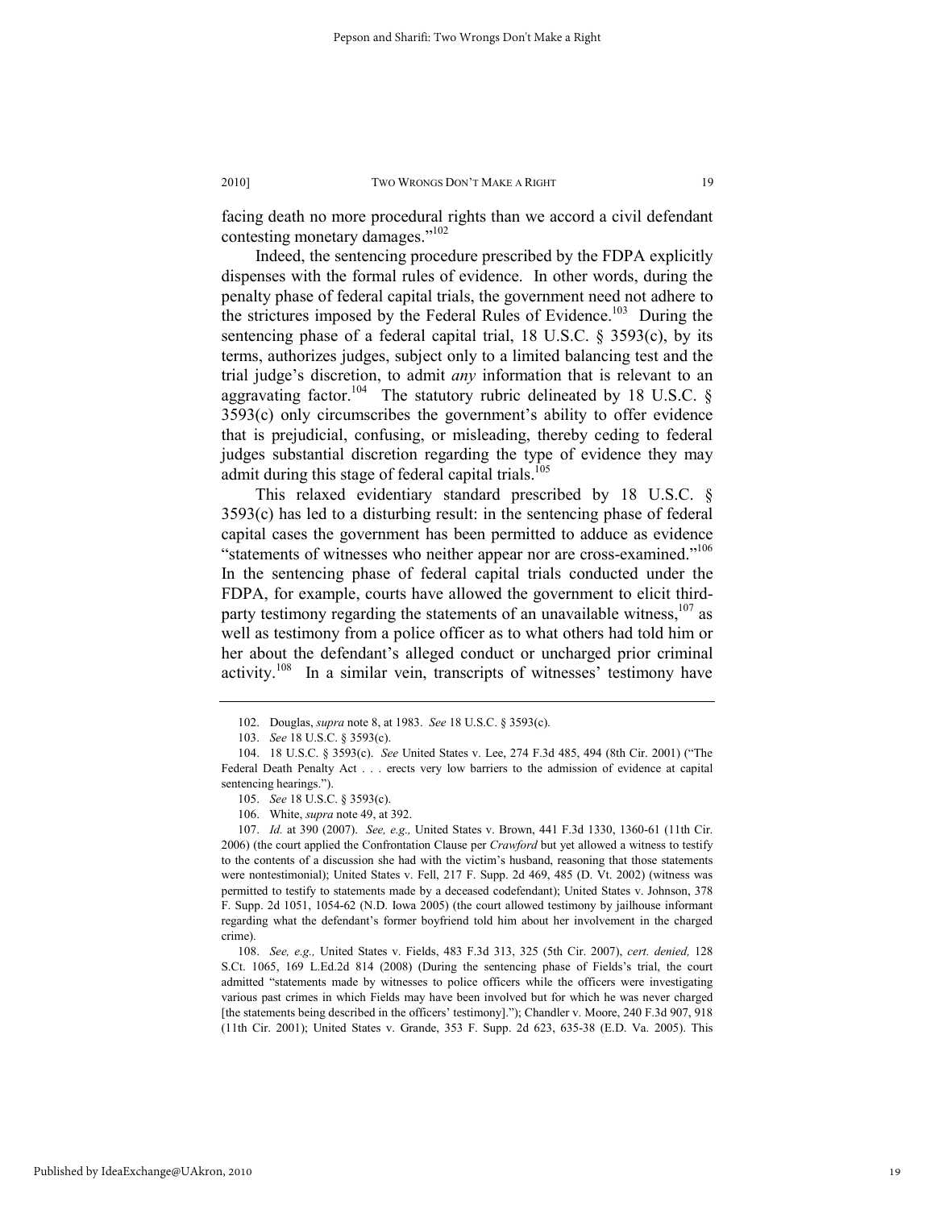facing death no more procedural rights than we accord a civil defendant contesting monetary damages."[102]

Indeed, the sentencing procedure prescribed by the FDPA explicitly dispenses with the formal rules of evidence. In other words, during the penalty phase of federal capital trials, the government need not adhere to the strictures imposed by the Federal Rules of Evidence.[103] During the sentencing phase of a federal capital trial, 18 U.S.C. § 3593(c), by its terms, authorizes judges, subject only to a limited balancing test and the trial judge's discretion, to admit *any* information that is relevant to an aggravating factor.[104] The statutory rubric delineated by 18 U.S.C. § 3593(c) only circumscribes the government's ability to offer evidence that is prejudicial, confusing, or misleading, thereby ceding to federal judges substantial discretion regarding the type of evidence they may admit during this stage of federal capital trials.[105]

This relaxed evidentiary standard prescribed by 18 U.S.C. § 3593(c) has led to a disturbing result: in the sentencing phase of federal capital cases the government has been permitted to adduce as evidence "statements of witnesses who neither appear nor are cross-examined."[106] In the sentencing phase of federal capital trials conducted under the FDPA, for example, courts have allowed the government to elicit third-party testimony regarding the statements of an unavailable witness,[107] as well as testimony from a police officer as to what others had told him or her about the defendant's alleged conduct or uncharged prior criminal activity.[108] In a similar vein, transcripts of witnesses' testimony have

---

102. Douglas, *supra* note 8, at 1983. *See* 18 U.S.C. § 3593(c).

103. *See* 18 U.S.C. § 3593(c).

104. 18 U.S.C. § 3593(c). *See* United States v. Lee, 274 F.3d 485, 494 (8th Cir. 2001) ("The Federal Death Penalty Act . . . erects very low barriers to the admission of evidence at capital sentencing hearings.").

105. *See* 18 U.S.C. § 3593(c).

106. White, *supra* note 49, at 392.

107. *Id.* at 390 (2007). *See, e.g.,* United States v. Brown, 441 F.3d 1330, 1360-61 (11th Cir. 2006) (the court applied the Confrontation Clause per *Crawford* but yet allowed a witness to testify to the contents of a discussion she had with the victim's husband, reasoning that those statements were nontestimonial); United States v. Fell, 217 F. Supp. 2d 469, 485 (D. Vt. 2002) (witness was permitted to testify to statements made by a deceased codefendant); United States v. Johnson, 378 F. Supp. 2d 1051, 1054-62 (N.D. Iowa 2005) (the court allowed testimony by jailhouse informant regarding what the defendant's former boyfriend told him about her involvement in the charged crime).

108. *See, e.g.,* United States v. Fields, 483 F.3d 313, 325 (5th Cir. 2007), *cert. denied,* 128 S.Ct. 1065, 169 L.Ed.2d 814 (2008) (During the sentencing phase of Fields's trial, the court admitted "statements made by witnesses to police officers while the officers were investigating various past crimes in which Fields may have been involved but for which he was never charged [the statements being described in the officers' testimony]."); Chandler v. Moore, 240 F.3d 907, 918 (11th Cir. 2001); United States v. Grande, 353 F. Supp. 2d 623, 635-38 (E.D. Va. 2005). This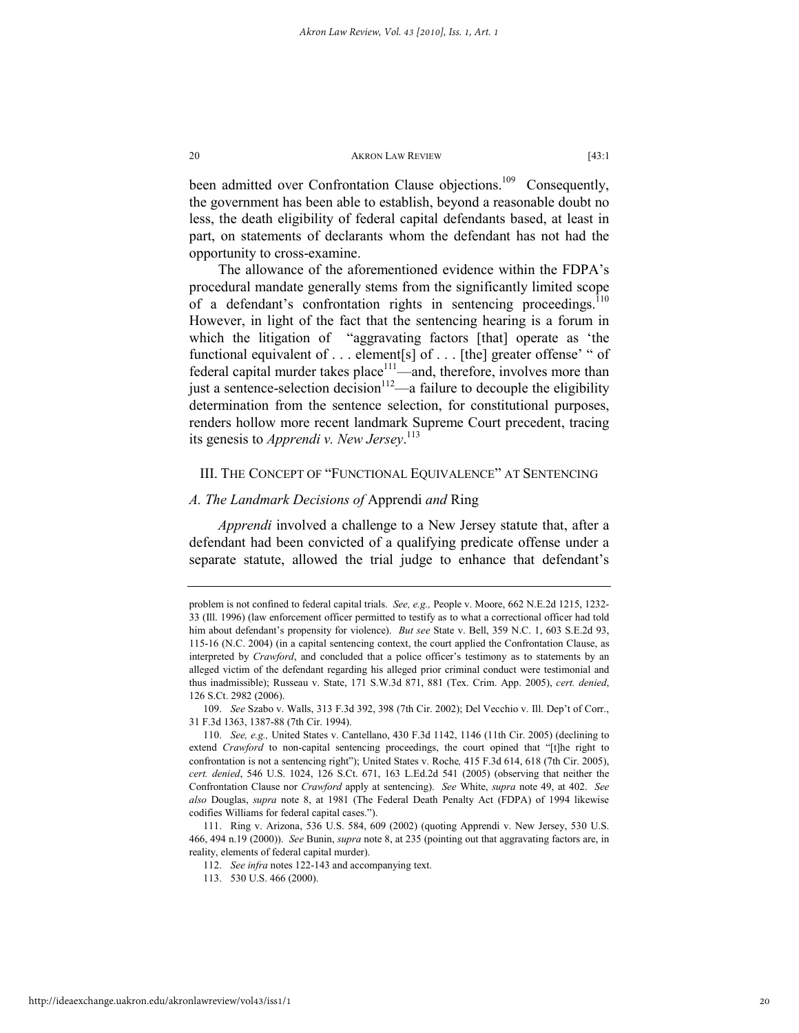been admitted over Confrontation Clause objections.[109] Consequently, the government has been able to establish, beyond a reasonable doubt no less, the death eligibility of federal capital defendants based, at least in part, on statements of declarants whom the defendant has not had the opportunity to cross-examine.

The allowance of the aforementioned evidence within the FDPA's procedural mandate generally stems from the significantly limited scope of a defendant's confrontation rights in sentencing proceedings.[110] However, in light of the fact that the sentencing hearing is a forum in which the litigation of "aggravating factors [that] operate as 'the functional equivalent of . . . element[s] of . . . [the] greater offense' " of federal capital murder takes place[111]—and, therefore, involves more than just a sentence-selection decision[112]—a failure to decouple the eligibility determination from the sentence selection, for constitutional purposes, renders hollow more recent landmark Supreme Court precedent, tracing its genesis to *Apprendi v. New Jersey*.[113]

## III. THE CONCEPT OF "FUNCTIONAL EQUIVALENCE" AT SENTENCING

### *A. The Landmark Decisions of* Apprendi *and* Ring

*Apprendi* involved a challenge to a New Jersey statute that, after a defendant had been convicted of a qualifying predicate offense under a separate statute, allowed the trial judge to enhance that defendant's

---

problem is not confined to federal capital trials. *See, e.g.,* People v. Moore, 662 N.E.2d 1215, 1232-33 (Ill. 1996) (law enforcement officer permitted to testify as to what a correctional officer had told him about defendant's propensity for violence). *But see* State v. Bell, 359 N.C. 1, 603 S.E.2d 93, 115-16 (N.C. 2004) (in a capital sentencing context, the court applied the Confrontation Clause, as interpreted by *Crawford*, and concluded that a police officer's testimony as to statements by an alleged victim of the defendant regarding his alleged prior criminal conduct were testimonial and thus inadmissible); Russeau v. State, 171 S.W.3d 871, 881 (Tex. Crim. App. 2005), *cert. denied*, 126 S.Ct. 2982 (2006).

109. *See* Szabo v. Walls, 313 F.3d 392, 398 (7th Cir. 2002); Del Vecchio v. Ill. Dep't of Corr., 31 F.3d 1363, 1387-88 (7th Cir. 1994).

110. *See, e.g.,* United States v. Cantellano, 430 F.3d 1142, 1146 (11th Cir. 2005) (declining to extend *Crawford* to non-capital sentencing proceedings, the court opined that "[t]he right to confrontation is not a sentencing right"); United States v. Roche*,* 415 F.3d 614, 618 (7th Cir. 2005), *cert. denied*, 546 U.S. 1024, 126 S.Ct. 671, 163 L.Ed.2d 541 (2005) (observing that neither the Confrontation Clause nor *Crawford* apply at sentencing). *See* White, *supra* note 49, at 402. *See also* Douglas, *supra* note 8, at 1981 (The Federal Death Penalty Act (FDPA) of 1994 likewise codifies Williams for federal capital cases.").

111. Ring v. Arizona, 536 U.S. 584, 609 (2002) (quoting Apprendi v. New Jersey, 530 U.S. 466, 494 n.19 (2000)). *See* Bunin, *supra* note 8, at 235 (pointing out that aggravating factors are, in reality, elements of federal capital murder).

112. *See infra* notes 122-143 and accompanying text.

113. 530 U.S. 466 (2000).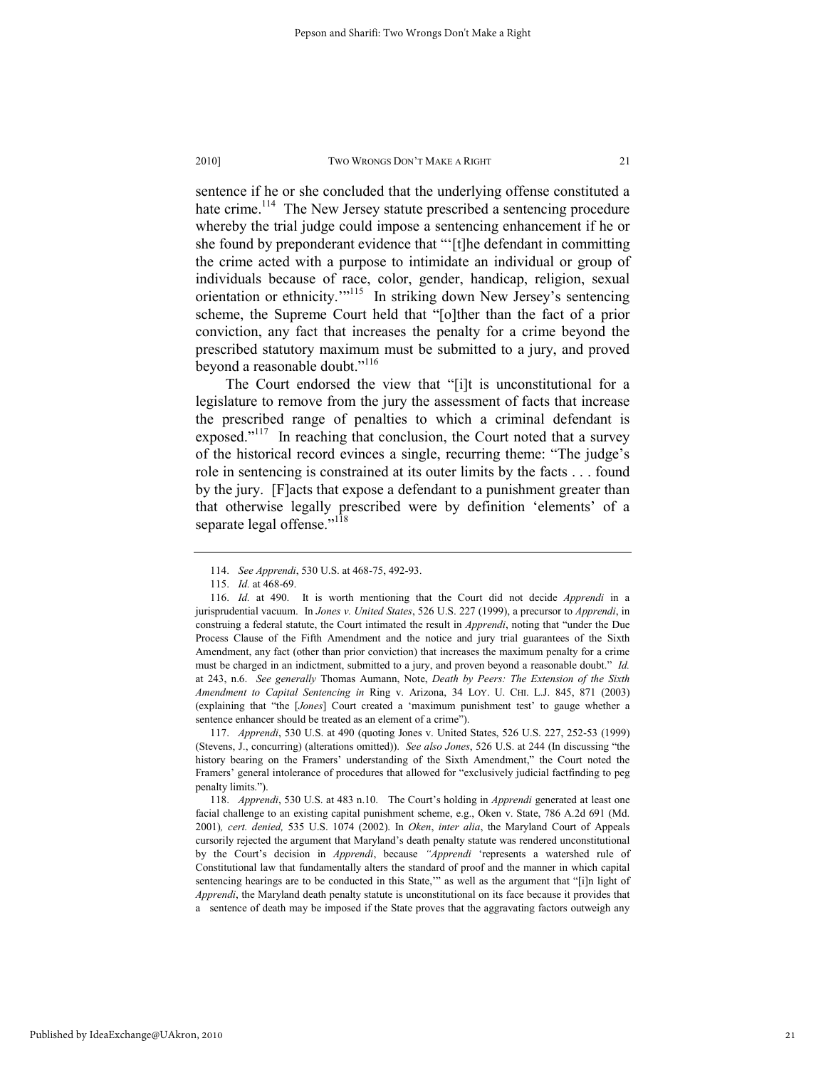sentence if he or she concluded that the underlying offense constituted a hate crime.[114] The New Jersey statute prescribed a sentencing procedure whereby the trial judge could impose a sentencing enhancement if he or she found by preponderant evidence that "'[t]he defendant in committing the crime acted with a purpose to intimidate an individual or group of individuals because of race, color, gender, handicap, religion, sexual orientation or ethnicity.'"[115] In striking down New Jersey's sentencing scheme, the Supreme Court held that "[o]ther than the fact of a prior conviction, any fact that increases the penalty for a crime beyond the prescribed statutory maximum must be submitted to a jury, and proved beyond a reasonable doubt."[116]

The Court endorsed the view that "[i]t is unconstitutional for a legislature to remove from the jury the assessment of facts that increase the prescribed range of penalties to which a criminal defendant is exposed."[117] In reaching that conclusion, the Court noted that a survey of the historical record evinces a single, recurring theme: "The judge's role in sentencing is constrained at its outer limits by the facts . . . found by the jury. [F]acts that expose a defendant to a punishment greater than that otherwise legally prescribed were by definition 'elements' of a separate legal offense."[118]

---

114. *See Apprendi*, 530 U.S. at 468-75, 492-93.

115. *Id.* at 468-69.

116. *Id.* at 490. It is worth mentioning that the Court did not decide *Apprendi* in a jurisprudential vacuum. In *Jones v. United States*, 526 U.S. 227 (1999), a precursor to *Apprendi*, in construing a federal statute, the Court intimated the result in *Apprendi*, noting that "under the Due Process Clause of the Fifth Amendment and the notice and jury trial guarantees of the Sixth Amendment, any fact (other than prior conviction) that increases the maximum penalty for a crime must be charged in an indictment, submitted to a jury, and proven beyond a reasonable doubt." *Id.* at 243, n.6. *See generally* Thomas Aumann, Note, *Death by Peers: The Extension of the Sixth Amendment to Capital Sentencing in* Ring v. Arizona, 34 LOY. U. CHI. L.J. 845, 871 (2003) (explaining that "the [*Jones*] Court created a 'maximum punishment test' to gauge whether a sentence enhancer should be treated as an element of a crime").

117. *Apprendi*, 530 U.S. at 490 (quoting Jones v. United States, 526 U.S. 227, 252-53 (1999) (Stevens, J., concurring) (alterations omitted)). *See also Jones*, 526 U.S. at 244 (In discussing "the history bearing on the Framers' understanding of the Sixth Amendment," the Court noted the Framers' general intolerance of procedures that allowed for "exclusively judicial factfinding to peg penalty limits.").

118. *Apprendi*, 530 U.S. at 483 n.10. The Court's holding in *Apprendi* generated at least one facial challenge to an existing capital punishment scheme, e.g., Oken v. State, 786 A.2d 691 (Md. 2001)*, cert. denied,* 535 U.S. 1074 (2002). In *Oken*, *inter alia*, the Maryland Court of Appeals cursorily rejected the argument that Maryland's death penalty statute was rendered unconstitutional by the Court's decision in *Apprendi*, because *"Apprendi* 'represents a watershed rule of Constitutional law that fundamentally alters the standard of proof and the manner in which capital sentencing hearings are to be conducted in this State,'" as well as the argument that "[i]n light of *Apprendi*, the Maryland death penalty statute is unconstitutional on its face because it provides that a sentence of death may be imposed if the State proves that the aggravating factors outweigh any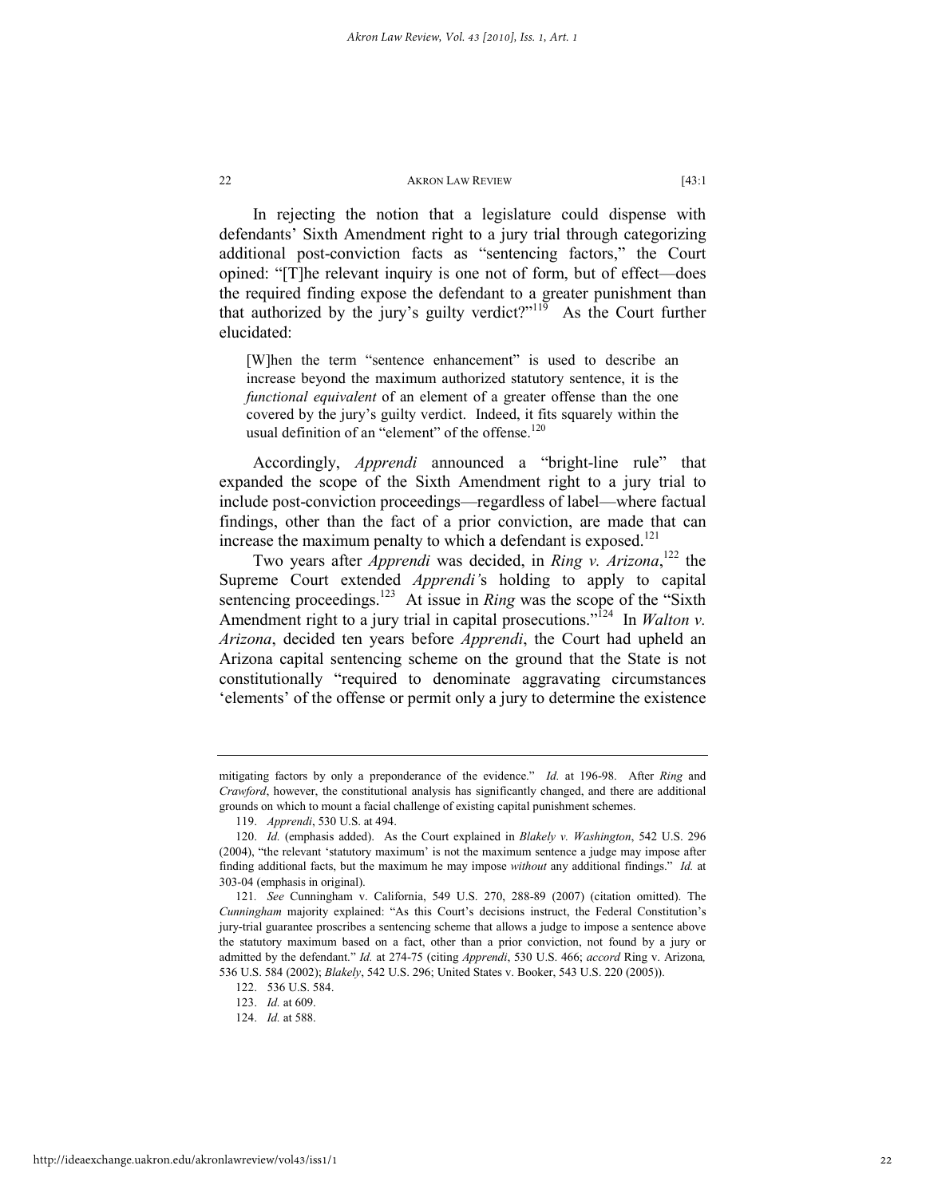In rejecting the notion that a legislature could dispense with defendants' Sixth Amendment right to a jury trial through categorizing additional post-conviction facts as "sentencing factors," the Court opined: "[T]he relevant inquiry is one not of form, but of effect—does the required finding expose the defendant to a greater punishment than that authorized by the jury's guilty verdict?"[119] As the Court further elucidated:

> [W]hen the term "sentence enhancement" is used to describe an increase beyond the maximum authorized statutory sentence, it is the *functional equivalent* of an element of a greater offense than the one covered by the jury's guilty verdict. Indeed, it fits squarely within the usual definition of an "element" of the offense.[120]

Accordingly, *Apprendi* announced a "bright-line rule" that expanded the scope of the Sixth Amendment right to a jury trial to include post-conviction proceedings—regardless of label—where factual findings, other than the fact of a prior conviction, are made that can increase the maximum penalty to which a defendant is exposed.[121]

Two years after *Apprendi* was decided, in *Ring v. Arizona*,[122] the Supreme Court extended *Apprendi*'s holding to apply to capital sentencing proceedings.[123] At issue in *Ring* was the scope of the "Sixth Amendment right to a jury trial in capital prosecutions."[124] In *Walton v. Arizona*, decided ten years before *Apprendi*, the Court had upheld an Arizona capital sentencing scheme on the ground that the State is not constitutionally "required to denominate aggravating circumstances 'elements' of the offense or permit only a jury to determine the existence

---

mitigating factors by only a preponderance of the evidence." *Id.* at 196-98. After *Ring* and *Crawford*, however, the constitutional analysis has significantly changed, and there are additional grounds on which to mount a facial challenge of existing capital punishment schemes.

119. *Apprendi*, 530 U.S. at 494.

120. *Id.* (emphasis added). As the Court explained in *Blakely v. Washington*, 542 U.S. 296 (2004), "the relevant 'statutory maximum' is not the maximum sentence a judge may impose after finding additional facts, but the maximum he may impose *without* any additional findings." *Id.* at 303-04 (emphasis in original).

121. *See* Cunningham v. California, 549 U.S. 270, 288-89 (2007) (citation omitted). The *Cunningham* majority explained: "As this Court's decisions instruct, the Federal Constitution's jury-trial guarantee proscribes a sentencing scheme that allows a judge to impose a sentence above the statutory maximum based on a fact, other than a prior conviction, not found by a jury or admitted by the defendant." *Id.* at 274-75 (citing *Apprendi*, 530 U.S. 466; *accord* Ring v. Arizona, 536 U.S. 584 (2002); *Blakely*, 542 U.S. 296; United States v. Booker, 543 U.S. 220 (2005)).

122. 536 U.S. 584.

123. *Id.* at 609.

124. *Id.* at 588.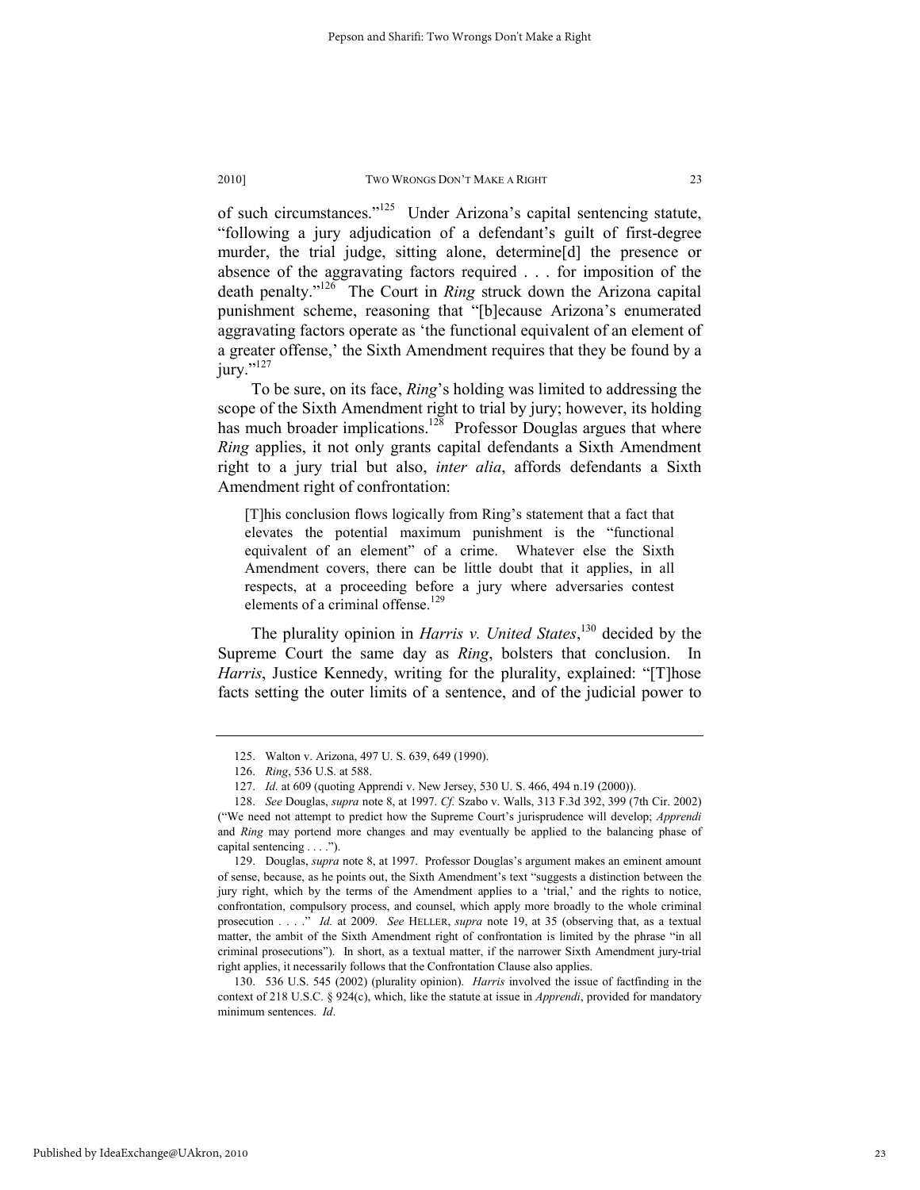of such circumstances."[125] Under Arizona's capital sentencing statute, "following a jury adjudication of a defendant's guilt of first-degree murder, the trial judge, sitting alone, determine[d] the presence or absence of the aggravating factors required . . . for imposition of the death penalty."[126] The Court in *Ring* struck down the Arizona capital punishment scheme, reasoning that "[b]ecause Arizona's enumerated aggravating factors operate as 'the functional equivalent of an element of a greater offense,' the Sixth Amendment requires that they be found by a jury."[127]

To be sure, on its face, *Ring*'s holding was limited to addressing the scope of the Sixth Amendment right to trial by jury; however, its holding has much broader implications.[128] Professor Douglas argues that where *Ring* applies, it not only grants capital defendants a Sixth Amendment right to a jury trial but also, *inter alia*, affords defendants a Sixth Amendment right of confrontation:

> [T]his conclusion flows logically from Ring's statement that a fact that elevates the potential maximum punishment is the "functional equivalent of an element" of a crime. Whatever else the Sixth Amendment covers, there can be little doubt that it applies, in all respects, at a proceeding before a jury where adversaries contest elements of a criminal offense.[129]

The plurality opinion in *Harris v. United States*,[130] decided by the Supreme Court the same day as *Ring*, bolsters that conclusion. In *Harris*, Justice Kennedy, writing for the plurality, explained: "[T]hose facts setting the outer limits of a sentence, and of the judicial power to

---

125. Walton v. Arizona, 497 U. S. 639, 649 (1990).

126. *Ring*, 536 U.S. at 588.

127. *Id.* at 609 (quoting Apprendi v. New Jersey, 530 U. S. 466, 494 n.19 (2000)).

128. *See* Douglas, *supra* note 8, at 1997. *Cf.* Szabo v. Walls, 313 F.3d 392, 399 (7th Cir. 2002) ("We need not attempt to predict how the Supreme Court's jurisprudence will develop; *Apprendi* and *Ring* may portend more changes and may eventually be applied to the balancing phase of capital sentencing . . . .").

129. Douglas, *supra* note 8, at 1997. Professor Douglas's argument makes an eminent amount of sense, because, as he points out, the Sixth Amendment's text "suggests a distinction between the jury right, which by the terms of the Amendment applies to a 'trial,' and the rights to notice, confrontation, compulsory process, and counsel, which apply more broadly to the whole criminal prosecution . . . ." *Id.* at 2009. *See* HELLER, *supra* note 19, at 35 (observing that, as a textual matter, the ambit of the Sixth Amendment right of confrontation is limited by the phrase "in all criminal prosecutions"). In short, as a textual matter, if the narrower Sixth Amendment jury-trial right applies, it necessarily follows that the Confrontation Clause also applies.

130. 536 U.S. 545 (2002) (plurality opinion). *Harris* involved the issue of factfinding in the context of 218 U.S.C. § 924(c), which, like the statute at issue in *Apprendi*, provided for mandatory minimum sentences. *Id*.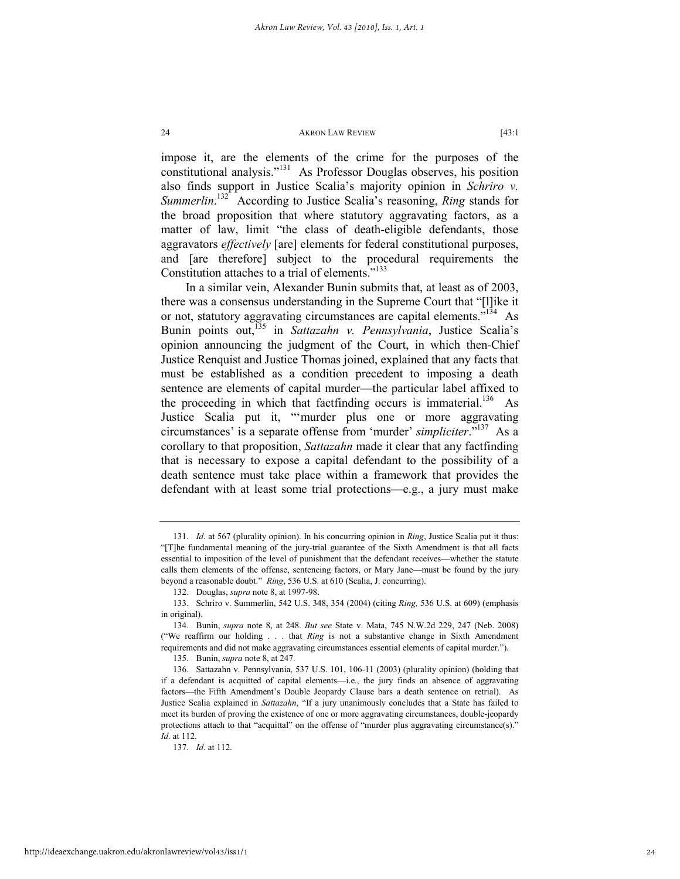impose it, are the elements of the crime for the purposes of the constitutional analysis."[131] As Professor Douglas observes, his position also finds support in Justice Scalia's majority opinion in *Schriro v. Summerlin*.[132] According to Justice Scalia's reasoning, *Ring* stands for the broad proposition that where statutory aggravating factors, as a matter of law, limit "the class of death-eligible defendants, those aggravators *effectively* [are] elements for federal constitutional purposes, and [are therefore] subject to the procedural requirements the Constitution attaches to a trial of elements."[133]

In a similar vein, Alexander Bunin submits that, at least as of 2003, there was a consensus understanding in the Supreme Court that "[l]ike it or not, statutory aggravating circumstances are capital elements."[134] As Bunin points out,[135] in *Sattazahn v. Pennsylvania*, Justice Scalia's opinion announcing the judgment of the Court, in which then-Chief Justice Renquist and Justice Thomas joined, explained that any facts that must be established as a condition precedent to imposing a death sentence are elements of capital murder—the particular label affixed to the proceeding in which that factfinding occurs is immaterial.[136] As Justice Scalia put it, "'murder plus one or more aggravating circumstances' is a separate offense from 'murder' *simpliciter*."[137] As a corollary to that proposition, *Sattazahn* made it clear that any factfinding that is necessary to expose a capital defendant to the possibility of a death sentence must take place within a framework that provides the defendant with at least some trial protections—e.g., a jury must make

---

131. *Id.* at 567 (plurality opinion). In his concurring opinion in *Ring*, Justice Scalia put it thus: "[T]he fundamental meaning of the jury-trial guarantee of the Sixth Amendment is that all facts essential to imposition of the level of punishment that the defendant receives—whether the statute calls them elements of the offense, sentencing factors, or Mary Jane—must be found by the jury beyond a reasonable doubt." *Ring*, 536 U.S. at 610 (Scalia, J. concurring).

132. Douglas, *supra* note 8, at 1997-98.

133. Schriro v. Summerlin, 542 U.S. 348, 354 (2004) (citing *Ring,* 536 U.S. at 609) (emphasis in original).

134. Bunin, *supra* note 8, at 248. *But see* State v. Mata, 745 N.W.2d 229, 247 (Neb. 2008) ("We reaffirm our holding . . . that *Ring* is not a substantive change in Sixth Amendment requirements and did not make aggravating circumstances essential elements of capital murder.").

135. Bunin, *supra* note 8, at 247.

136. Sattazahn v. Pennsylvania, 537 U.S. 101, 106-11 (2003) (plurality opinion) (holding that if a defendant is acquitted of capital elements—i.e., the jury finds an absence of aggravating factors—the Fifth Amendment's Double Jeopardy Clause bars a death sentence on retrial). As Justice Scalia explained in *Sattazahn*, "If a jury unanimously concludes that a State has failed to meet its burden of proving the existence of one or more aggravating circumstances, double-jeopardy protections attach to that "acquittal" on the offense of "murder plus aggravating circumstance(s)." *Id.* at 112.

137. *Id.* at 112.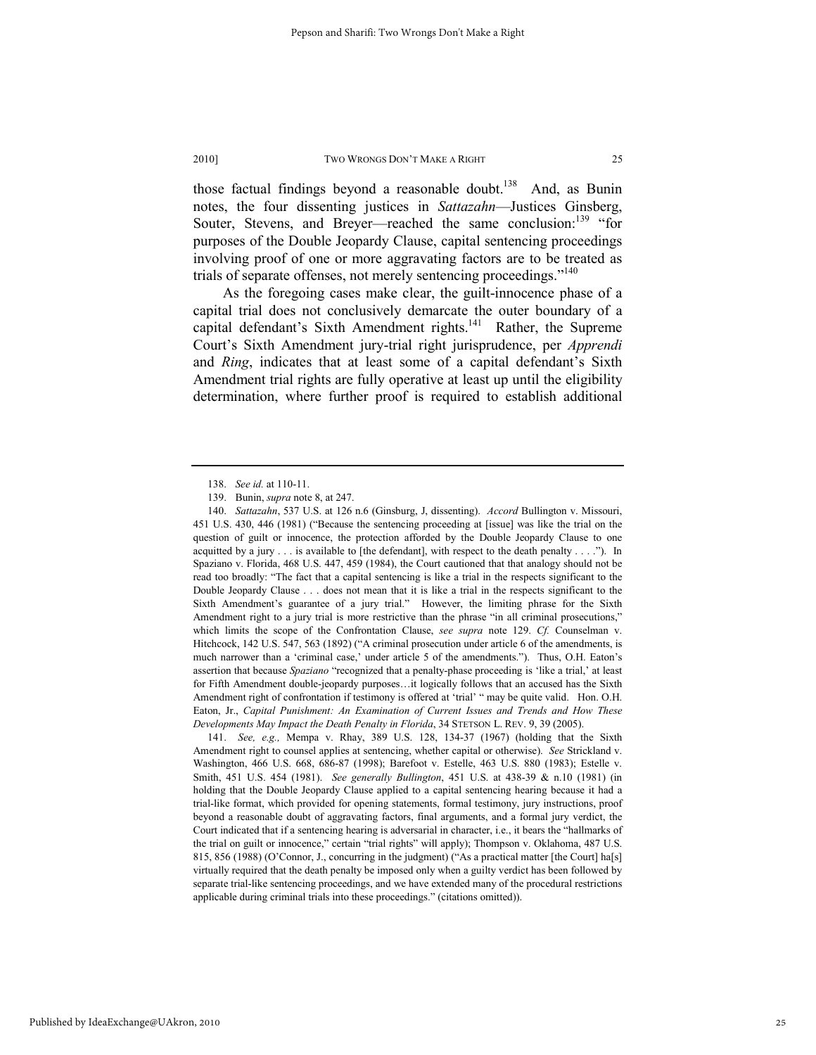those factual findings beyond a reasonable doubt.[138] And, as Bunin notes, the four dissenting justices in *Sattazahn*—Justices Ginsberg, Souter, Stevens, and Breyer—reached the same conclusion:[139] "for purposes of the Double Jeopardy Clause, capital sentencing proceedings involving proof of one or more aggravating factors are to be treated as trials of separate offenses, not merely sentencing proceedings."[140]

As the foregoing cases make clear, the guilt-innocence phase of a capital trial does not conclusively demarcate the outer boundary of a capital defendant's Sixth Amendment rights.[141] Rather, the Supreme Court's Sixth Amendment jury-trial right jurisprudence, per *Apprendi* and *Ring*, indicates that at least some of a capital defendant's Sixth Amendment trial rights are fully operative at least up until the eligibility determination, where further proof is required to establish additional

---

138. *See id.* at 110-11.

139. Bunin, *supra* note 8, at 247.

140. *Sattazahn*, 537 U.S. at 126 n.6 (Ginsburg, J, dissenting). *Accord* Bullington v. Missouri, 451 U.S. 430, 446 (1981) ("Because the sentencing proceeding at [issue] was like the trial on the question of guilt or innocence, the protection afforded by the Double Jeopardy Clause to one acquitted by a jury . . . is available to [the defendant], with respect to the death penalty . . . ."). In Spaziano v. Florida, 468 U.S. 447, 459 (1984), the Court cautioned that that analogy should not be read too broadly: "The fact that a capital sentencing is like a trial in the respects significant to the Double Jeopardy Clause . . . does not mean that it is like a trial in the respects significant to the Sixth Amendment's guarantee of a jury trial." However, the limiting phrase for the Sixth Amendment right to a jury trial is more restrictive than the phrase "in all criminal prosecutions," which limits the scope of the Confrontation Clause, *see supra* note 129. *Cf.* Counselman v. Hitchcock, 142 U.S. 547, 563 (1892) ("A criminal prosecution under article 6 of the amendments, is much narrower than a 'criminal case,' under article 5 of the amendments."). Thus, O.H. Eaton's assertion that because *Spaziano* "recognized that a penalty-phase proceeding is 'like a trial,' at least for Fifth Amendment double-jeopardy purposes…it logically follows that an accused has the Sixth Amendment right of confrontation if testimony is offered at 'trial' " may be quite valid. Hon. O.H. Eaton, Jr., *Capital Punishment: An Examination of Current Issues and Trends and How These Developments May Impact the Death Penalty in Florida*, 34 STETSON L. REV. 9, 39 (2005).

141. *See, e.g.,* Mempa v. Rhay, 389 U.S. 128, 134-37 (1967) (holding that the Sixth Amendment right to counsel applies at sentencing, whether capital or otherwise). *See* Strickland v. Washington, 466 U.S. 668, 686-87 (1998); Barefoot v. Estelle, 463 U.S. 880 (1983); Estelle v. Smith, 451 U.S. 454 (1981). *See generally Bullington*, 451 U.S. at 438-39 & n.10 (1981) (in holding that the Double Jeopardy Clause applied to a capital sentencing hearing because it had a trial-like format, which provided for opening statements, formal testimony, jury instructions, proof beyond a reasonable doubt of aggravating factors, final arguments, and a formal jury verdict, the Court indicated that if a sentencing hearing is adversarial in character, i.e., it bears the "hallmarks of the trial on guilt or innocence," certain "trial rights" will apply); Thompson v. Oklahoma, 487 U.S. 815, 856 (1988) (O'Connor, J., concurring in the judgment) ("As a practical matter [the Court] ha[s] virtually required that the death penalty be imposed only when a guilty verdict has been followed by separate trial-like sentencing proceedings, and we have extended many of the procedural restrictions applicable during criminal trials into these proceedings." (citations omitted)).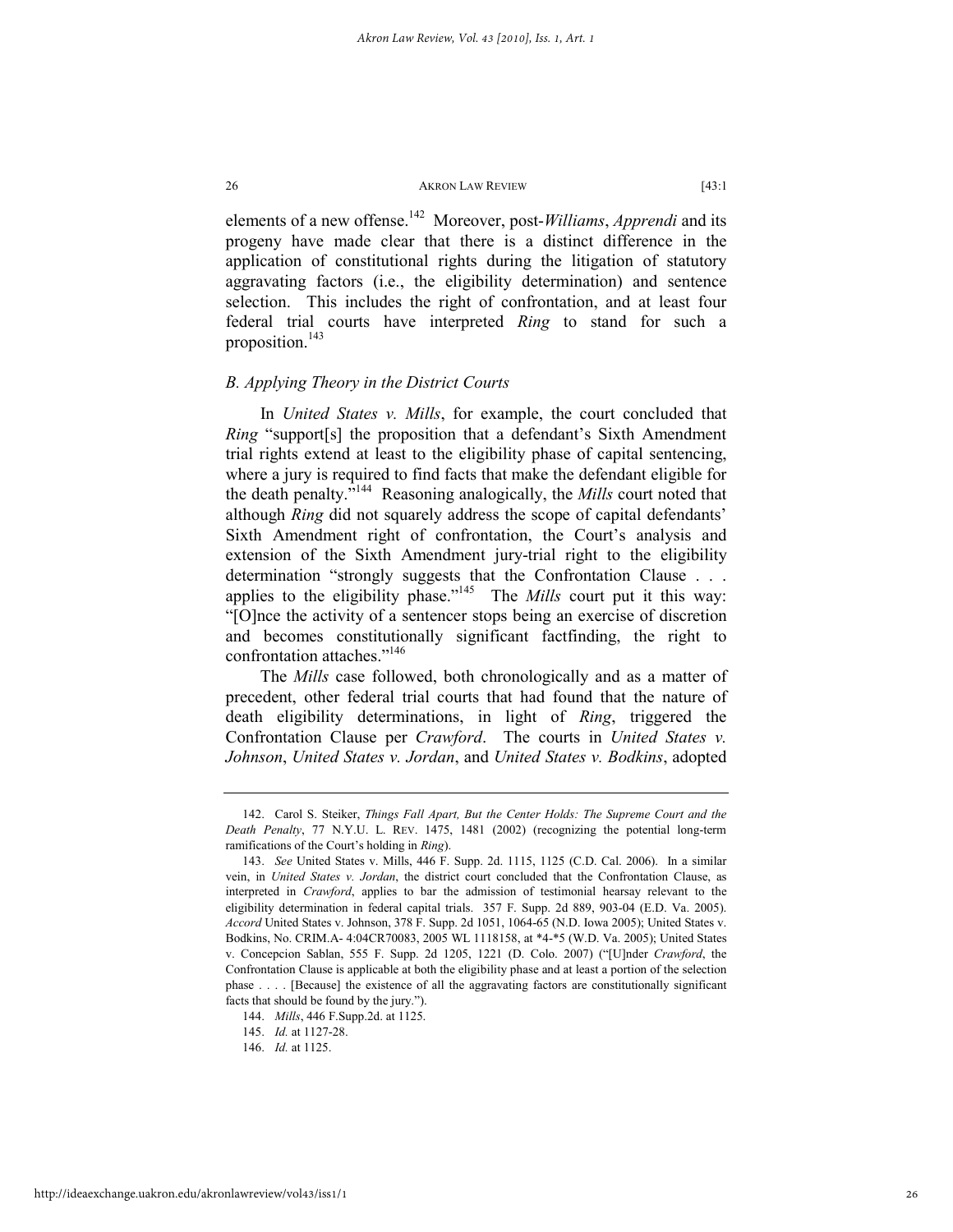elements of a new offense.[142] Moreover, post-*Williams*, *Apprendi* and its progeny have made clear that there is a distinct difference in the application of constitutional rights during the litigation of statutory aggravating factors (i.e., the eligibility determination) and sentence selection. This includes the right of confrontation, and at least four federal trial courts have interpreted *Ring* to stand for such a proposition.[143]

### *B. Applying Theory in the District Courts*

In *United States v. Mills*, for example, the court concluded that *Ring* "support[s] the proposition that a defendant's Sixth Amendment trial rights extend at least to the eligibility phase of capital sentencing, where a jury is required to find facts that make the defendant eligible for the death penalty."[144] Reasoning analogically, the *Mills* court noted that although *Ring* did not squarely address the scope of capital defendants' Sixth Amendment right of confrontation, the Court's analysis and extension of the Sixth Amendment jury-trial right to the eligibility determination "strongly suggests that the Confrontation Clause . . . applies to the eligibility phase."[145] The *Mills* court put it this way: "[O]nce the activity of a sentencer stops being an exercise of discretion and becomes constitutionally significant factfinding, the right to confrontation attaches."[146]

The *Mills* case followed, both chronologically and as a matter of precedent, other federal trial courts that had found that the nature of death eligibility determinations, in light of *Ring*, triggered the Confrontation Clause per *Crawford*. The courts in *United States v. Johnson*, *United States v. Jordan*, and *United States v. Bodkins*, adopted

---

142. Carol S. Steiker, *Things Fall Apart, But the Center Holds: The Supreme Court and the Death Penalty*, 77 N.Y.U. L. REV. 1475, 1481 (2002) (recognizing the potential long-term ramifications of the Court's holding in *Ring*).

143. *See* United States v. Mills, 446 F. Supp. 2d. 1115, 1125 (C.D. Cal. 2006). In a similar vein, in *United States v. Jordan*, the district court concluded that the Confrontation Clause, as interpreted in *Crawford*, applies to bar the admission of testimonial hearsay relevant to the eligibility determination in federal capital trials. 357 F. Supp. 2d 889, 903-04 (E.D. Va. 2005). *Accord* United States v. Johnson, 378 F. Supp. 2d 1051, 1064-65 (N.D. Iowa 2005); United States v. Bodkins, No. CRIM.A- 4:04CR70083, 2005 WL 1118158, at *4-*5 (W.D. Va. 2005); United States v. Concepcion Sablan, 555 F. Supp. 2d 1205, 1221 (D. Colo. 2007) ("[U]nder *Crawford*, the Confrontation Clause is applicable at both the eligibility phase and at least a portion of the selection phase . . . . [Because] the existence of all the aggravating factors are constitutionally significant facts that should be found by the jury.").

144. *Mills*, 446 F.Supp.2d. at 1125.

145. *Id.* at 1127-28.

146. *Id.* at 1125.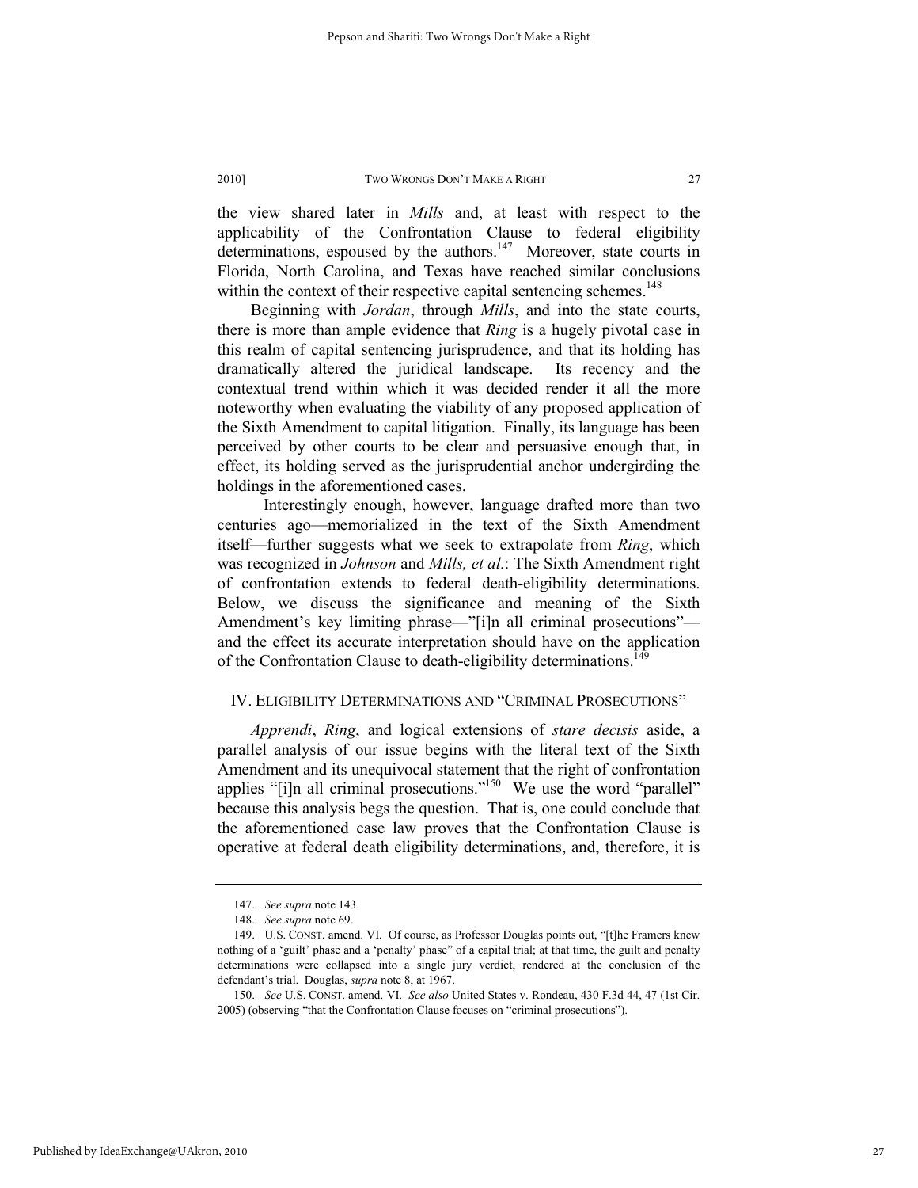the view shared later in *Mills* and, at least with respect to the applicability of the Confrontation Clause to federal eligibility determinations, espoused by the authors.[147] Moreover, state courts in Florida, North Carolina, and Texas have reached similar conclusions within the context of their respective capital sentencing schemes.[148]

Beginning with *Jordan*, through *Mills*, and into the state courts, there is more than ample evidence that *Ring* is a hugely pivotal case in this realm of capital sentencing jurisprudence, and that its holding has dramatically altered the juridical landscape. Its recency and the contextual trend within which it was decided render it all the more noteworthy when evaluating the viability of any proposed application of the Sixth Amendment to capital litigation. Finally, its language has been perceived by other courts to be clear and persuasive enough that, in effect, its holding served as the jurisprudential anchor undergirding the holdings in the aforementioned cases.

Interestingly enough, however, language drafted more than two centuries ago—memorialized in the text of the Sixth Amendment itself—further suggests what we seek to extrapolate from *Ring*, which was recognized in *Johnson* and *Mills, et al.*: The Sixth Amendment right of confrontation extends to federal death-eligibility determinations. Below, we discuss the significance and meaning of the Sixth Amendment's key limiting phrase—"[i]n all criminal prosecutions"—and the effect its accurate interpretation should have on the application of the Confrontation Clause to death-eligibility determinations.[149]

## IV. ELIGIBILITY DETERMINATIONS AND "CRIMINAL PROSECUTIONS"

*Apprendi*, *Ring*, and logical extensions of *stare decisis* aside, a parallel analysis of our issue begins with the literal text of the Sixth Amendment and its unequivocal statement that the right of confrontation applies "[i]n all criminal prosecutions."[150] We use the word "parallel" because this analysis begs the question. That is, one could conclude that the aforementioned case law proves that the Confrontation Clause is operative at federal death eligibility determinations, and, therefore, it is

---

147. *See supra* note 143.

148. *See supra* note 69.

149. U.S. CONST. amend. VI. Of course, as Professor Douglas points out, "[t]he Framers knew nothing of a 'guilt' phase and a 'penalty' phase" of a capital trial; at that time, the guilt and penalty determinations were collapsed into a single jury verdict, rendered at the conclusion of the defendant's trial. Douglas, *supra* note 8, at 1967.

150. *See* U.S. CONST. amend. VI. *See also* United States v. Rondeau, 430 F.3d 44, 47 (1st Cir. 2005) (observing "that the Confrontation Clause focuses on "criminal prosecutions").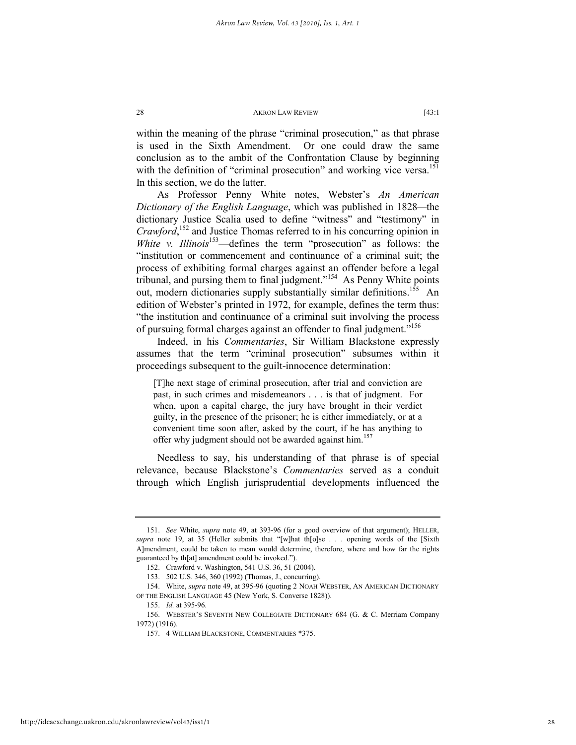within the meaning of the phrase "criminal prosecution," as that phrase is used in the Sixth Amendment. Or one could draw the same conclusion as to the ambit of the Confrontation Clause by beginning with the definition of "criminal prosecution" and working vice versa.[151] In this section, we do the latter.

As Professor Penny White notes, Webster's *An American Dictionary of the English Language*, which was published in 1828—the dictionary Justice Scalia used to define "witness" and "testimony" in *Crawford*,[152] and Justice Thomas referred to in his concurring opinion in *White v. Illinois*[153]—defines the term "prosecution" as follows: the "institution or commencement and continuance of a criminal suit; the process of exhibiting formal charges against an offender before a legal tribunal, and pursing them to final judgment."[154] As Penny White points out, modern dictionaries supply substantially similar definitions.[155] An edition of Webster's printed in 1972, for example, defines the term thus: "the institution and continuance of a criminal suit involving the process of pursuing formal charges against an offender to final judgment."[156]

Indeed, in his *Commentaries*, Sir William Blackstone expressly assumes that the term "criminal prosecution" subsumes within it proceedings subsequent to the guilt-innocence determination:

> [T]he next stage of criminal prosecution, after trial and conviction are past, in such crimes and misdemeanors . . . is that of judgment. For when, upon a capital charge, the jury have brought in their verdict guilty, in the presence of the prisoner; he is either immediately, or at a convenient time soon after, asked by the court, if he has anything to offer why judgment should not be awarded against him.[157]

Needless to say, his understanding of that phrase is of special relevance, because Blackstone's *Commentaries* served as a conduit through which English jurisprudential developments influenced the

---

151. *See* White, *supra* note 49, at 393-96 (for a good overview of that argument); HELLER, *supra* note 19, at 35 (Heller submits that "[w]hat th[o]se . . . opening words of the [Sixth A]mendment, could be taken to mean would determine, therefore, where and how far the rights guaranteed by th[at] amendment could be invoked.").

152. Crawford v. Washington, 541 U.S. 36, 51 (2004).

153. 502 U.S. 346, 360 (1992) (Thomas, J., concurring).

154. White, *supra* note 49, at 395-96 (quoting 2 NOAH WEBSTER, AN AMERICAN DICTIONARY OF THE ENGLISH LANGUAGE 45 (New York, S. Converse 1828)).

155. *Id.* at 395-96.

156. WEBSTER'S SEVENTH NEW COLLEGIATE DICTIONARY 684 (G. & C. Merriam Company 1972) (1916).

157. 4 WILLIAM BLACKSTONE, COMMENTARIES *375.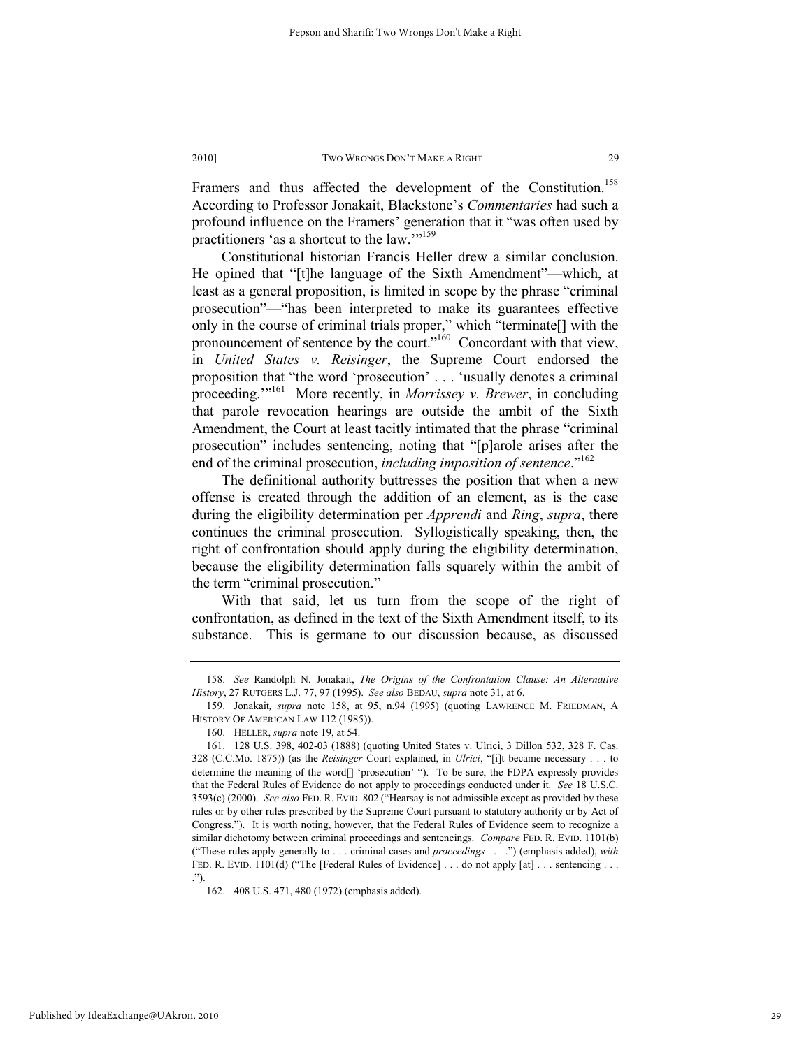Framers and thus affected the development of the Constitution.[158] According to Professor Jonakait, Blackstone's *Commentaries* had such a profound influence on the Framers' generation that it "was often used by practitioners 'as a shortcut to the law.'"[159]

Constitutional historian Francis Heller drew a similar conclusion. He opined that "[t]he language of the Sixth Amendment"—which, at least as a general proposition, is limited in scope by the phrase "criminal prosecution"—"has been interpreted to make its guarantees effective only in the course of criminal trials proper," which "terminate[] with the pronouncement of sentence by the court."[160] Concordant with that view, in *United States v. Reisinger*, the Supreme Court endorsed the proposition that "the word 'prosecution' . . . 'usually denotes a criminal proceeding.'"[161] More recently, in *Morrissey v. Brewer*, in concluding that parole revocation hearings are outside the ambit of the Sixth Amendment, the Court at least tacitly intimated that the phrase "criminal prosecution" includes sentencing, noting that "[p]arole arises after the end of the criminal prosecution, *including imposition of sentence*."[162]

The definitional authority buttresses the position that when a new offense is created through the addition of an element, as is the case during the eligibility determination per *Apprendi* and *Ring*, *supra*, there continues the criminal prosecution. Syllogistically speaking, then, the right of confrontation should apply during the eligibility determination, because the eligibility determination falls squarely within the ambit of the term "criminal prosecution."

With that said, let us turn from the scope of the right of confrontation, as defined in the text of the Sixth Amendment itself, to its substance. This is germane to our discussion because, as discussed

---

158. *See* Randolph N. Jonakait, *The Origins of the Confrontation Clause: An Alternative History*, 27 RUTGERS L.J. 77, 97 (1995). *See also* BEDAU, *supra* note 31, at 6.

159. Jonakait*, supra* note 158, at 95, n.94 (1995) (quoting LAWRENCE M. FRIEDMAN, A HISTORY OF AMERICAN LAW 112 (1985)).

160. HELLER, *supra* note 19, at 54.

161. 128 U.S. 398, 402-03 (1888) (quoting United States v. Ulrici, 3 Dillon 532, 328 F. Cas. 328 (C.C.Mo. 1875)) (as the *Reisinger* Court explained, in *Ulrici*, "[i]t became necessary . . . to determine the meaning of the word[] 'prosecution' "). To be sure, the FDPA expressly provides that the Federal Rules of Evidence do not apply to proceedings conducted under it. *See* 18 U.S.C. 3593(c) (2000). *See also* FED. R. EVID. 802 ("Hearsay is not admissible except as provided by these rules or by other rules prescribed by the Supreme Court pursuant to statutory authority or by Act of Congress."). It is worth noting, however, that the Federal Rules of Evidence seem to recognize a similar dichotomy between criminal proceedings and sentencings. *Compare* FED. R. EVID. 1101(b) ("These rules apply generally to . . . criminal cases and *proceedings* . . . .") (emphasis added), *with* FED. R. EVID. 1101(d) ("The [Federal Rules of Evidence] . . . do not apply [at] . . . sentencing . . . .").

162. 408 U.S. 471, 480 (1972) (emphasis added).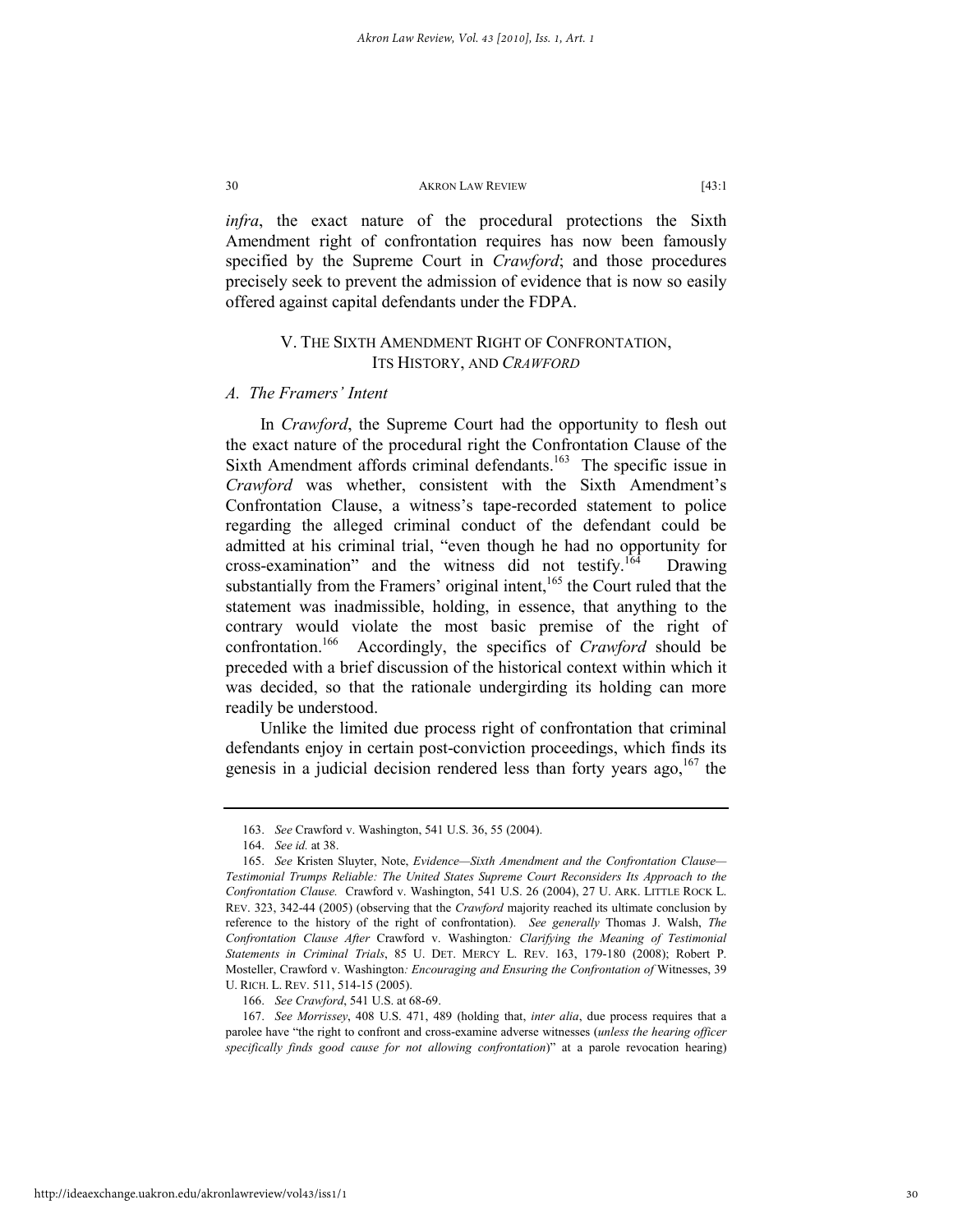*infra*, the exact nature of the procedural protections the Sixth Amendment right of confrontation requires has now been famously specified by the Supreme Court in *Crawford*; and those procedures precisely seek to prevent the admission of evidence that is now so easily offered against capital defendants under the FDPA.

## V. THE SIXTH AMENDMENT RIGHT OF CONFRONTATION, ITS HISTORY, AND *CRAWFORD*

### *A. The Framers' Intent*

In *Crawford*, the Supreme Court had the opportunity to flesh out the exact nature of the procedural right the Confrontation Clause of the Sixth Amendment affords criminal defendants.[163] The specific issue in *Crawford* was whether, consistent with the Sixth Amendment's Confrontation Clause, a witness's tape-recorded statement to police regarding the alleged criminal conduct of the defendant could be admitted at his criminal trial, "even though he had no opportunity for cross-examination" and the witness did not testify.[164] Drawing substantially from the Framers' original intent,[165] the Court ruled that the statement was inadmissible, holding, in essence, that anything to the contrary would violate the most basic premise of the right of confrontation.[166] Accordingly, the specifics of *Crawford* should be preceded with a brief discussion of the historical context within which it was decided, so that the rationale undergirding its holding can more readily be understood.

Unlike the limited due process right of confrontation that criminal defendants enjoy in certain post-conviction proceedings, which finds its genesis in a judicial decision rendered less than forty years ago,[167] the

---

163. *See* Crawford v. Washington, 541 U.S. 36, 55 (2004).

164. *See id.* at 38.

165. *See* Kristen Sluyter, Note, *Evidence—Sixth Amendment and the Confrontation Clause—Testimonial Trumps Reliable: The United States Supreme Court Reconsiders Its Approach to the Confrontation Clause.* Crawford v. Washington, 541 U.S. 26 (2004), 27 U. ARK. LITTLE ROCK L. REV. 323, 342-44 (2005) (observing that the *Crawford* majority reached its ultimate conclusion by reference to the history of the right of confrontation). *See generally* Thomas J. Walsh, *The Confrontation Clause After* Crawford v. Washington*: Clarifying the Meaning of Testimonial Statements in Criminal Trials*, 85 U. DET. MERCY L. REV. 163, 179-180 (2008); Robert P. Mosteller, Crawford v. Washington*: Encouraging and Ensuring the Confrontation of* Witnesses, 39 U. RICH. L. REV. 511, 514-15 (2005).

166. *See Crawford*, 541 U.S. at 68-69.

167. *See Morrissey*, 408 U.S. 471, 489 (holding that, *inter alia*, due process requires that a parolee have "the right to confront and cross-examine adverse witnesses (*unless the hearing officer specifically finds good cause for not allowing confrontation*)" at a parole revocation hearing)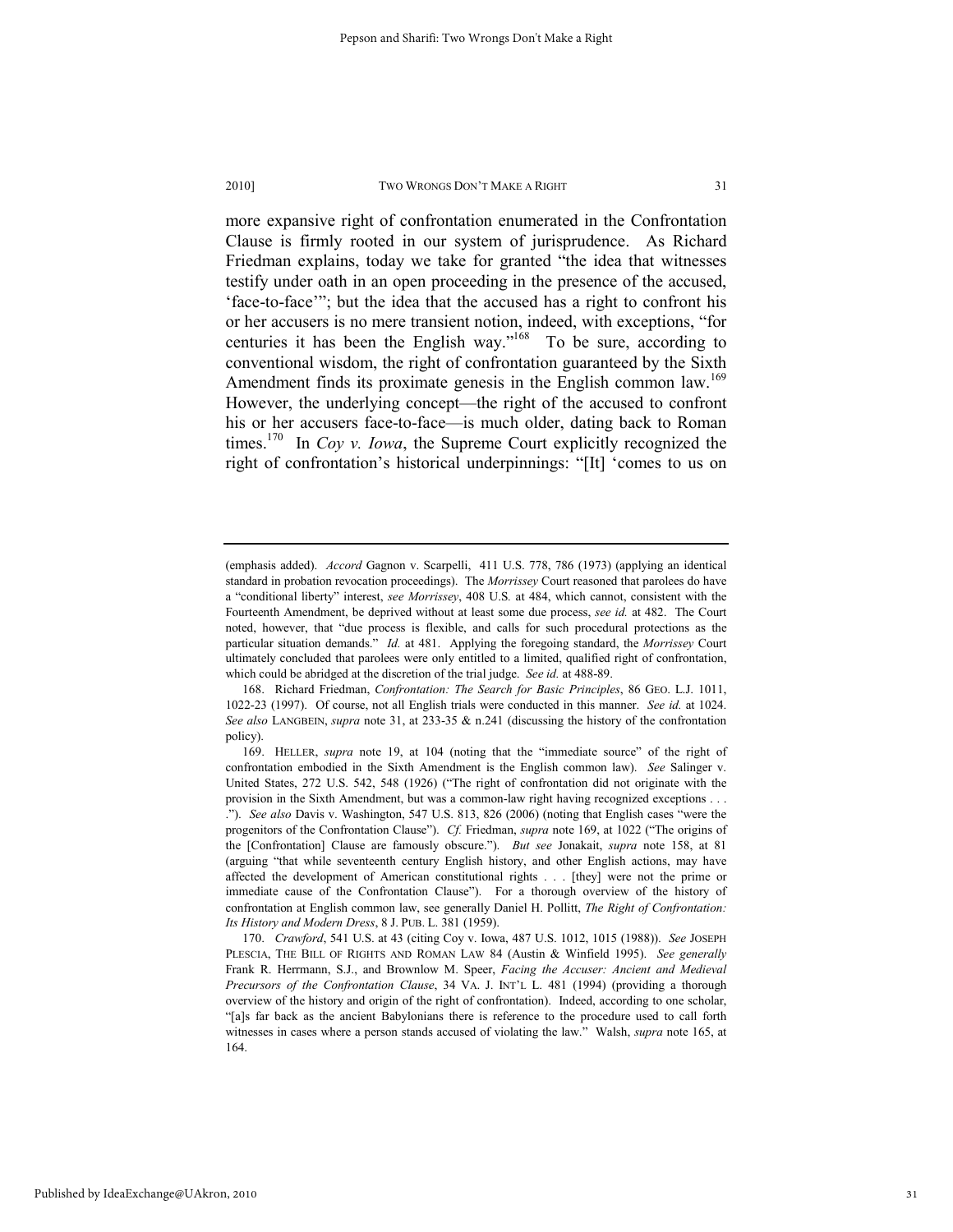more expansive right of confrontation enumerated in the Confrontation Clause is firmly rooted in our system of jurisprudence. As Richard Friedman explains, today we take for granted "the idea that witnesses testify under oath in an open proceeding in the presence of the accused, 'face-to-face'"; but the idea that the accused has a right to confront his or her accusers is no mere transient notion, indeed, with exceptions, "for centuries it has been the English way."[168] To be sure, according to conventional wisdom, the right of confrontation guaranteed by the Sixth Amendment finds its proximate genesis in the English common law.[169] However, the underlying concept—the right of the accused to confront his or her accusers face-to-face—is much older, dating back to Roman times.[170] In *Coy v. Iowa*, the Supreme Court explicitly recognized the right of confrontation's historical underpinnings: "[It] 'comes to us on

---

(emphasis added). *Accord* Gagnon v. Scarpelli, 411 U.S. 778, 786 (1973) (applying an identical standard in probation revocation proceedings). The *Morrissey* Court reasoned that parolees do have a "conditional liberty" interest, *see Morrissey*, 408 U.S. at 484, which cannot, consistent with the Fourteenth Amendment, be deprived without at least some due process, *see id.* at 482. The Court noted, however, that "due process is flexible, and calls for such procedural protections as the particular situation demands." *Id.* at 481. Applying the foregoing standard, the *Morrissey* Court ultimately concluded that parolees were only entitled to a limited, qualified right of confrontation, which could be abridged at the discretion of the trial judge. *See id.* at 488-89.

168. Richard Friedman, *Confrontation: The Search for Basic Principles*, 86 GEO. L.J. 1011, 1022-23 (1997). Of course, not all English trials were conducted in this manner. *See id.* at 1024. *See also* LANGBEIN, *supra* note 31, at 233-35 & n.241 (discussing the history of the confrontation policy).

169. HELLER, *supra* note 19, at 104 (noting that the "immediate source" of the right of confrontation embodied in the Sixth Amendment is the English common law). *See* Salinger v. United States, 272 U.S. 542, 548 (1926) ("The right of confrontation did not originate with the provision in the Sixth Amendment, but was a common-law right having recognized exceptions . . . ."). *See also* Davis v. Washington, 547 U.S. 813, 826 (2006) (noting that English cases "were the progenitors of the Confrontation Clause"). *Cf.* Friedman, *supra* note 169, at 1022 ("The origins of the [Confrontation] Clause are famously obscure."). *But see* Jonakait, *supra* note 158, at 81 (arguing "that while seventeenth century English history, and other English actions, may have affected the development of American constitutional rights . . . [they] were not the prime or immediate cause of the Confrontation Clause"). For a thorough overview of the history of confrontation at English common law, see generally Daniel H. Pollitt, *The Right of Confrontation: Its History and Modern Dress*, 8 J. PUB. L. 381 (1959).

170. *Crawford*, 541 U.S. at 43 (citing Coy v. Iowa, 487 U.S. 1012, 1015 (1988)). *See* JOSEPH PLESCIA, THE BILL OF RIGHTS AND ROMAN LAW 84 (Austin & Winfield 1995). *See generally* Frank R. Herrmann, S.J., and Brownlow M. Speer, *Facing the Accuser: Ancient and Medieval Precursors of the Confrontation Clause*, 34 VA. J. INT'L L. 481 (1994) (providing a thorough overview of the history and origin of the right of confrontation). Indeed, according to one scholar, "[a]s far back as the ancient Babylonians there is reference to the procedure used to call forth witnesses in cases where a person stands accused of violating the law." Walsh, *supra* note 165, at 164.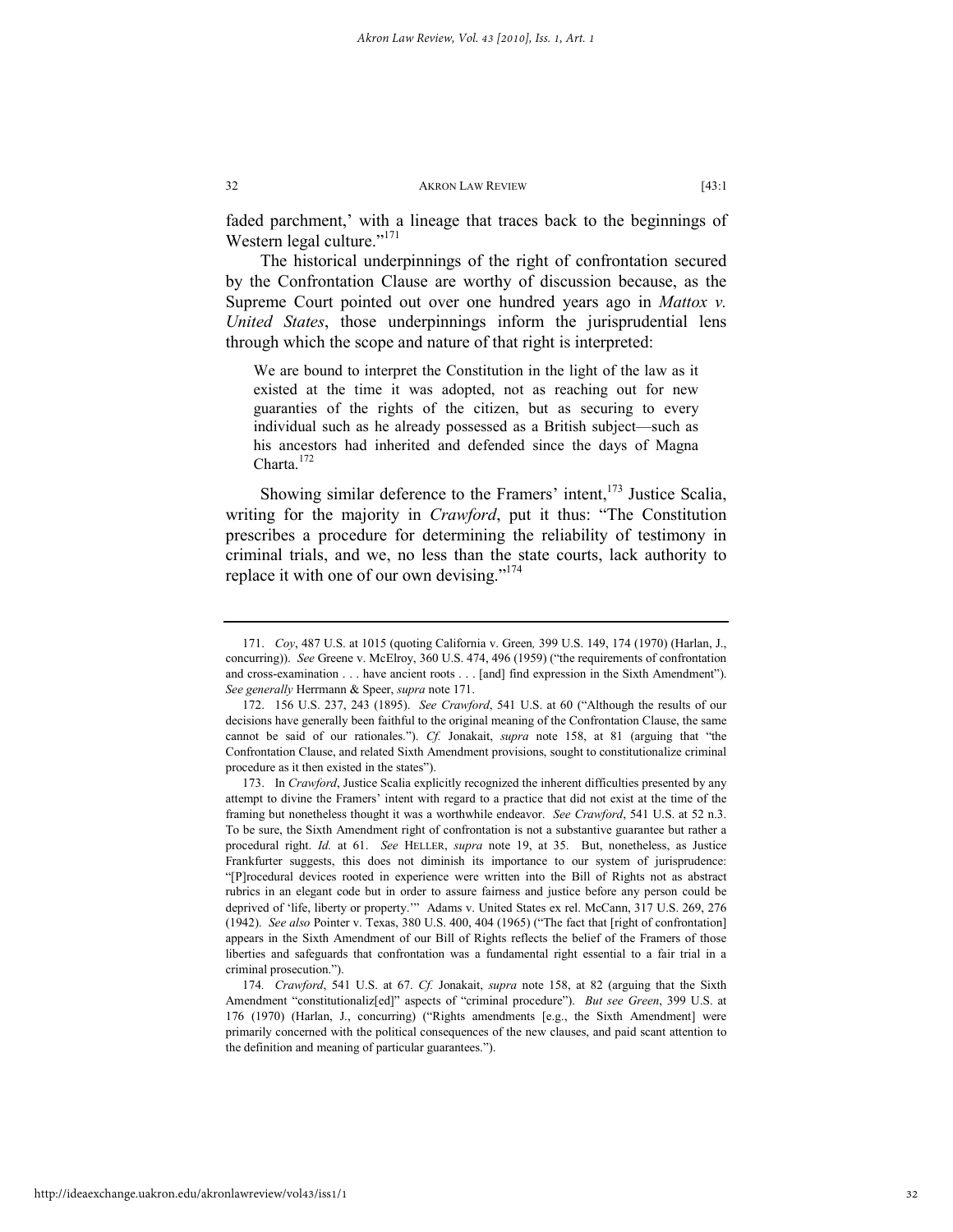faded parchment,' with a lineage that traces back to the beginnings of Western legal culture."[171]

The historical underpinnings of the right of confrontation secured by the Confrontation Clause are worthy of discussion because, as the Supreme Court pointed out over one hundred years ago in *Mattox v. United States*, those underpinnings inform the jurisprudential lens through which the scope and nature of that right is interpreted:

> We are bound to interpret the Constitution in the light of the law as it existed at the time it was adopted, not as reaching out for new guaranties of the rights of the citizen, but as securing to every individual such as he already possessed as a British subject—such as his ancestors had inherited and defended since the days of Magna Charta.[172]

Showing similar deference to the Framers' intent,[173] Justice Scalia, writing for the majority in *Crawford*, put it thus: "The Constitution prescribes a procedure for determining the reliability of testimony in criminal trials, and we, no less than the state courts, lack authority to replace it with one of our own devising."[174]

---

171. *Coy*, 487 U.S. at 1015 (quoting California v. Green*,* 399 U.S. 149, 174 (1970) (Harlan, J., concurring)). *See* Greene v. McElroy, 360 U.S. 474, 496 (1959) ("the requirements of confrontation and cross-examination . . . have ancient roots . . . [and] find expression in the Sixth Amendment"). *See generally* Herrmann & Speer, *supra* note 171.

172. 156 U.S. 237, 243 (1895). *See Crawford*, 541 U.S. at 60 ("Although the results of our decisions have generally been faithful to the original meaning of the Confrontation Clause, the same cannot be said of our rationales."). *Cf.* Jonakait, *supra* note 158, at 81 (arguing that "the Confrontation Clause, and related Sixth Amendment provisions, sought to constitutionalize criminal procedure as it then existed in the states").

173. In *Crawford*, Justice Scalia explicitly recognized the inherent difficulties presented by any attempt to divine the Framers' intent with regard to a practice that did not exist at the time of the framing but nonetheless thought it was a worthwhile endeavor. *See Crawford*, 541 U.S. at 52 n.3. To be sure, the Sixth Amendment right of confrontation is not a substantive guarantee but rather a procedural right. *Id.* at 61. *See* HELLER, *supra* note 19, at 35. But, nonetheless, as Justice Frankfurter suggests, this does not diminish its importance to our system of jurisprudence: "[P]rocedural devices rooted in experience were written into the Bill of Rights not as abstract rubrics in an elegant code but in order to assure fairness and justice before any person could be deprived of 'life, liberty or property.'" Adams v. United States ex rel. McCann, 317 U.S. 269, 276 (1942). *See also* Pointer v. Texas, 380 U.S. 400, 404 (1965) ("The fact that [right of confrontation] appears in the Sixth Amendment of our Bill of Rights reflects the belief of the Framers of those liberties and safeguards that confrontation was a fundamental right essential to a fair trial in a criminal prosecution.").

174. *Crawford*, 541 U.S. at 67. *Cf.* Jonakait, *supra* note 158, at 82 (arguing that the Sixth Amendment "constitutionaliz[ed]" aspects of "criminal procedure"). *But see Green*, 399 U.S. at 176 (1970) (Harlan, J., concurring) ("Rights amendments [e.g., the Sixth Amendment] were primarily concerned with the political consequences of the new clauses, and paid scant attention to the definition and meaning of particular guarantees.").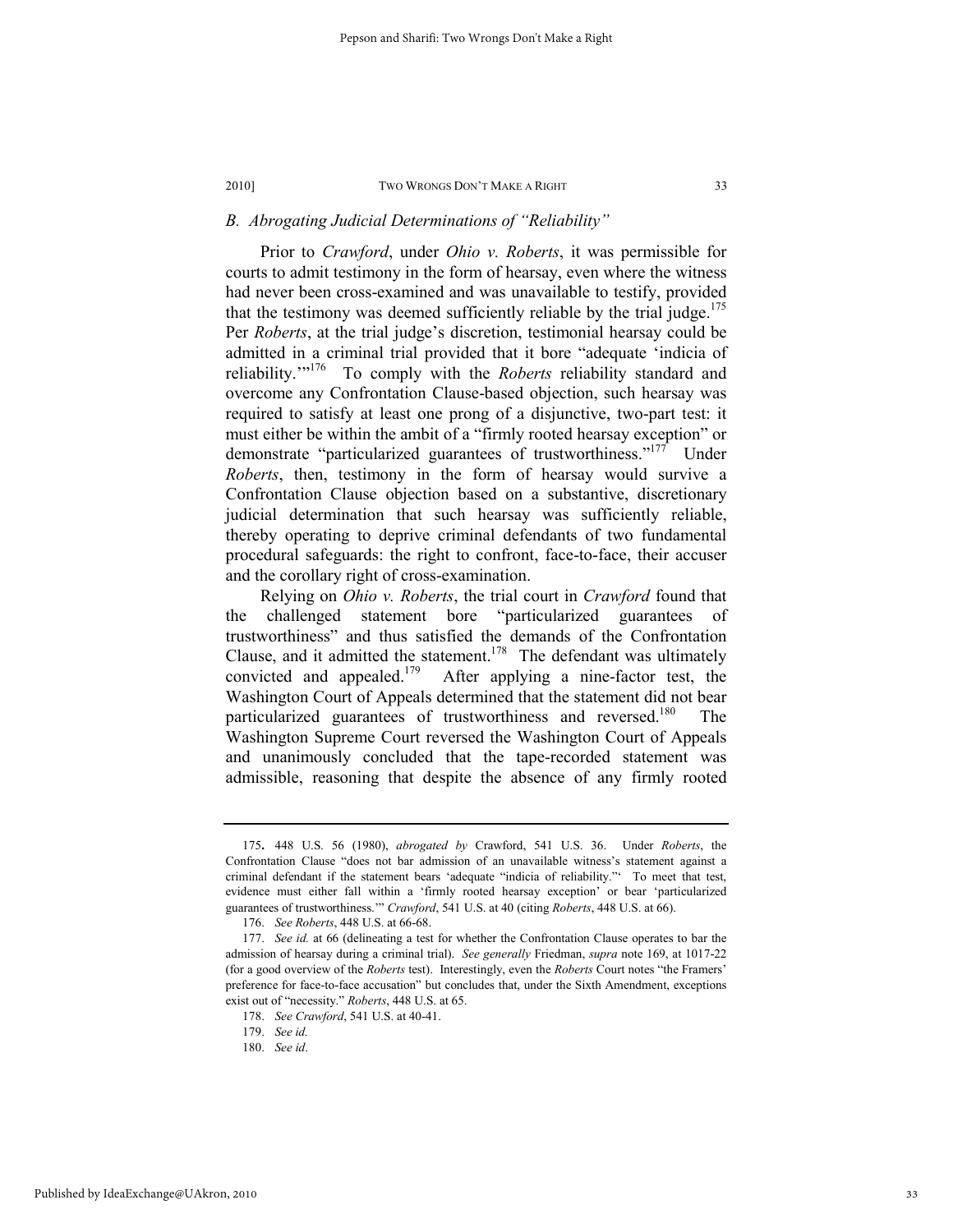### *B. Abrogating Judicial Determinations of "Reliability"*

Prior to *Crawford*, under *Ohio v. Roberts*, it was permissible for courts to admit testimony in the form of hearsay, even where the witness had never been cross-examined and was unavailable to testify, provided that the testimony was deemed sufficiently reliable by the trial judge.[175] Per *Roberts*, at the trial judge's discretion, testimonial hearsay could be admitted in a criminal trial provided that it bore "adequate 'indicia of reliability.'"[176] To comply with the *Roberts* reliability standard and overcome any Confrontation Clause-based objection, such hearsay was required to satisfy at least one prong of a disjunctive, two-part test: it must either be within the ambit of a "firmly rooted hearsay exception" or demonstrate "particularized guarantees of trustworthiness."[177] Under *Roberts*, then, testimony in the form of hearsay would survive a Confrontation Clause objection based on a substantive, discretionary judicial determination that such hearsay was sufficiently reliable, thereby operating to deprive criminal defendants of two fundamental procedural safeguards: the right to confront, face-to-face, their accuser and the corollary right of cross-examination.

Relying on *Ohio v. Roberts*, the trial court in *Crawford* found that the challenged statement bore "particularized guarantees of trustworthiness" and thus satisfied the demands of the Confrontation Clause, and it admitted the statement.[178] The defendant was ultimately convicted and appealed.[179] After applying a nine-factor test, the Washington Court of Appeals determined that the statement did not bear particularized guarantees of trustworthiness and reversed.[180] The Washington Supreme Court reversed the Washington Court of Appeals and unanimously concluded that the tape-recorded statement was admissible, reasoning that despite the absence of any firmly rooted

---

175. 448 U.S. 56 (1980), *abrogated by* Crawford, 541 U.S. 36. Under *Roberts*, the Confrontation Clause "does not bar admission of an unavailable witness's statement against a criminal defendant if the statement bears 'adequate "indicia of reliability."' To meet that test, evidence must either fall within a 'firmly rooted hearsay exception' or bear 'particularized guarantees of trustworthiness.'" *Crawford*, 541 U.S. at 40 (citing *Roberts*, 448 U.S. at 66).

176. *See Roberts*, 448 U.S. at 66-68.

177. *See id.* at 66 (delineating a test for whether the Confrontation Clause operates to bar the admission of hearsay during a criminal trial). *See generally* Friedman, *supra* note 169, at 1017-22 (for a good overview of the *Roberts* test). Interestingly, even the *Roberts* Court notes "the Framers' preference for face-to-face accusation" but concludes that, under the Sixth Amendment, exceptions exist out of "necessity." *Roberts*, 448 U.S. at 65.

178. *See Crawford*, 541 U.S. at 40-41.

179. *See id.*

180. *See id*.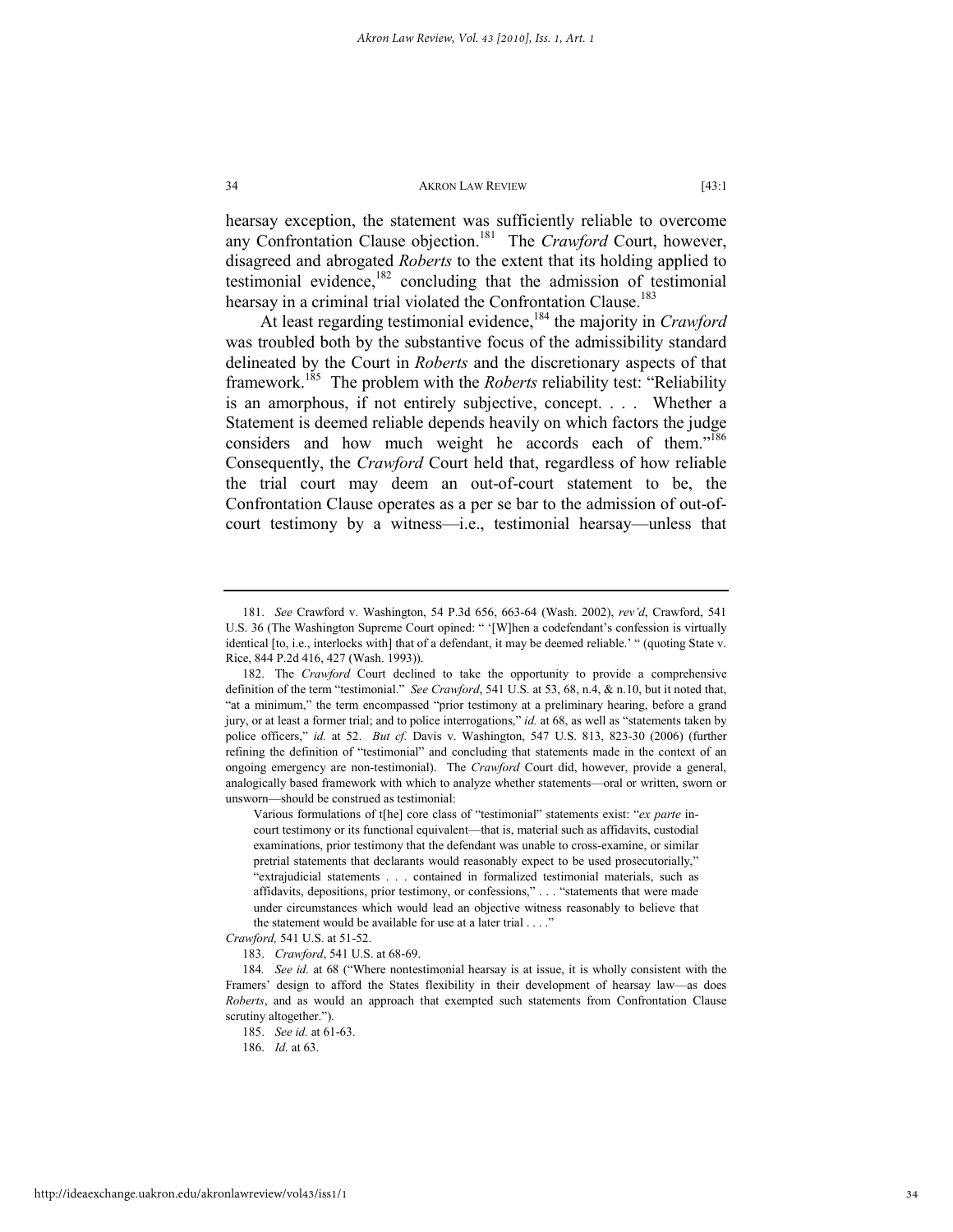hearsay exception, the statement was sufficiently reliable to overcome any Confrontation Clause objection.[181] The *Crawford* Court, however, disagreed and abrogated *Roberts* to the extent that its holding applied to testimonial evidence,[182] concluding that the admission of testimonial hearsay in a criminal trial violated the Confrontation Clause.[183]

At least regarding testimonial evidence,[184] the majority in *Crawford* was troubled both by the substantive focus of the admissibility standard delineated by the Court in *Roberts* and the discretionary aspects of that framework.[185] The problem with the *Roberts* reliability test: "Reliability is an amorphous, if not entirely subjective, concept. . . . Whether a Statement is deemed reliable depends heavily on which factors the judge considers and how much weight he accords each of them."[186] Consequently, the *Crawford* Court held that, regardless of how reliable the trial court may deem an out-of-court statement to be, the Confrontation Clause operates as a per se bar to the admission of out-of-court testimony by a witness—i.e., testimonial hearsay—unless that

---

181. *See* Crawford v. Washington, 54 P.3d 656, 663-64 (Wash. 2002), *rev'd*, Crawford, 541 U.S. 36 (The Washington Supreme Court opined: " '[W]hen a codefendant's confession is virtually identical [to, i.e., interlocks with] that of a defendant, it may be deemed reliable.' " (quoting State v. Rice, 844 P.2d 416, 427 (Wash. 1993)).

182. The *Crawford* Court declined to take the opportunity to provide a comprehensive definition of the term "testimonial." *See Crawford*, 541 U.S. at 53, 68, n.4, & n.10, but it noted that, "at a minimum," the term encompassed "prior testimony at a preliminary hearing, before a grand jury, or at least a former trial; and to police interrogations," *id.* at 68, as well as "statements taken by police officers," *id.* at 52. *But cf.* Davis v. Washington, 547 U.S. 813, 823-30 (2006) (further refining the definition of "testimonial" and concluding that statements made in the context of an ongoing emergency are non-testimonial). The *Crawford* Court did, however, provide a general, analogically based framework with which to analyze whether statements—oral or written, sworn or unsworn—should be construed as testimonial:

> Various formulations of t[he] core class of "testimonial" statements exist: "*ex parte* in-court testimony or its functional equivalent—that is, material such as affidavits, custodial examinations, prior testimony that the defendant was unable to cross-examine, or similar pretrial statements that declarants would reasonably expect to be used prosecutorially," "extrajudicial statements . . . contained in formalized testimonial materials, such as affidavits, depositions, prior testimony, or confessions," . . . "statements that were made under circumstances which would lead an objective witness reasonably to believe that the statement would be available for use at a later trial . . . ."

*Crawford,* 541 U.S. at 51-52.

183. *Crawford*, 541 U.S. at 68-69.

184. *See id.* at 68 ("Where nontestimonial hearsay is at issue, it is wholly consistent with the Framers' design to afford the States flexibility in their development of hearsay law—as does *Roberts*, and as would an approach that exempted such statements from Confrontation Clause scrutiny altogether.").

185. *See id.* at 61-63.

186. *Id.* at 63.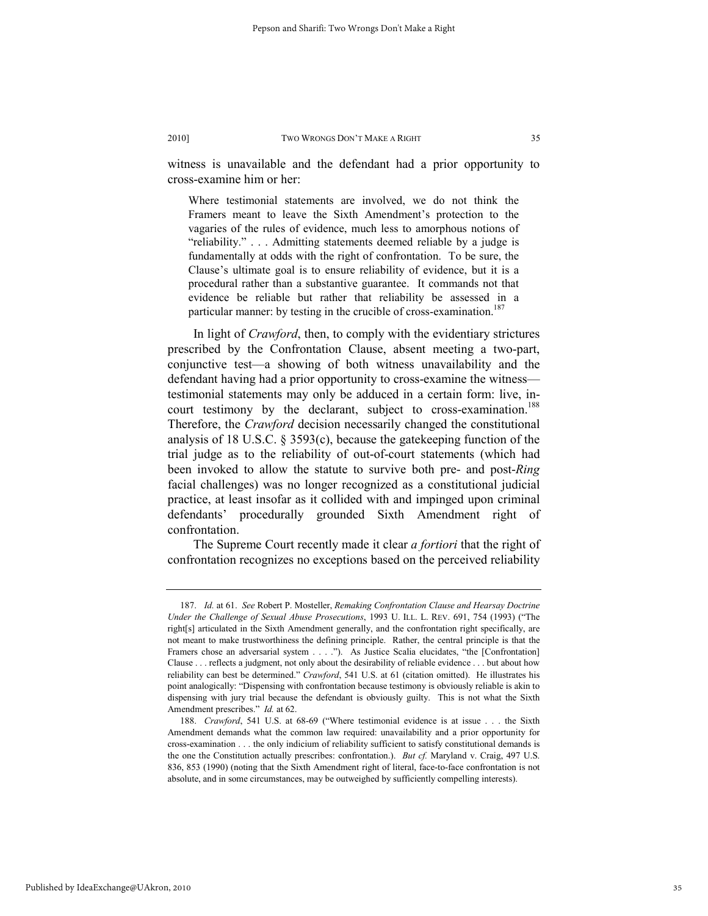witness is unavailable and the defendant had a prior opportunity to cross-examine him or her:

> Where testimonial statements are involved, we do not think the Framers meant to leave the Sixth Amendment's protection to the vagaries of the rules of evidence, much less to amorphous notions of "reliability." . . . Admitting statements deemed reliable by a judge is fundamentally at odds with the right of confrontation. To be sure, the Clause's ultimate goal is to ensure reliability of evidence, but it is a procedural rather than a substantive guarantee. It commands not that evidence be reliable but rather that reliability be assessed in a particular manner: by testing in the crucible of cross-examination.[187]

In light of *Crawford*, then, to comply with the evidentiary strictures prescribed by the Confrontation Clause, absent meeting a two-part, conjunctive test—a showing of both witness unavailability and the defendant having had a prior opportunity to cross-examine the witness—testimonial statements may only be adduced in a certain form: live, in-court testimony by the declarant, subject to cross-examination.[188] Therefore, the *Crawford* decision necessarily changed the constitutional analysis of 18 U.S.C. § 3593(c), because the gatekeeping function of the trial judge as to the reliability of out-of-court statements (which had been invoked to allow the statute to survive both pre- and post-*Ring* facial challenges) was no longer recognized as a constitutional judicial practice, at least insofar as it collided with and impinged upon criminal defendants' procedurally grounded Sixth Amendment right of confrontation.

The Supreme Court recently made it clear *a fortiori* that the right of confrontation recognizes no exceptions based on the perceived reliability

---

187. *Id.* at 61. *See* Robert P. Mosteller, *Remaking Confrontation Clause and Hearsay Doctrine Under the Challenge of Sexual Abuse Prosecutions*, 1993 U. ILL. L. REV. 691, 754 (1993) ("The right[s] articulated in the Sixth Amendment generally, and the confrontation right specifically, are not meant to make trustworthiness the defining principle. Rather, the central principle is that the Framers chose an adversarial system . . . ."). As Justice Scalia elucidates, "the [Confrontation] Clause . . . reflects a judgment, not only about the desirability of reliable evidence . . . but about how reliability can best be determined." *Crawford*, 541 U.S. at 61 (citation omitted). He illustrates his point analogically: "Dispensing with confrontation because testimony is obviously reliable is akin to dispensing with jury trial because the defendant is obviously guilty. This is not what the Sixth Amendment prescribes." *Id.* at 62.

188. *Crawford*, 541 U.S. at 68-69 ("Where testimonial evidence is at issue . . . the Sixth Amendment demands what the common law required: unavailability and a prior opportunity for cross-examination . . . the only indicium of reliability sufficient to satisfy constitutional demands is the one the Constitution actually prescribes: confrontation.). *But cf.* Maryland v. Craig, 497 U.S. 836, 853 (1990) (noting that the Sixth Amendment right of literal, face-to-face confrontation is not absolute, and in some circumstances, may be outweighed by sufficiently compelling interests).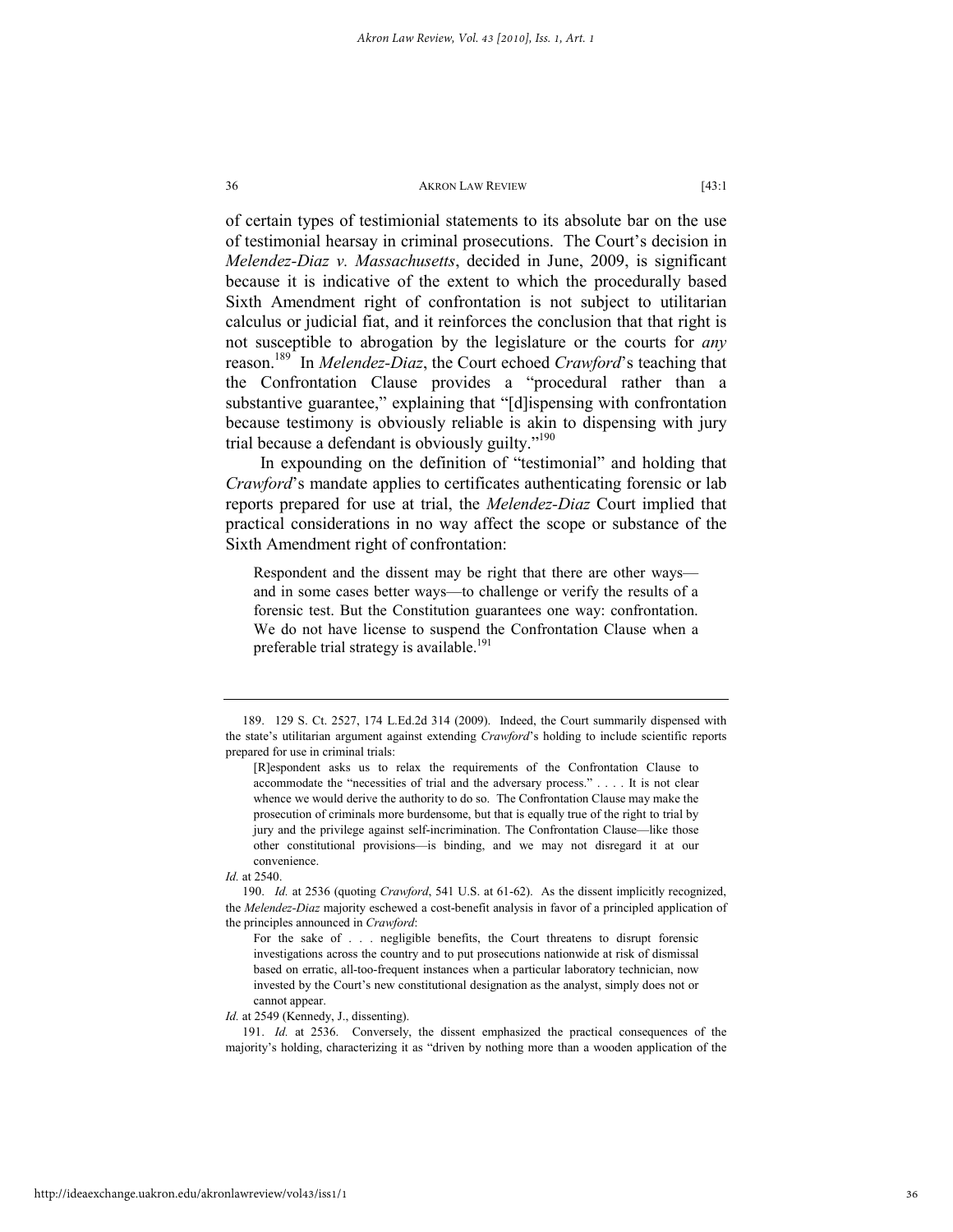of certain types of testimonial statements to its absolute bar on the use of testimonial hearsay in criminal prosecutions. The Court's decision in *Melendez-Diaz v. Massachusetts*, decided in June, 2009, is significant because it is indicative of the extent to which the procedurally based Sixth Amendment right of confrontation is not subject to utilitarian calculus or judicial fiat, and it reinforces the conclusion that that right is not susceptible to abrogation by the legislature or the courts for *any* reason.[189] In *Melendez-Diaz*, the Court echoed *Crawford*'s teaching that the Confrontation Clause provides a "procedural rather than a substantive guarantee," explaining that "[d]ispensing with confrontation because testimony is obviously reliable is akin to dispensing with jury trial because a defendant is obviously guilty."[190]

In expounding on the definition of "testimonial" and holding that *Crawford*'s mandate applies to certificates authenticating forensic or lab reports prepared for use at trial, the *Melendez-Diaz* Court implied that practical considerations in no way affect the scope or substance of the Sixth Amendment right of confrontation:

> Respondent and the dissent may be right that there are other ways—and in some cases better ways—to challenge or verify the results of a forensic test. But the Constitution guarantees one way: confrontation. We do not have license to suspend the Confrontation Clause when a preferable trial strategy is available.[191]

---

189. 129 S. Ct. 2527, 174 L.Ed.2d 314 (2009). Indeed, the Court summarily dispensed with the state's utilitarian argument against extending *Crawford*'s holding to include scientific reports prepared for use in criminal trials:

> [R]espondent asks us to relax the requirements of the Confrontation Clause to accommodate the "necessities of trial and the adversary process." . . . . It is not clear whence we would derive the authority to do so. The Confrontation Clause may make the prosecution of criminals more burdensome, but that is equally true of the right to trial by jury and the privilege against self-incrimination. The Confrontation Clause—like those other constitutional provisions—is binding, and we may not disregard it at our convenience.

*Id.* at 2540.

190. *Id.* at 2536 (quoting *Crawford*, 541 U.S. at 61-62). As the dissent implicitly recognized, the *Melendez-Diaz* majority eschewed a cost-benefit analysis in favor of a principled application of the principles announced in *Crawford*:

> For the sake of . . . negligible benefits, the Court threatens to disrupt forensic investigations across the country and to put prosecutions nationwide at risk of dismissal based on erratic, all-too-frequent instances when a particular laboratory technician, now invested by the Court's new constitutional designation as the analyst, simply does not or cannot appear.

*Id.* at 2549 (Kennedy, J., dissenting).

191. *Id.* at 2536. Conversely, the dissent emphasized the practical consequences of the majority's holding, characterizing it as "driven by nothing more than a wooden application of the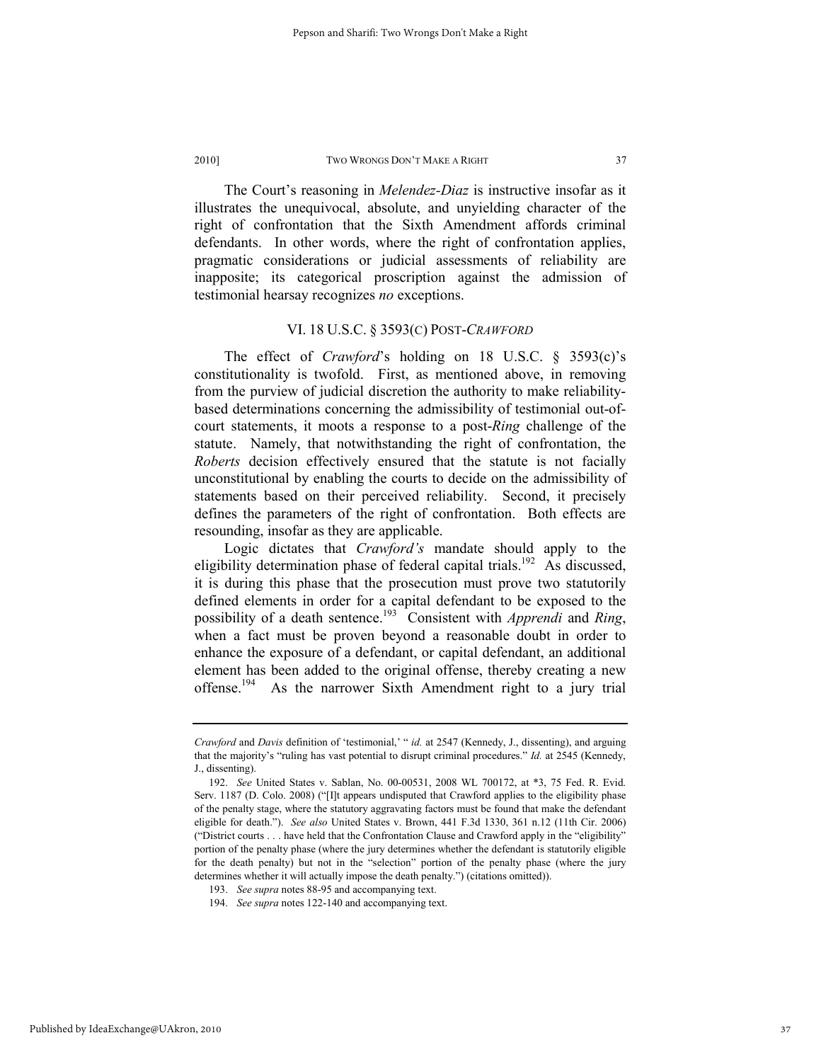The Court's reasoning in *Melendez-Diaz* is instructive insofar as it illustrates the unequivocal, absolute, and unyielding character of the right of confrontation that the Sixth Amendment affords criminal defendants. In other words, where the right of confrontation applies, pragmatic considerations or judicial assessments of reliability are inapposite; its categorical proscription against the admission of testimonial hearsay recognizes *no* exceptions.

## VI. 18 U.S.C. § 3593(C) POST-*CRAWFORD*

The effect of *Crawford*'s holding on 18 U.S.C. § 3593(c)'s constitutionality is twofold. First, as mentioned above, in removing from the purview of judicial discretion the authority to make reliability-based determinations concerning the admissibility of testimonial out-of-court statements, it moots a response to a post-*Ring* challenge of the statute. Namely, that notwithstanding the right of confrontation, the *Roberts* decision effectively ensured that the statute is not facially unconstitutional by enabling the courts to decide on the admissibility of statements based on their perceived reliability. Second, it precisely defines the parameters of the right of confrontation. Both effects are resounding, insofar as they are applicable.

Logic dictates that *Crawford's* mandate should apply to the eligibility determination phase of federal capital trials.[192] As discussed, it is during this phase that the prosecution must prove two statutorily defined elements in order for a capital defendant to be exposed to the possibility of a death sentence.[193] Consistent with *Apprendi* and *Ring*, when a fact must be proven beyond a reasonable doubt in order to enhance the exposure of a defendant, or capital defendant, an additional element has been added to the original offense, thereby creating a new offense.[194] As the narrower Sixth Amendment right to a jury trial

---

*Crawford* and *Davis* definition of 'testimonial,' " *id.* at 2547 (Kennedy, J., dissenting), and arguing that the majority's "ruling has vast potential to disrupt criminal procedures." *Id.* at 2545 (Kennedy, J., dissenting).

192. *See* United States v. Sablan, No. 00-00531, 2008 WL 700172, at *3, 75 Fed. R. Evid. Serv. 1187 (D. Colo. 2008) ("[I]t appears undisputed that Crawford applies to the eligibility phase of the penalty stage, where the statutory aggravating factors must be found that make the defendant eligible for death."). *See also* United States v. Brown, 441 F.3d 1330, 361 n.12 (11th Cir. 2006) ("District courts . . . have held that the Confrontation Clause and Crawford apply in the "eligibility" portion of the penalty phase (where the jury determines whether the defendant is statutorily eligible for the death penalty) but not in the "selection" portion of the penalty phase (where the jury determines whether it will actually impose the death penalty.") (citations omitted)).

193. *See supra* notes 88-95 and accompanying text.

194. *See supra* notes 122-140 and accompanying text.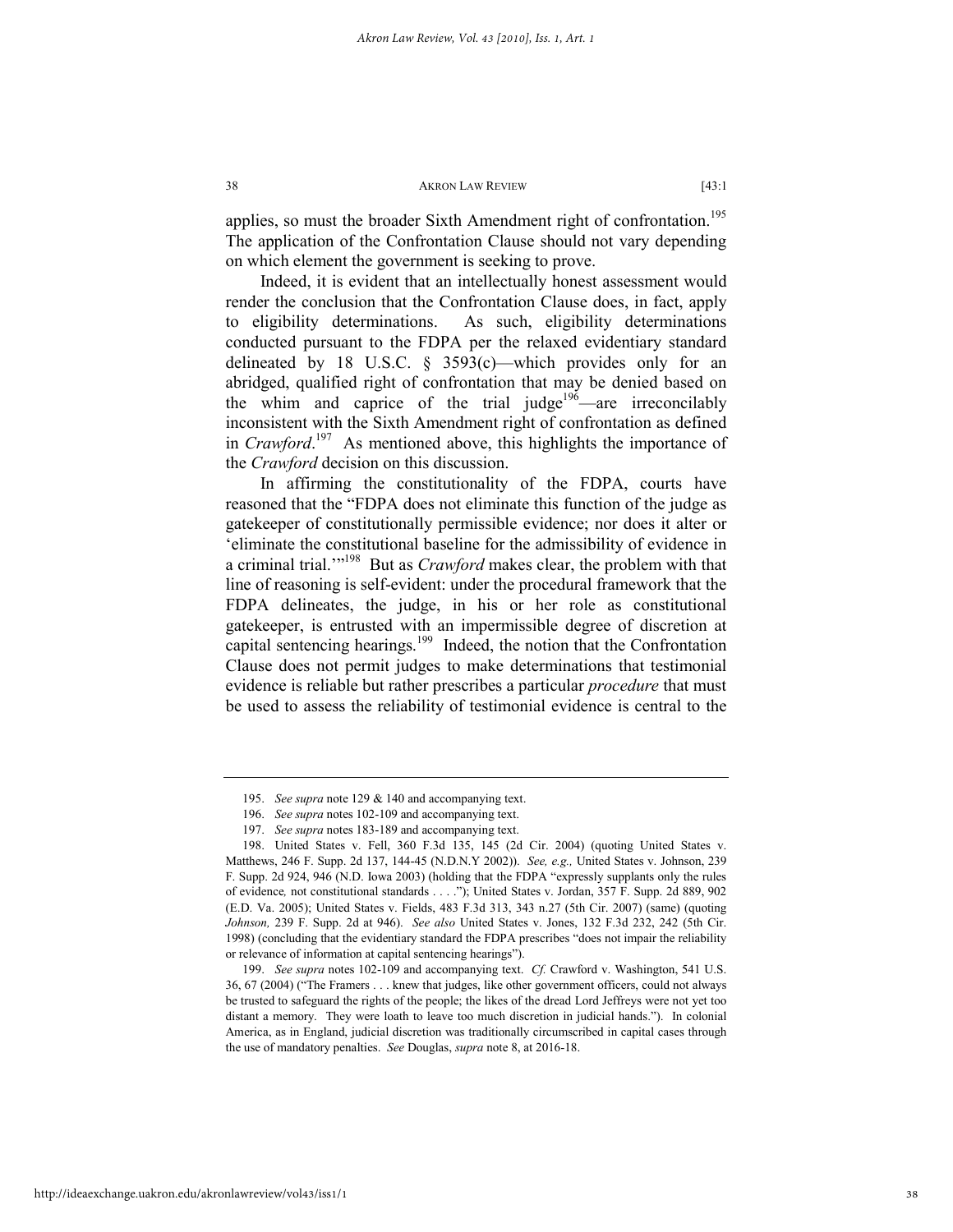applies, so must the broader Sixth Amendment right of confrontation.[195] The application of the Confrontation Clause should not vary depending on which element the government is seeking to prove.

Indeed, it is evident that an intellectually honest assessment would render the conclusion that the Confrontation Clause does, in fact, apply to eligibility determinations. As such, eligibility determinations conducted pursuant to the FDPA per the relaxed evidentiary standard delineated by 18 U.S.C. § 3593(c)—which provides only for an abridged, qualified right of confrontation that may be denied based on the whim and caprice of the trial judge[196]—are irreconcilably inconsistent with the Sixth Amendment right of confrontation as defined in *Crawford*.[197] As mentioned above, this highlights the importance of the *Crawford* decision on this discussion.

In affirming the constitutionality of the FDPA, courts have reasoned that the "FDPA does not eliminate this function of the judge as gatekeeper of constitutionally permissible evidence; nor does it alter or 'eliminate the constitutional baseline for the admissibility of evidence in a criminal trial.'"[198] But as *Crawford* makes clear, the problem with that line of reasoning is self-evident: under the procedural framework that the FDPA delineates, the judge, in his or her role as constitutional gatekeeper, is entrusted with an impermissible degree of discretion at capital sentencing hearings.[199] Indeed, the notion that the Confrontation Clause does not permit judges to make determinations that testimonial evidence is reliable but rather prescribes a particular *procedure* that must be used to assess the reliability of testimonial evidence is central to the

---

195. *See supra* note 129 & 140 and accompanying text.

196. *See supra* notes 102-109 and accompanying text.

197. *See supra* notes 183-189 and accompanying text.

198. United States v. Fell, 360 F.3d 135, 145 (2d Cir. 2004) (quoting United States v. Matthews, 246 F. Supp. 2d 137, 144-45 (N.D.N.Y 2002)). *See, e.g.,* United States v. Johnson, 239 F. Supp. 2d 924, 946 (N.D. Iowa 2003) (holding that the FDPA "expressly supplants only the rules of evidence*,* not constitutional standards . . . ."); United States v. Jordan, 357 F. Supp. 2d 889, 902 (E.D. Va. 2005); United States v. Fields, 483 F.3d 313, 343 n.27 (5th Cir. 2007) (same) (quoting *Johnson,* 239 F. Supp. 2d at 946). *See also* United States v. Jones, 132 F.3d 232, 242 (5th Cir. 1998) (concluding that the evidentiary standard the FDPA prescribes "does not impair the reliability or relevance of information at capital sentencing hearings").

199. *See supra* notes 102-109 and accompanying text. *Cf.* Crawford v. Washington, 541 U.S. 36, 67 (2004) ("The Framers . . . knew that judges, like other government officers, could not always be trusted to safeguard the rights of the people; the likes of the dread Lord Jeffreys were not yet too distant a memory. They were loath to leave too much discretion in judicial hands."). In colonial America, as in England, judicial discretion was traditionally circumscribed in capital cases through the use of mandatory penalties. *See* Douglas, *supra* note 8, at 2016-18.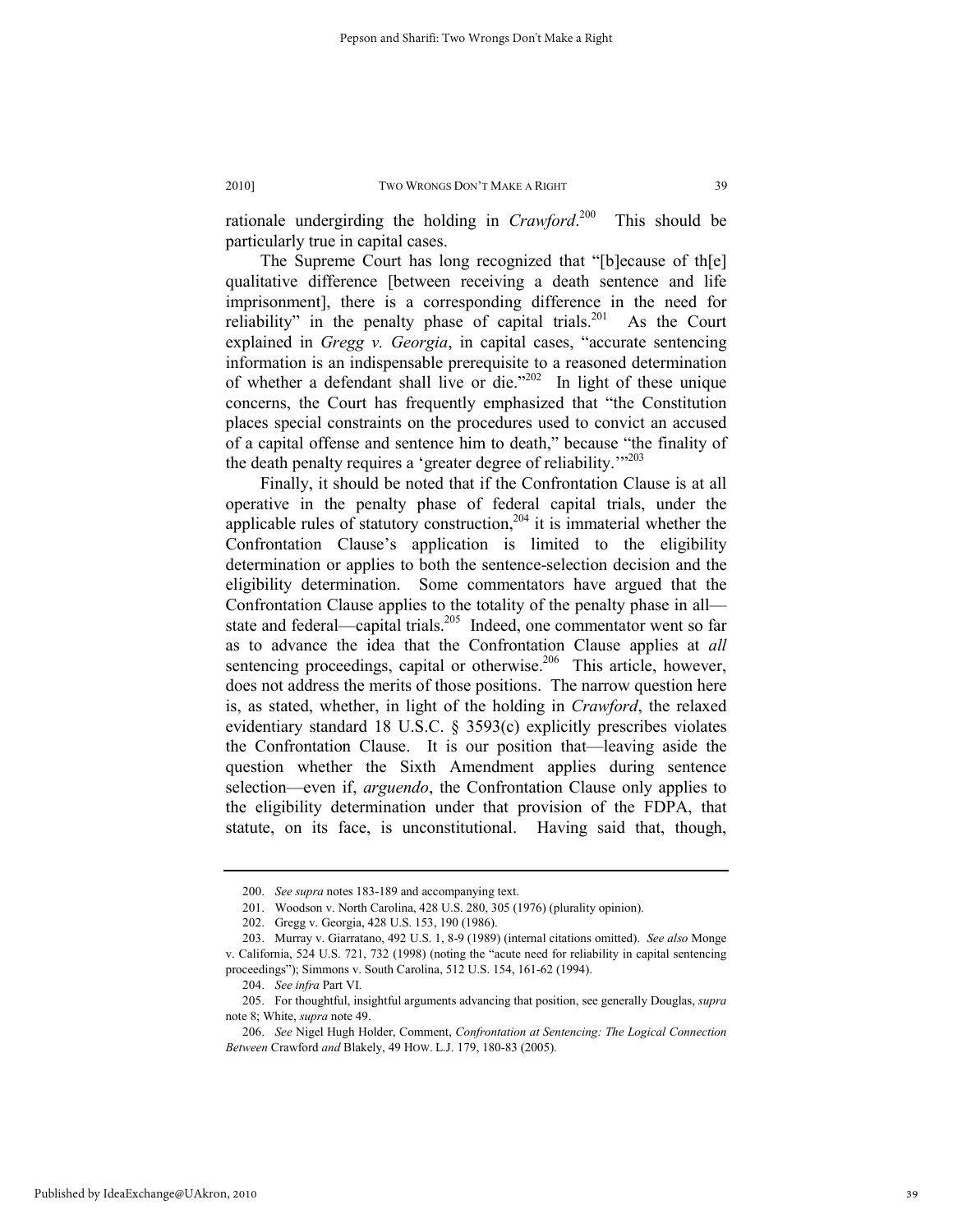rationale undergirding the holding in *Crawford*.[200] This should be particularly true in capital cases.

The Supreme Court has long recognized that "[b]ecause of th[e] qualitative difference [between receiving a death sentence and life imprisonment], there is a corresponding difference in the need for reliability" in the penalty phase of capital trials.[201] As the Court explained in *Gregg v. Georgia*, in capital cases, "accurate sentencing information is an indispensable prerequisite to a reasoned determination of whether a defendant shall live or die."[202] In light of these unique concerns, the Court has frequently emphasized that "the Constitution places special constraints on the procedures used to convict an accused of a capital offense and sentence him to death," because "the finality of the death penalty requires a 'greater degree of reliability.'"[203]

Finally, it should be noted that if the Confrontation Clause is at all operative in the penalty phase of federal capital trials, under the applicable rules of statutory construction,[204] it is immaterial whether the Confrontation Clause's application is limited to the eligibility determination or applies to both the sentence-selection decision and the eligibility determination. Some commentators have argued that the Confrontation Clause applies to the totality of the penalty phase in all—state and federal—capital trials.[205] Indeed, one commentator went so far as to advance the idea that the Confrontation Clause applies at *all* sentencing proceedings, capital or otherwise.[206] This article, however, does not address the merits of those positions. The narrow question here is, as stated, whether, in light of the holding in *Crawford*, the relaxed evidentiary standard 18 U.S.C. § 3593(c) explicitly prescribes violates the Confrontation Clause. It is our position that—leaving aside the question whether the Sixth Amendment applies during sentence selection—even if, *arguendo*, the Confrontation Clause only applies to the eligibility determination under that provision of the FDPA, that statute, on its face, is unconstitutional. Having said that, though,

---

200. *See supra* notes 183-189 and accompanying text.

201. Woodson v. North Carolina, 428 U.S. 280, 305 (1976) (plurality opinion).

202. Gregg v. Georgia, 428 U.S. 153, 190 (1986).

203. Murray v. Giarratano, 492 U.S. 1, 8-9 (1989) (internal citations omitted). *See also* Monge v. California, 524 U.S. 721, 732 (1998) (noting the "acute need for reliability in capital sentencing proceedings"); Simmons v. South Carolina, 512 U.S. 154, 161-62 (1994).

204. *See infra* Part VI.

205. For thoughtful, insightful arguments advancing that position, see generally Douglas, *supra* note 8; White, *supra* note 49.

206. *See* Nigel Hugh Holder, Comment, *Confrontation at Sentencing: The Logical Connection Between* Crawford *and* Blakely, 49 HOW. L.J. 179, 180-83 (2005).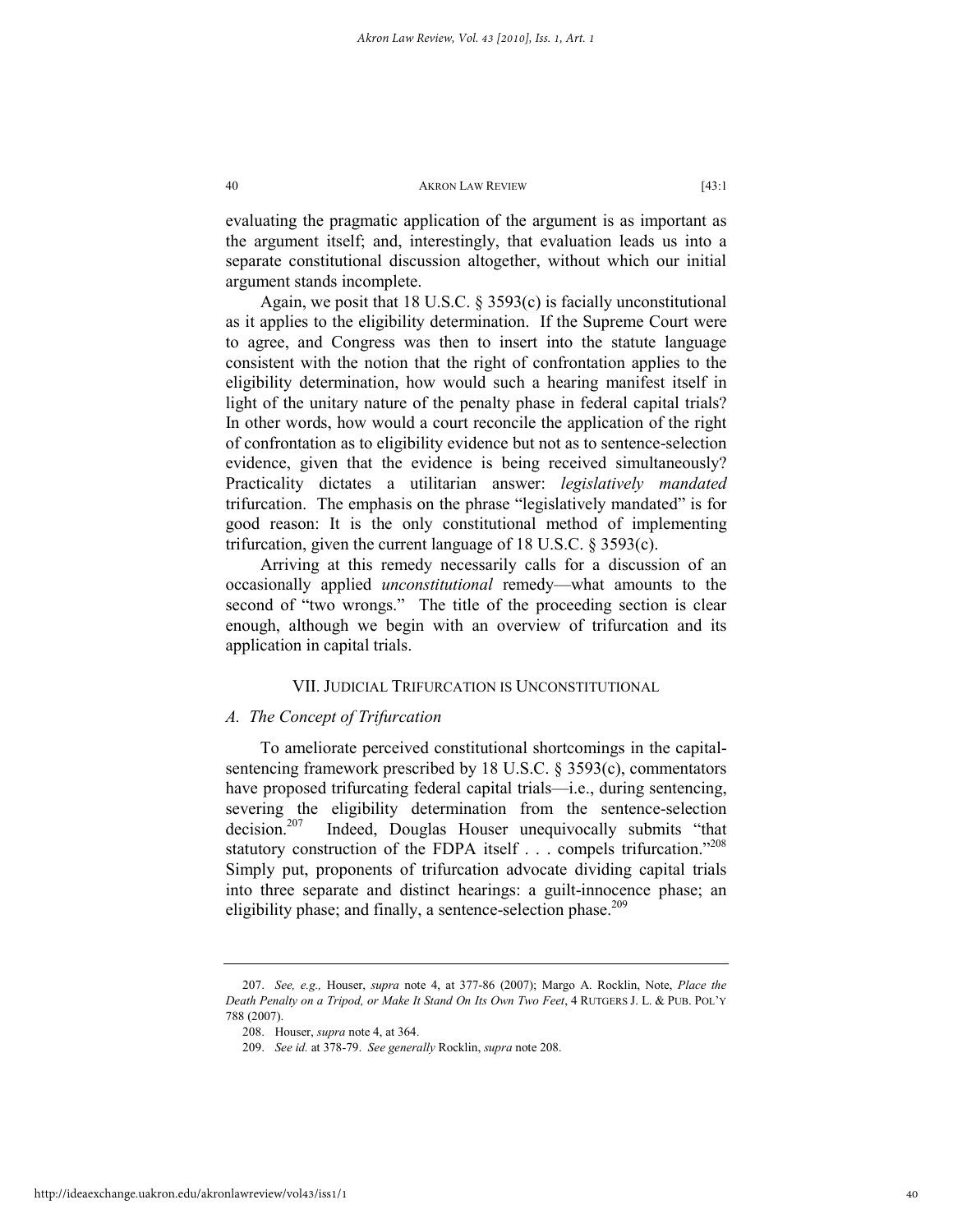evaluating the pragmatic application of the argument is as important as the argument itself; and, interestingly, that evaluation leads us into a separate constitutional discussion altogether, without which our initial argument stands incomplete.

Again, we posit that 18 U.S.C. § 3593(c) is facially unconstitutional as it applies to the eligibility determination. If the Supreme Court were to agree, and Congress was then to insert into the statute language consistent with the notion that the right of confrontation applies to the eligibility determination, how would such a hearing manifest itself in light of the unitary nature of the penalty phase in federal capital trials? In other words, how would a court reconcile the application of the right of confrontation as to eligibility evidence but not as to sentence-selection evidence, given that the evidence is being received simultaneously? Practicality dictates a utilitarian answer: *legislatively mandated* trifurcation. The emphasis on the phrase "legislatively mandated" is for good reason: It is the only constitutional method of implementing trifurcation, given the current language of 18 U.S.C. § 3593(c).

Arriving at this remedy necessarily calls for a discussion of an occasionally applied *unconstitutional* remedy—what amounts to the second of "two wrongs." The title of the proceeding section is clear enough, although we begin with an overview of trifurcation and its application in capital trials.

## VII. Judicial Trifurcation is Unconstitutional

### *A. The Concept of Trifurcation*

To ameliorate perceived constitutional shortcomings in the capital-sentencing framework prescribed by 18 U.S.C. § 3593(c), commentators have proposed trifurcating federal capital trials—i.e., during sentencing, severing the eligibility determination from the sentence-selection decision.[207] Indeed, Douglas Houser unequivocally submits "that statutory construction of the FDPA itself . . . compels trifurcation."[208] Simply put, proponents of trifurcation advocate dividing capital trials into three separate and distinct hearings: a guilt-innocence phase; an eligibility phase; and finally, a sentence-selection phase.[209]

---

207. *See, e.g.,* Houser, *supra* note 4, at 377-86 (2007); Margo A. Rocklin, Note, *Place the Death Penalty on a Tripod, or Make It Stand On Its Own Two Feet*, 4 RUTGERS J. L. & PUB. POL'Y 788 (2007).

208. Houser, *supra* note 4, at 364.

209. *See id.* at 378-79. *See generally* Rocklin, *supra* note 208.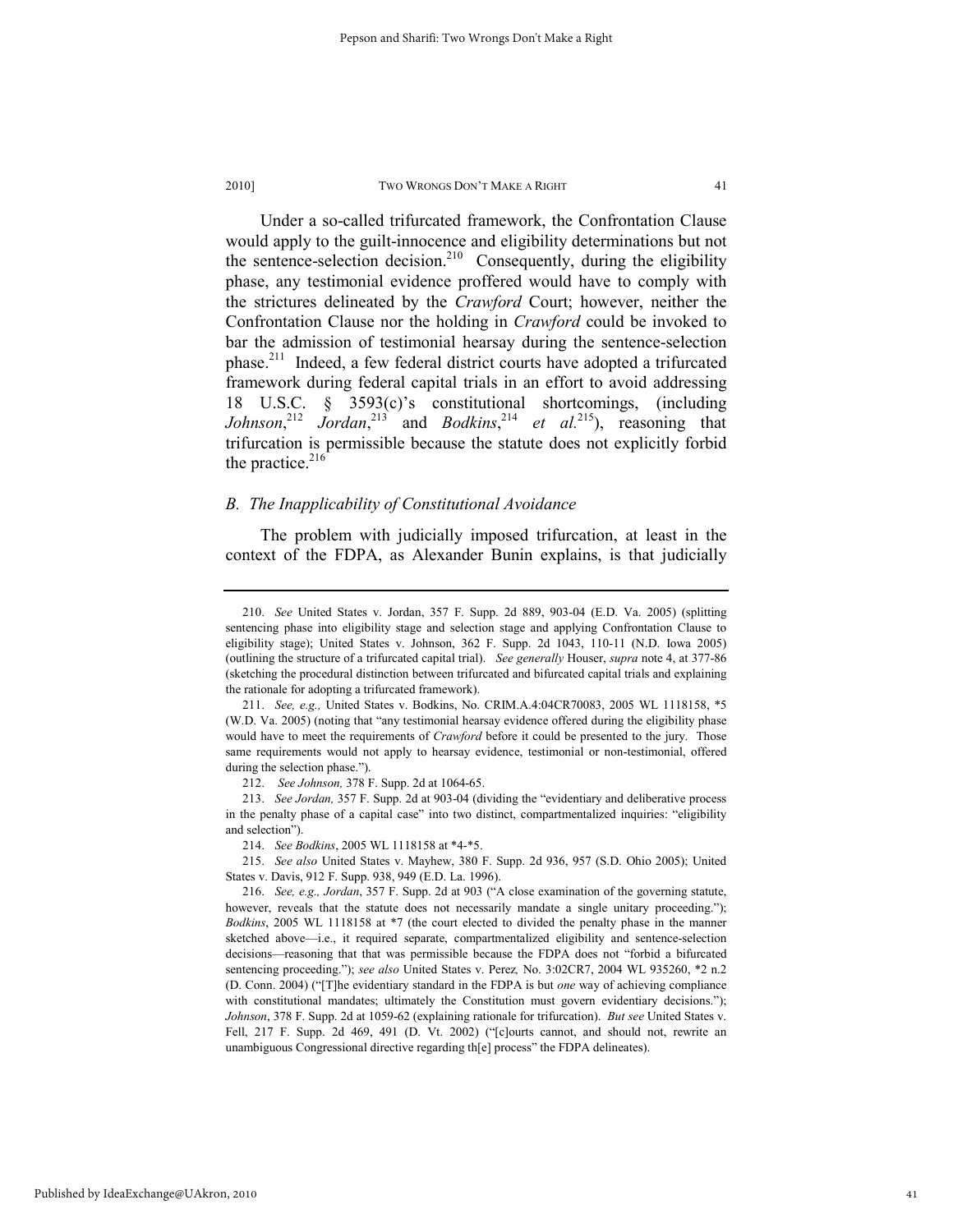Under a so-called trifurcated framework, the Confrontation Clause would apply to the guilt-innocence and eligibility determinations but not the sentence-selection decision.[210] Consequently, during the eligibility phase, any testimonial evidence proffered would have to comply with the strictures delineated by the *Crawford* Court; however, neither the Confrontation Clause nor the holding in *Crawford* could be invoked to bar the admission of testimonial hearsay during the sentence-selection phase.[211] Indeed, a few federal district courts have adopted a trifurcated framework during federal capital trials in an effort to avoid addressing 18 U.S.C. § 3593(c)'s constitutional shortcomings, (including *Johnson*,[212] *Jordan*,[213] and *Bodkins*,[214] *et al.*[215]), reasoning that trifurcation is permissible because the statute does not explicitly forbid the practice.[216]

### *B. The Inapplicability of Constitutional Avoidance*

The problem with judicially imposed trifurcation, at least in the context of the FDPA, as Alexander Bunin explains, is that judicially

---

210. *See* United States v. Jordan, 357 F. Supp. 2d 889, 903-04 (E.D. Va. 2005) (splitting sentencing phase into eligibility stage and selection stage and applying Confrontation Clause to eligibility stage); United States v. Johnson, 362 F. Supp. 2d 1043, 110-11 (N.D. Iowa 2005) (outlining the structure of a trifurcated capital trial). *See generally* Houser, *supra* note 4, at 377-86 (sketching the procedural distinction between trifurcated and bifurcated capital trials and explaining the rationale for adopting a trifurcated framework).

211. *See, e.g.,* United States v. Bodkins, No. CRIM.A.4:04CR70083, 2005 WL 1118158, *5 (W.D. Va. 2005) (noting that "any testimonial hearsay evidence offered during the eligibility phase would have to meet the requirements of *Crawford* before it could be presented to the jury. Those same requirements would not apply to hearsay evidence, testimonial or non-testimonial, offered during the selection phase.").

212. *See Johnson,* 378 F. Supp. 2d at 1064-65.

213. *See Jordan,* 357 F. Supp. 2d at 903-04 (dividing the "evidentiary and deliberative process in the penalty phase of a capital case" into two distinct, compartmentalized inquiries: "eligibility and selection").

214. *See Bodkins*, 2005 WL 1118158 at *4-*5.

215. *See also* United States v. Mayhew, 380 F. Supp. 2d 936, 957 (S.D. Ohio 2005); United States v. Davis, 912 F. Supp. 938, 949 (E.D. La. 1996).

216. *See, e.g., Jordan*, 357 F. Supp. 2d at 903 ("A close examination of the governing statute, however, reveals that the statute does not necessarily mandate a single unitary proceeding."); *Bodkins*, 2005 WL 1118158 at *7 (the court elected to divided the penalty phase in the manner sketched above—i.e., it required separate, compartmentalized eligibility and sentence-selection decisions—reasoning that that was permissible because the FDPA does not "forbid a bifurcated sentencing proceeding."); *see also* United States v. Perez, No. 3:02CR7, 2004 WL 935260, *2 n.2 (D. Conn. 2004) ("[T]he evidentiary standard in the FDPA is but *one* way of achieving compliance with constitutional mandates; ultimately the Constitution must govern evidentiary decisions."); *Johnson*, 378 F. Supp. 2d at 1059-62 (explaining rationale for trifurcation). *But see* United States v. Fell, 217 F. Supp. 2d 469, 491 (D. Vt. 2002) ("[c]ourts cannot, and should not, rewrite an unambiguous Congressional directive regarding th[e] process" the FDPA delineates).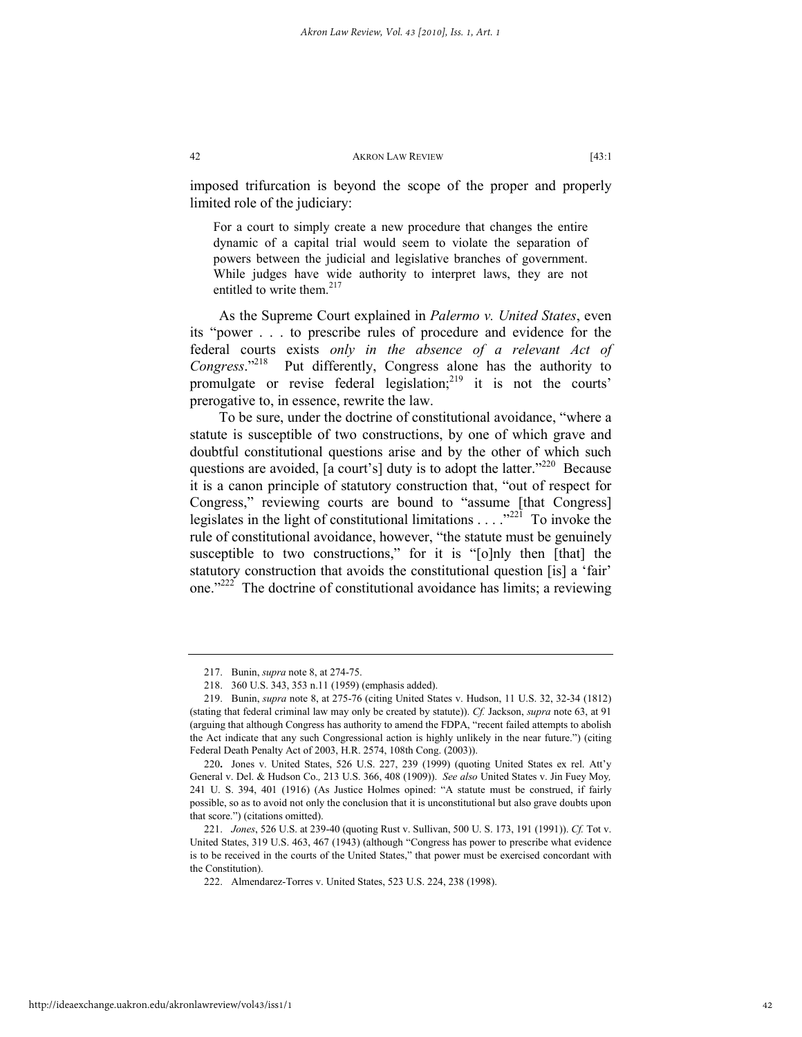imposed trifurcation is beyond the scope of the proper and properly limited role of the judiciary:

> For a court to simply create a new procedure that changes the entire dynamic of a capital trial would seem to violate the separation of powers between the judicial and legislative branches of government. While judges have wide authority to interpret laws, they are not entitled to write them.[217]

As the Supreme Court explained in *Palermo v. United States*, even its "power . . . to prescribe rules of procedure and evidence for the federal courts exists *only in the absence of a relevant Act of Congress*."[218] Put differently, Congress alone has the authority to promulgate or revise federal legislation;[219] it is not the courts' prerogative to, in essence, rewrite the law.

To be sure, under the doctrine of constitutional avoidance, "where a statute is susceptible of two constructions, by one of which grave and doubtful constitutional questions arise and by the other of which such questions are avoided, [a court's] duty is to adopt the latter."[220] Because it is a canon principle of statutory construction that, "out of respect for Congress," reviewing courts are bound to "assume [that Congress] legislates in the light of constitutional limitations . . . ."[221] To invoke the rule of constitutional avoidance, however, "the statute must be genuinely susceptible to two constructions," for it is "[o]nly then [that] the statutory construction that avoids the constitutional question [is] a 'fair' one."[222] The doctrine of constitutional avoidance has limits; a reviewing

---

217. Bunin, *supra* note 8, at 274-75.

218. 360 U.S. 343, 353 n.11 (1959) (emphasis added).

219. Bunin, *supra* note 8, at 275-76 (citing United States v. Hudson, 11 U.S. 32, 32-34 (1812) (stating that federal criminal law may only be created by statute)). *Cf.* Jackson, *supra* note 63, at 91 (arguing that although Congress has authority to amend the FDPA, "recent failed attempts to abolish the Act indicate that any such Congressional action is highly unlikely in the near future.") (citing Federal Death Penalty Act of 2003, H.R. 2574, 108th Cong. (2003)).

220. Jones v. United States, 526 U.S. 227, 239 (1999) (quoting United States ex rel. Att'y General v. Del. & Hudson Co*.,* 213 U.S. 366, 408 (1909)). *See also* United States v. Jin Fuey Moy*,* 241 U. S. 394, 401 (1916) (As Justice Holmes opined: "A statute must be construed, if fairly possible, so as to avoid not only the conclusion that it is unconstitutional but also grave doubts upon that score.") (citations omitted).

221. *Jones*, 526 U.S. at 239-40 (quoting Rust v. Sullivan, 500 U. S. 173, 191 (1991)). *Cf.* Tot v. United States, 319 U.S. 463, 467 (1943) (although "Congress has power to prescribe what evidence is to be received in the courts of the United States," that power must be exercised concordant with the Constitution).

222. Almendarez-Torres v. United States, 523 U.S. 224, 238 (1998).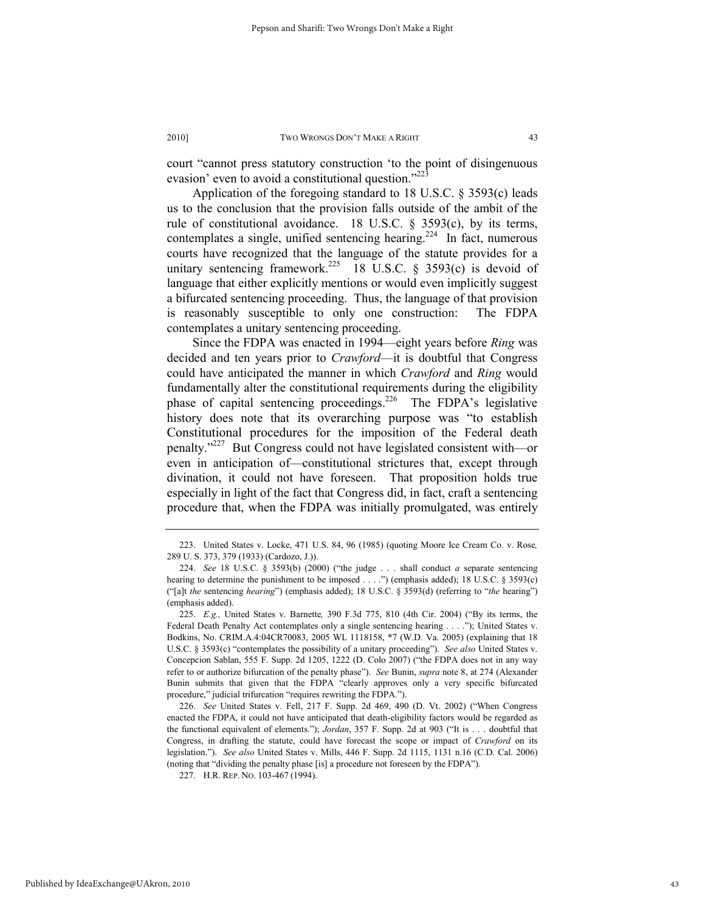court "cannot press statutory construction 'to the point of disingenuous evasion' even to avoid a constitutional question."[223]

Application of the foregoing standard to 18 U.S.C. § 3593(c) leads us to the conclusion that the provision falls outside of the ambit of the rule of constitutional avoidance. 18 U.S.C. § 3593(c), by its terms, contemplates a single, unified sentencing hearing.[224] In fact, numerous courts have recognized that the language of the statute provides for a unitary sentencing framework.[225] 18 U.S.C. § 3593(c) is devoid of language that either explicitly mentions or would even implicitly suggest a bifurcated sentencing proceeding. Thus, the language of that provision is reasonably susceptible to only one construction: The FDPA contemplates a unitary sentencing proceeding.

Since the FDPA was enacted in 1994—eight years before *Ring* was decided and ten years prior to *Crawford*—it is doubtful that Congress could have anticipated the manner in which *Crawford* and *Ring* would fundamentally alter the constitutional requirements during the eligibility phase of capital sentencing proceedings.[226] The FDPA's legislative history does note that its overarching purpose was "to establish Constitutional procedures for the imposition of the Federal death penalty."[227] But Congress could not have legislated consistent with—or even in anticipation of—constitutional strictures that, except through divination, it could not have foreseen. That proposition holds true especially in light of the fact that Congress did, in fact, craft a sentencing procedure that, when the FDPA was initially promulgated, was entirely

---

223. United States v. Locke, 471 U.S. 84, 96 (1985) (quoting Moore Ice Cream Co. v. Rose*,* 289 U. S. 373, 379 (1933) (Cardozo, J.)).

224. *See* 18 U.S.C. § 3593(b) (2000) ("the judge . . . shall conduct *a* separate sentencing hearing to determine the punishment to be imposed . . . .") (emphasis added); 18 U.S.C. § 3593(c) ("[a]t *the* sentencing *hearing*") (emphasis added); 18 U.S.C. § 3593(d) (referring to "*the* hearing") (emphasis added).

225. *E.g.,* United States v. Barnette*,* 390 F.3d 775, 810 (4th Cir. 2004) ("By its terms, the Federal Death Penalty Act contemplates only a single sentencing hearing . . . ."); United States v. Bodkins, No. CRIM.A.4:04CR70083, 2005 WL 1118158, *7 (W.D. Va. 2005) (explaining that 18 U.S.C. § 3593(c) "contemplates the possibility of a unitary proceeding"). *See also* United States v. Concepcion Sablan, 555 F. Supp. 2d 1205, 1222 (D. Colo 2007) ("the FDPA does not in any way refer to or authorize bifurcation of the penalty phase"). *See* Bunin, *supra* note 8, at 274 (Alexander Bunin submits that given that the FDPA "clearly approves only a very specific bifurcated procedure," judicial trifurcation "requires rewriting the FDPA.").

226. *See* United States v. Fell, 217 F. Supp. 2d 469, 490 (D. Vt. 2002) ("When Congress enacted the FDPA, it could not have anticipated that death-eligibility factors would be regarded as the functional equivalent of elements."); *Jordan*, 357 F. Supp. 2d at 903 ("It is . . . doubtful that Congress, in drafting the statute, could have forecast the scope or impact of *Crawford* on its legislation."). *See also* United States v. Mills, 446 F. Supp. 2d 1115, 1131 n.16 (C.D. Cal. 2006) (noting that "dividing the penalty phase [is] a procedure not foreseen by the FDPA").

227. H.R. REP. NO. 103-467 (1994).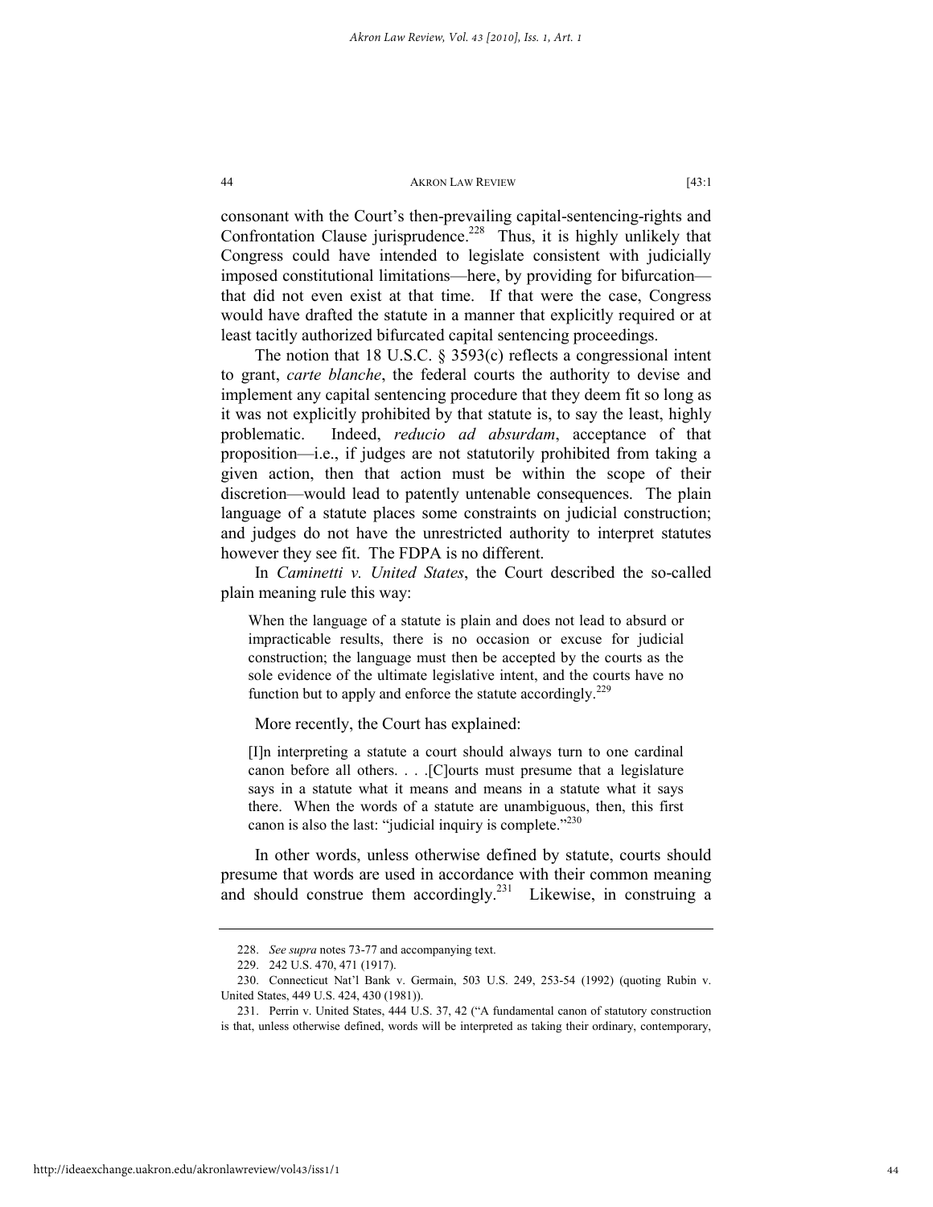consonant with the Court's then-prevailing capital-sentencing-rights and Confrontation Clause jurisprudence.[228] Thus, it is highly unlikely that Congress could have intended to legislate consistent with judicially imposed constitutional limitations—here, by providing for bifurcation—that did not even exist at that time. If that were the case, Congress would have drafted the statute in a manner that explicitly required or at least tacitly authorized bifurcated capital sentencing proceedings.

The notion that 18 U.S.C. § 3593(c) reflects a congressional intent to grant, *carte blanche*, the federal courts the authority to devise and implement any capital sentencing procedure that they deem fit so long as it was not explicitly prohibited by that statute is, to say the least, highly problematic. Indeed, *reducio ad absurdam*, acceptance of that proposition—i.e., if judges are not statutorily prohibited from taking a given action, then that action must be within the scope of their discretion—would lead to patently untenable consequences. The plain language of a statute places some constraints on judicial construction; and judges do not have the unrestricted authority to interpret statutes however they see fit. The FDPA is no different.

In *Caminetti v. United States*, the Court described the so-called plain meaning rule this way:

> When the language of a statute is plain and does not lead to absurd or impracticable results, there is no occasion or excuse for judicial construction; the language must then be accepted by the courts as the sole evidence of the ultimate legislative intent, and the courts have no function but to apply and enforce the statute accordingly.[229]

More recently, the Court has explained:

> [I]n interpreting a statute a court should always turn to one cardinal canon before all others. . . .[C]ourts must presume that a legislature says in a statute what it means and means in a statute what it says there. When the words of a statute are unambiguous, then, this first canon is also the last: "judicial inquiry is complete."[230]

In other words, unless otherwise defined by statute, courts should presume that words are used in accordance with their common meaning and should construe them accordingly.[231] Likewise, in construing a

---

228. *See supra* notes 73-77 and accompanying text.

229. 242 U.S. 470, 471 (1917).

230. Connecticut Nat'l Bank v. Germain, 503 U.S. 249, 253-54 (1992) (quoting Rubin v. United States, 449 U.S. 424, 430 (1981)).

231. Perrin v. United States, 444 U.S. 37, 42 ("A fundamental canon of statutory construction is that, unless otherwise defined, words will be interpreted as taking their ordinary, contemporary,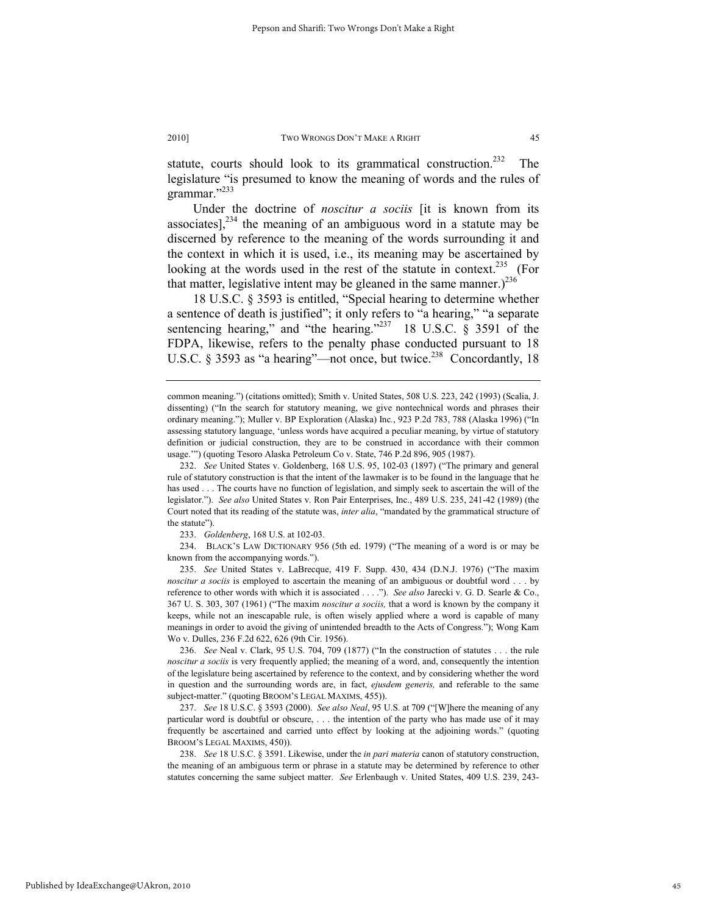statute, courts should look to its grammatical construction.[232] The legislature "is presumed to know the meaning of words and the rules of grammar."[233]

Under the doctrine of *noscitur a sociis* [it is known from its associates],[234] the meaning of an ambiguous word in a statute may be discerned by reference to the meaning of the words surrounding it and the context in which it is used, i.e., its meaning may be ascertained by looking at the words used in the rest of the statute in context.[235] (For that matter, legislative intent may be gleaned in the same manner.)[236]

18 U.S.C. § 3593 is entitled, "Special hearing to determine whether a sentence of death is justified"; it only refers to "a hearing," "a separate sentencing hearing," and "the hearing."[237] 18 U.S.C. § 3591 of the FDPA, likewise, refers to the penalty phase conducted pursuant to 18 U.S.C. § 3593 as "a hearing"—not once, but twice.[238] Concordantly, 18

---

common meaning.") (citations omitted); Smith v. United States, 508 U.S. 223, 242 (1993) (Scalia, J. dissenting) ("In the search for statutory meaning, we give nontechnical words and phrases their ordinary meaning."); Muller v. BP Exploration (Alaska) Inc., 923 P.2d 783, 788 (Alaska 1996) ("In assessing statutory language, 'unless words have acquired a peculiar meaning, by virtue of statutory definition or judicial construction, they are to be construed in accordance with their common usage.'") (quoting Tesoro Alaska Petroleum Co v. State, 746 P.2d 896, 905 (1987).

232. *See* United States v. Goldenberg, 168 U.S. 95, 102-03 (1897) ("The primary and general rule of statutory construction is that the intent of the lawmaker is to be found in the language that he has used . . . The courts have no function of legislation, and simply seek to ascertain the will of the legislator."). *See also* United States v. Ron Pair Enterprises, Inc., 489 U.S. 235, 241-42 (1989) (the Court noted that its reading of the statute was, *inter alia*, "mandated by the grammatical structure of the statute").

233. *Goldenberg*, 168 U.S. at 102-03.

234. BLACK'S LAW DICTIONARY 956 (5th ed. 1979) ("The meaning of a word is or may be known from the accompanying words.").

235. *See* United States v. LaBrecque, 419 F. Supp. 430, 434 (D.N.J. 1976) ("The maxim *noscitur a sociis* is employed to ascertain the meaning of an ambiguous or doubtful word . . . by reference to other words with which it is associated . . . ."). *See also* Jarecki v. G. D. Searle & Co., 367 U. S. 303, 307 (1961) ("The maxim *noscitur a sociis,* that a word is known by the company it keeps, while not an inescapable rule, is often wisely applied where a word is capable of many meanings in order to avoid the giving of unintended breadth to the Acts of Congress."); Wong Kam Wo v. Dulles, 236 F.2d 622, 626 (9th Cir. 1956).

236. *See* Neal v. Clark, 95 U.S. 704, 709 (1877) ("In the construction of statutes . . . the rule *noscitur a sociis* is very frequently applied; the meaning of a word, and, consequently the intention of the legislature being ascertained by reference to the context, and by considering whether the word in question and the surrounding words are, in fact, *ejusdem generis,* and referable to the same subject-matter." (quoting BROOM'S LEGAL MAXIMS, 455)).

237. *See* 18 U.S.C. § 3593 (2000). *See also Neal*, 95 U.S. at 709 ("[W]here the meaning of any particular word is doubtful or obscure, . . . the intention of the party who has made use of it may frequently be ascertained and carried unto effect by looking at the adjoining words." (quoting BROOM'S LEGAL MAXIMS, 450)).

238. *See* 18 U.S.C. § 3591. Likewise, under the *in pari materia* canon of statutory construction, the meaning of an ambiguous term or phrase in a statute may be determined by reference to other statutes concerning the same subject matter. *See* Erlenbaugh v. United States, 409 U.S. 239, 243-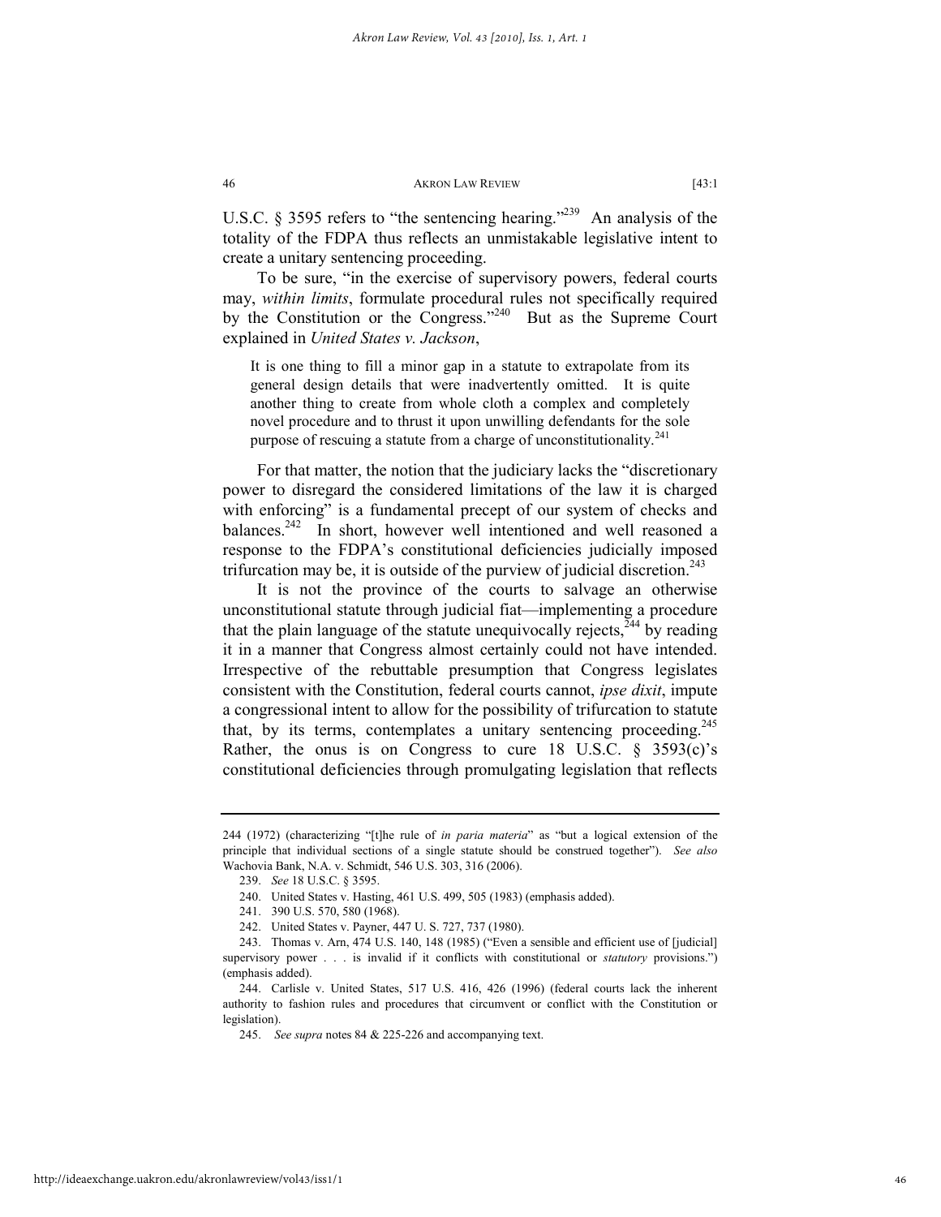U.S.C. § 3595 refers to "the sentencing hearing."[239] An analysis of the totality of the FDPA thus reflects an unmistakable legislative intent to create a unitary sentencing proceeding.

To be sure, "in the exercise of supervisory powers, federal courts may, *within limits*, formulate procedural rules not specifically required by the Constitution or the Congress."[240] But as the Supreme Court explained in *United States v. Jackson*,

> It is one thing to fill a minor gap in a statute to extrapolate from its general design details that were inadvertently omitted. It is quite another thing to create from whole cloth a complex and completely novel procedure and to thrust it upon unwilling defendants for the sole purpose of rescuing a statute from a charge of unconstitutionality.[241]

For that matter, the notion that the judiciary lacks the "discretionary power to disregard the considered limitations of the law it is charged with enforcing" is a fundamental precept of our system of checks and balances.[242] In short, however well intentioned and well reasoned a response to the FDPA's constitutional deficiencies judicially imposed trifurcation may be, it is outside of the purview of judicial discretion.[243]

It is not the province of the courts to salvage an otherwise unconstitutional statute through judicial fiat—implementing a procedure that the plain language of the statute unequivocally rejects,[244] by reading it in a manner that Congress almost certainly could not have intended. Irrespective of the rebuttable presumption that Congress legislates consistent with the Constitution, federal courts cannot, *ipse dixit*, impute a congressional intent to allow for the possibility of trifurcation to statute that, by its terms, contemplates a unitary sentencing proceeding.[245] Rather, the onus is on Congress to cure 18 U.S.C. § 3593(c)'s constitutional deficiencies through promulgating legislation that reflects

---

244 (1972) (characterizing "[t]he rule of *in paria materia*" as "but a logical extension of the principle that individual sections of a single statute should be construed together"). *See also* Wachovia Bank, N.A. v. Schmidt, 546 U.S. 303, 316 (2006).

239. *See* 18 U.S.C. § 3595.

240. United States v. Hasting, 461 U.S. 499, 505 (1983) (emphasis added).

241. 390 U.S. 570, 580 (1968).

242. United States v. Payner, 447 U. S. 727, 737 (1980).

243. Thomas v. Arn, 474 U.S. 140, 148 (1985) ("Even a sensible and efficient use of [judicial] supervisory power . . . is invalid if it conflicts with constitutional or *statutory* provisions.") (emphasis added).

244. Carlisle v. United States, 517 U.S. 416, 426 (1996) (federal courts lack the inherent authority to fashion rules and procedures that circumvent or conflict with the Constitution or legislation).

245. *See supra* notes 84 & 225-226 and accompanying text.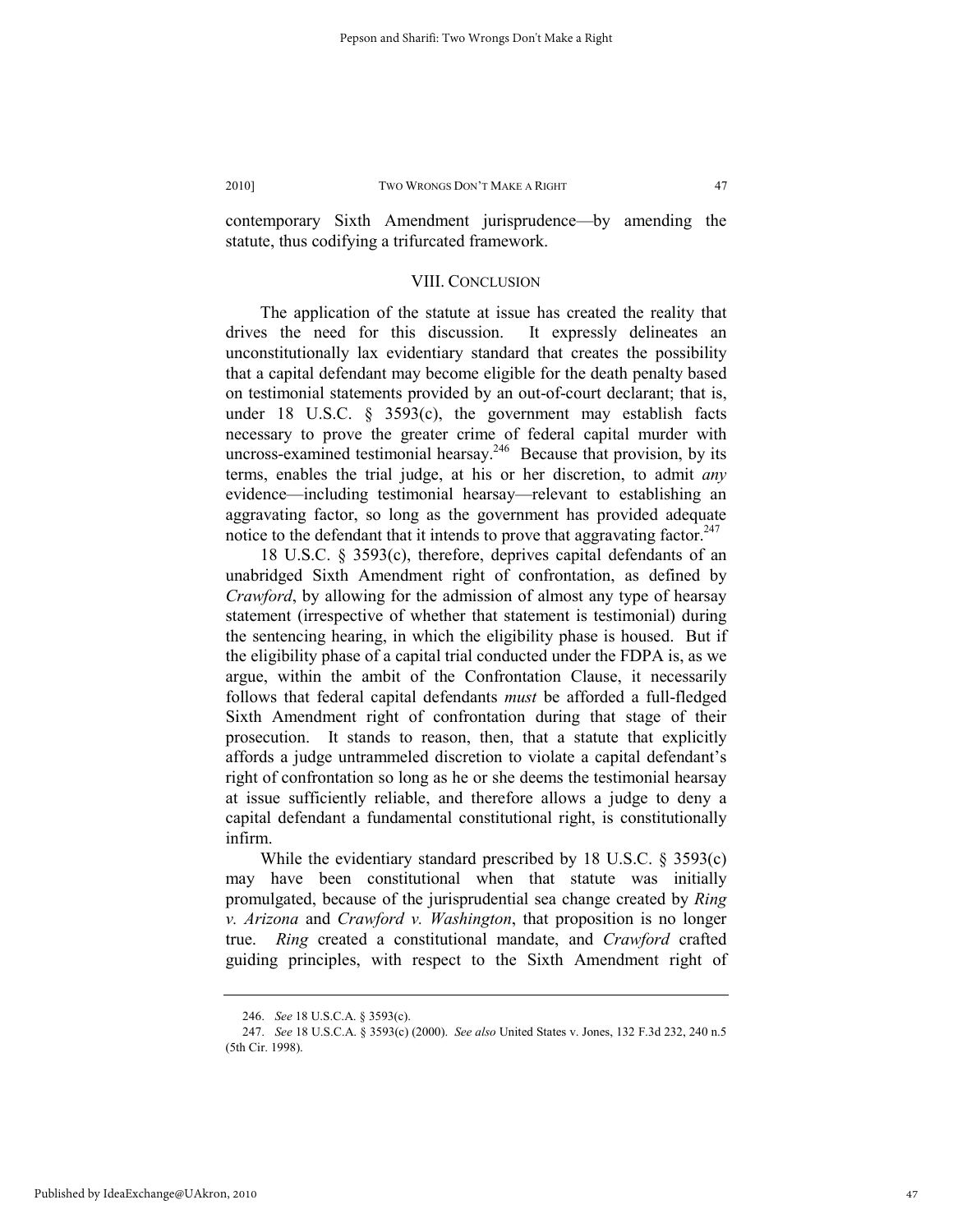contemporary Sixth Amendment jurisprudence—by amending the statute, thus codifying a trifurcated framework.

## VIII. CONCLUSION

The application of the statute at issue has created the reality that drives the need for this discussion. It expressly delineates an unconstitutionally lax evidentiary standard that creates the possibility that a capital defendant may become eligible for the death penalty based on testimonial statements provided by an out-of-court declarant; that is, under 18 U.S.C. § 3593(c), the government may establish facts necessary to prove the greater crime of federal capital murder with uncross-examined testimonial hearsay.[246] Because that provision, by its terms, enables the trial judge, at his or her discretion, to admit *any* evidence—including testimonial hearsay—relevant to establishing an aggravating factor, so long as the government has provided adequate notice to the defendant that it intends to prove that aggravating factor.[247]

18 U.S.C. § 3593(c), therefore, deprives capital defendants of an unabridged Sixth Amendment right of confrontation, as defined by *Crawford*, by allowing for the admission of almost any type of hearsay statement (irrespective of whether that statement is testimonial) during the sentencing hearing, in which the eligibility phase is housed. But if the eligibility phase of a capital trial conducted under the FDPA is, as we argue, within the ambit of the Confrontation Clause, it necessarily follows that federal capital defendants *must* be afforded a full-fledged Sixth Amendment right of confrontation during that stage of their prosecution. It stands to reason, then, that a statute that explicitly affords a judge untrammeled discretion to violate a capital defendant's right of confrontation so long as he or she deems the testimonial hearsay at issue sufficiently reliable, and therefore allows a judge to deny a capital defendant a fundamental constitutional right, is constitutionally infirm.

While the evidentiary standard prescribed by 18 U.S.C. § 3593(c) may have been constitutional when that statute was initially promulgated, because of the jurisprudential sea change created by *Ring v. Arizona* and *Crawford v. Washington*, that proposition is no longer true. *Ring* created a constitutional mandate, and *Crawford* crafted guiding principles, with respect to the Sixth Amendment right of

---

246. *See* 18 U.S.C.A. § 3593(c).

247. *See* 18 U.S.C.A. § 3593(c) (2000). *See also* United States v. Jones, 132 F.3d 232, 240 n.5 (5th Cir. 1998).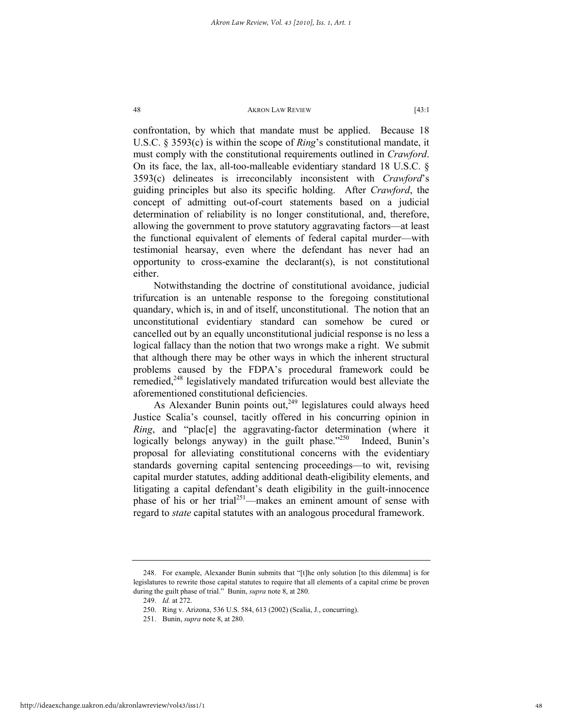confrontation, by which that mandate must be applied. Because 18 U.S.C. § 3593(c) is within the scope of *Ring*'s constitutional mandate, it must comply with the constitutional requirements outlined in *Crawford*. On its face, the lax, all-too-malleable evidentiary standard 18 U.S.C. § 3593(c) delineates is irreconcilably inconsistent with *Crawford*'s guiding principles but also its specific holding. After *Crawford*, the concept of admitting out-of-court statements based on a judicial determination of reliability is no longer constitutional, and, therefore, allowing the government to prove statutory aggravating factors—at least the functional equivalent of elements of federal capital murder—with testimonial hearsay, even where the defendant has never had an opportunity to cross-examine the declarant(s), is not constitutional either.

Notwithstanding the doctrine of constitutional avoidance, judicial trifurcation is an untenable response to the foregoing constitutional quandary, which is, in and of itself, unconstitutional. The notion that an unconstitutional evidentiary standard can somehow be cured or cancelled out by an equally unconstitutional judicial response is no less a logical fallacy than the notion that two wrongs make a right. We submit that although there may be other ways in which the inherent structural problems caused by the FDPA's procedural framework could be remedied,[248] legislatively mandated trifurcation would best alleviate the aforementioned constitutional deficiencies.

As Alexander Bunin points out,[249] legislatures could always heed Justice Scalia's counsel, tacitly offered in his concurring opinion in *Ring*, and "plac[e] the aggravating-factor determination (where it logically belongs anyway) in the guilt phase."[250] Indeed, Bunin's proposal for alleviating constitutional concerns with the evidentiary standards governing capital sentencing proceedings—to wit, revising capital murder statutes, adding additional death-eligibility elements, and litigating a capital defendant's death eligibility in the guilt-innocence phase of his or her trial[251]—makes an eminent amount of sense with regard to *state* capital statutes with an analogous procedural framework.

---

248. For example, Alexander Bunin submits that "[t]he only solution [to this dilemma] is for legislatures to rewrite those capital statutes to require that all elements of a capital crime be proven during the guilt phase of trial." Bunin, *supra* note 8, at 280.

249. *Id.* at 272.

250. Ring v. Arizona, 536 U.S. 584, 613 (2002) (Scalia, J., concurring).

251. Bunin, *supra* note 8, at 280.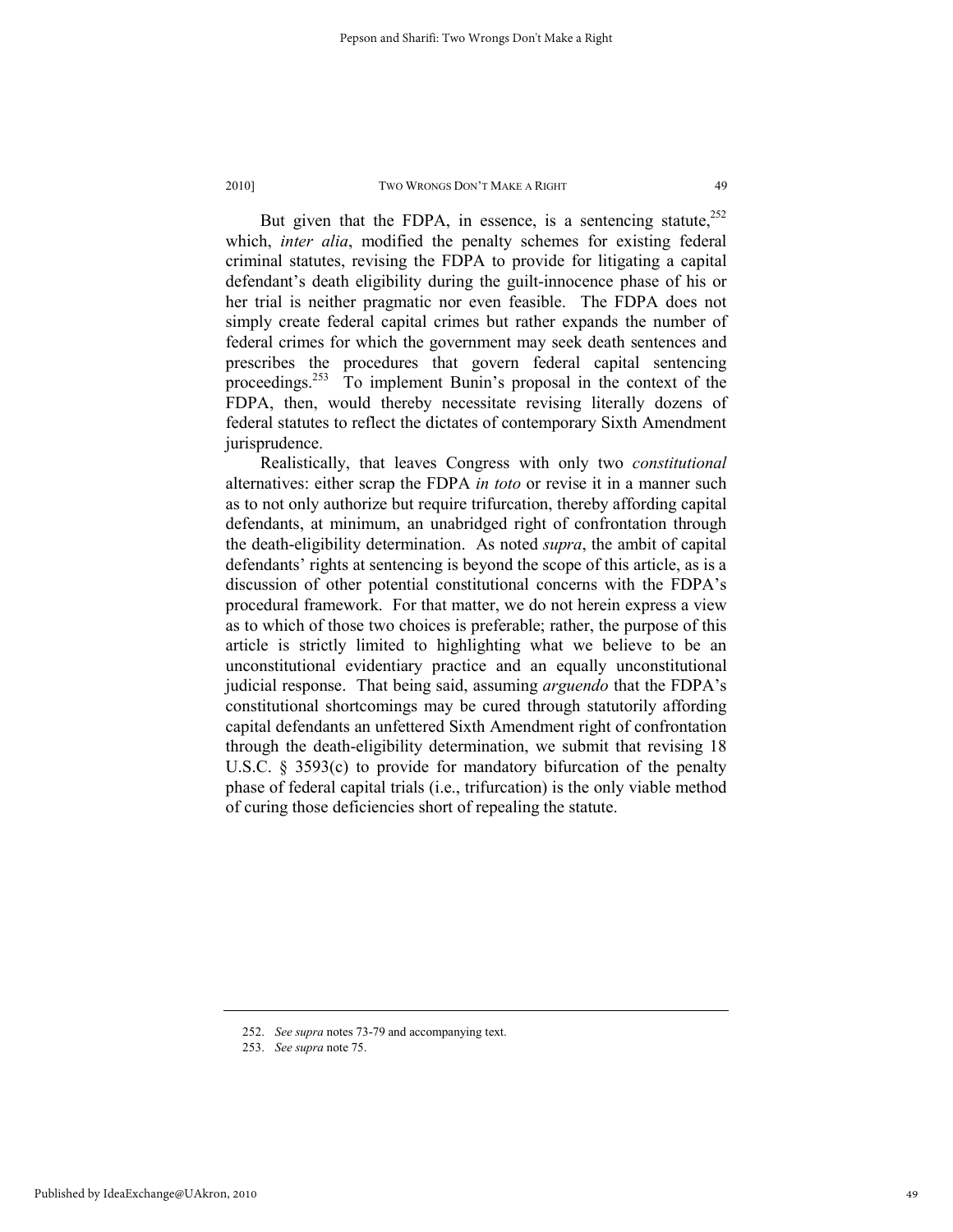But given that the FDPA, in essence, is a sentencing statute,[252] which, *inter alia*, modified the penalty schemes for existing federal criminal statutes, revising the FDPA to provide for litigating a capital defendant's death eligibility during the guilt-innocence phase of his or her trial is neither pragmatic nor even feasible. The FDPA does not simply create federal capital crimes but rather expands the number of federal crimes for which the government may seek death sentences and prescribes the procedures that govern federal capital sentencing proceedings.[253] To implement Bunin's proposal in the context of the FDPA, then, would thereby necessitate revising literally dozens of federal statutes to reflect the dictates of contemporary Sixth Amendment jurisprudence.

Realistically, that leaves Congress with only two *constitutional* alternatives: either scrap the FDPA *in toto* or revise it in a manner such as to not only authorize but require trifurcation, thereby affording capital defendants, at minimum, an unabridged right of confrontation through the death-eligibility determination. As noted *supra*, the ambit of capital defendants' rights at sentencing is beyond the scope of this article, as is a discussion of other potential constitutional concerns with the FDPA's procedural framework. For that matter, we do not herein express a view as to which of those two choices is preferable; rather, the purpose of this article is strictly limited to highlighting what we believe to be an unconstitutional evidentiary practice and an equally unconstitutional judicial response. That being said, assuming *arguendo* that the FDPA's constitutional shortcomings may be cured through statutorily affording capital defendants an unfettered Sixth Amendment right of confrontation through the death-eligibility determination, we submit that revising 18 U.S.C. § 3593(c) to provide for mandatory bifurcation of the penalty phase of federal capital trials (i.e., trifurcation) is the only viable method of curing those deficiencies short of repealing the statute.

---

252. *See supra* notes 73-79 and accompanying text.

253. *See supra* note 75.